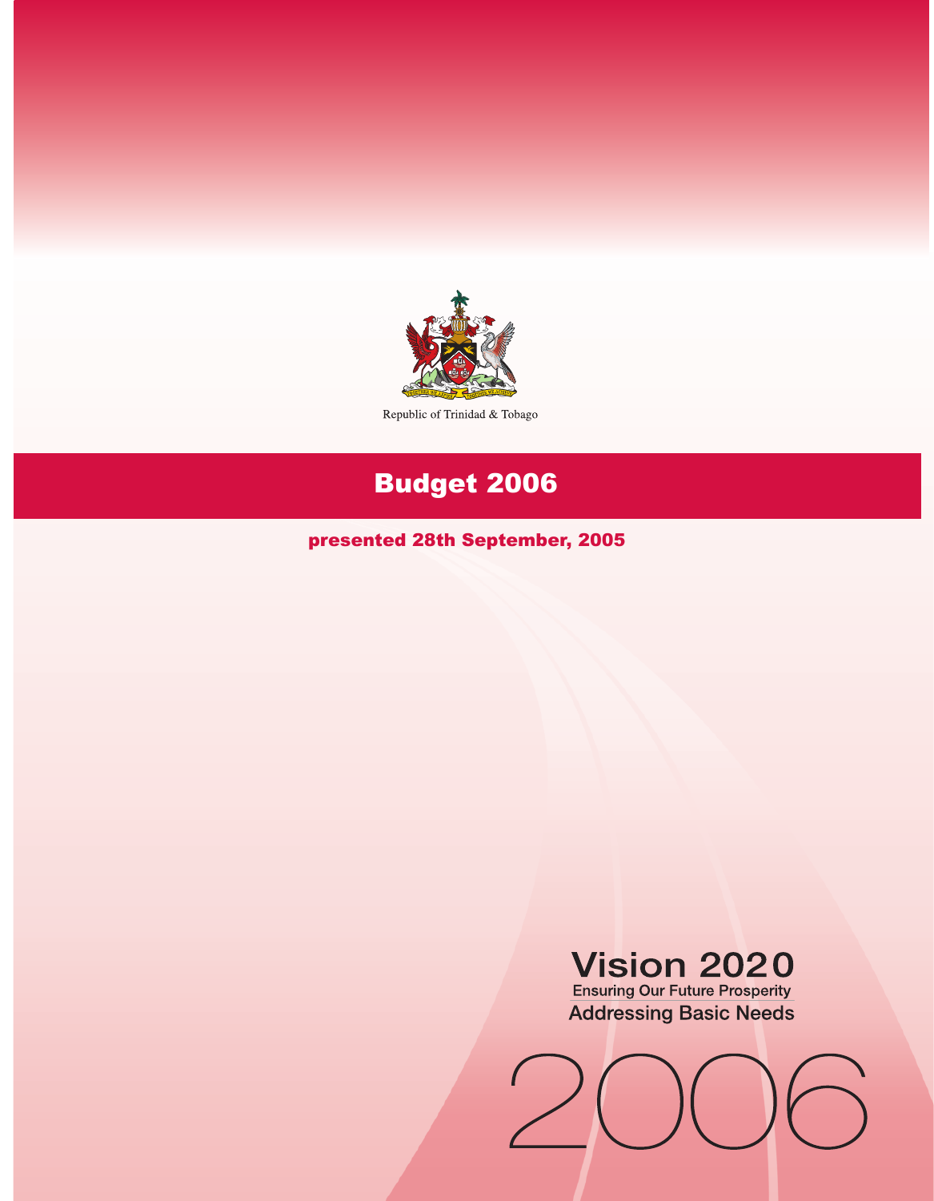Republic of Trinidad & Tobago

# Budget 2006

**presented 28th September, 2005**

**Vision 2020**
Ensuring Our Future Prosperity
Addressing Basic Needs

2006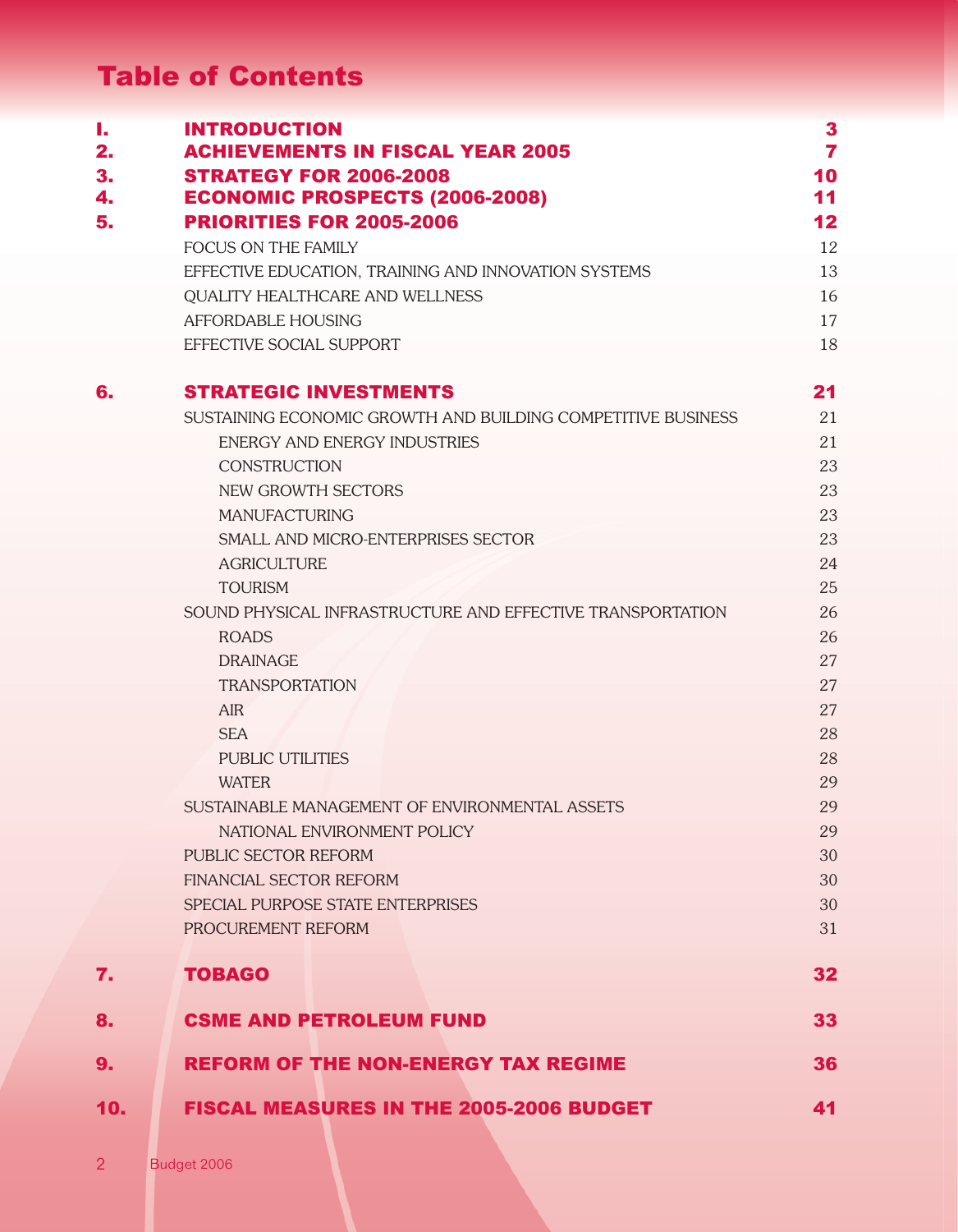# Table of Contents

| | | |
|---|---|---|
| **1.** | **INTRODUCTION** | **3** |
| **2.** | **ACHIEVEMENTS IN FISCAL YEAR 2005** | **7** |
| **3.** | **STRATEGY FOR 2006-2008** | **10** |
| **4.** | **ECONOMIC PROSPECTS (2006-2008)** | **11** |
| **5.** | **PRIORITIES FOR 2005-2006** | **12** |
| | FOCUS ON THE FAMILY | 12 |
| | EFFECTIVE EDUCATION, TRAINING AND INNOVATION SYSTEMS | 13 |
| | QUALITY HEALTHCARE AND WELLNESS | 16 |
| | AFFORDABLE HOUSING | 17 |
| | EFFECTIVE SOCIAL SUPPORT | 18 |
| **6.** | **STRATEGIC INVESTMENTS** | **21** |
| | SUSTAINING ECONOMIC GROWTH AND BUILDING COMPETITIVE BUSINESS | 21 |
| | ENERGY AND ENERGY INDUSTRIES | 21 |
| | CONSTRUCTION | 23 |
| | NEW GROWTH SECTORS | 23 |
| | MANUFACTURING | 23 |
| | SMALL AND MICRO-ENTERPRISES SECTOR | 23 |
| | AGRICULTURE | 24 |
| | TOURISM | 25 |
| | SOUND PHYSICAL INFRASTRUCTURE AND EFFECTIVE TRANSPORTATION | 26 |
| | ROADS | 26 |
| | DRAINAGE | 27 |
| | TRANSPORTATION | 27 |
| | AIR | 27 |
| | SEA | 28 |
| | PUBLIC UTILITIES | 28 |
| | WATER | 29 |
| | SUSTAINABLE MANAGEMENT OF ENVIRONMENTAL ASSETS | 29 |
| | NATIONAL ENVIRONMENT POLICY | 29 |
| | PUBLIC SECTOR REFORM | 30 |
| | FINANCIAL SECTOR REFORM | 30 |
| | SPECIAL PURPOSE STATE ENTERPRISES | 30 |
| | PROCUREMENT REFORM | 31 |
| **7.** | **TOBAGO** | **32** |
| **8.** | **CSME AND PETROLEUM FUND** | **33** |
| **9.** | **REFORM OF THE NON-ENERGY TAX REGIME** | **36** |
| **10.** | **FISCAL MEASURES IN THE 2005-2006 BUDGET** | **41** |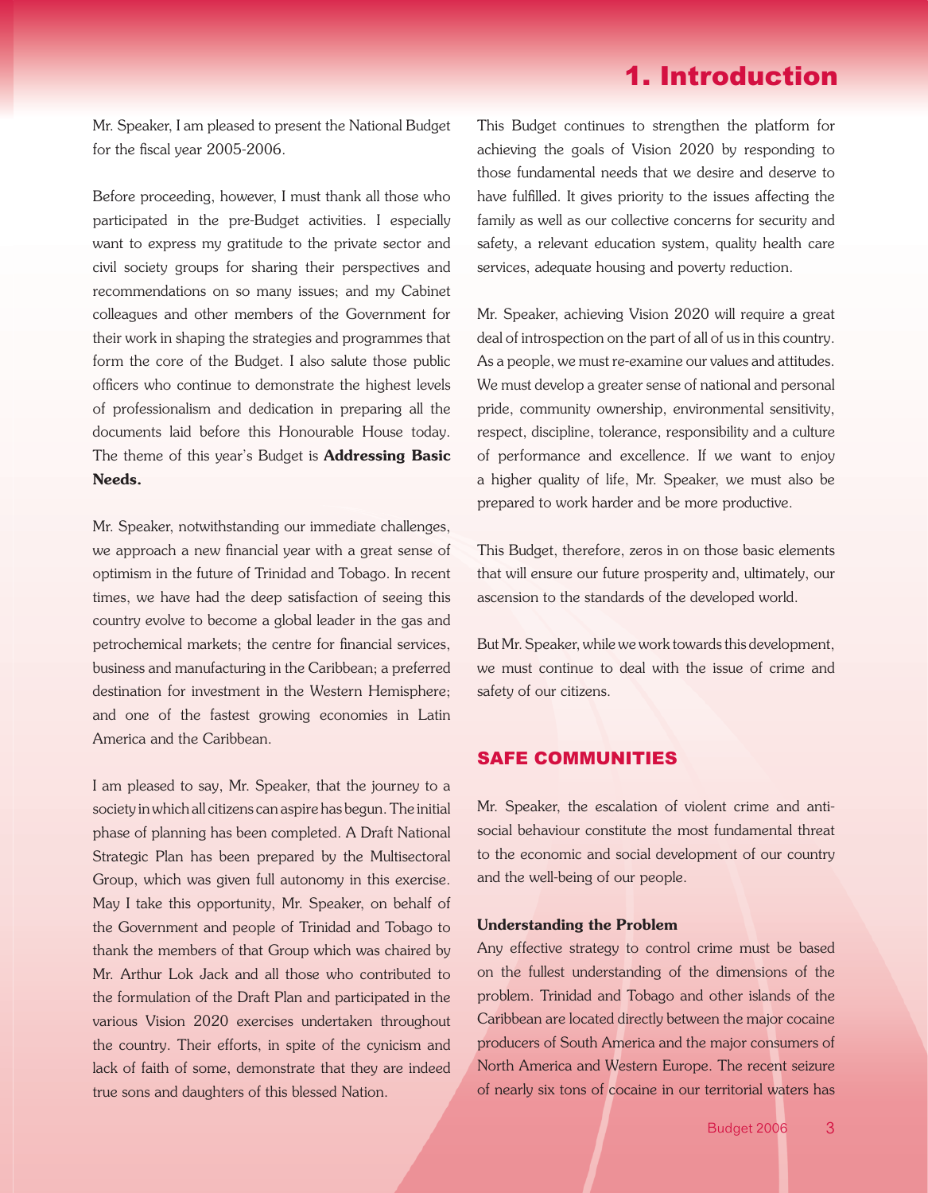# 1. Introduction

Mr. Speaker, I am pleased to present the National Budget for the fiscal year 2005-2006.

Before proceeding, however, I must thank all those who participated in the pre-Budget activities. I especially want to express my gratitude to the private sector and civil society groups for sharing their perspectives and recommendations on so many issues; and my Cabinet colleagues and other members of the Government for their work in shaping the strategies and programmes that form the core of the Budget. I also salute those public officers who continue to demonstrate the highest levels of professionalism and dedication in preparing all the documents laid before this Honourable House today. The theme of this year's Budget is **Addressing Basic Needs.**

Mr. Speaker, notwithstanding our immediate challenges, we approach a new financial year with a great sense of optimism in the future of Trinidad and Tobago. In recent times, we have had the deep satisfaction of seeing this country evolve to become a global leader in the gas and petrochemical markets; the centre for financial services, business and manufacturing in the Caribbean; a preferred destination for investment in the Western Hemisphere; and one of the fastest growing economies in Latin America and the Caribbean.

I am pleased to say, Mr. Speaker, that the journey to a society in which all citizens can aspire has begun. The initial phase of planning has been completed. A Draft National Strategic Plan has been prepared by the Multisectoral Group, which was given full autonomy in this exercise. May I take this opportunity, Mr. Speaker, on behalf of the Government and people of Trinidad and Tobago to thank the members of that Group which was chaired by Mr. Arthur Lok Jack and all those who contributed to the formulation of the Draft Plan and participated in the various Vision 2020 exercises undertaken throughout the country. Their efforts, in spite of the cynicism and lack of faith of some, demonstrate that they are indeed true sons and daughters of this blessed Nation.

This Budget continues to strengthen the platform for achieving the goals of Vision 2020 by responding to those fundamental needs that we desire and deserve to have fulfilled. It gives priority to the issues affecting the family as well as our collective concerns for security and safety, a relevant education system, quality health care services, adequate housing and poverty reduction.

Mr. Speaker, achieving Vision 2020 will require a great deal of introspection on the part of all of us in this country. As a people, we must re-examine our values and attitudes. We must develop a greater sense of national and personal pride, community ownership, environmental sensitivity, respect, discipline, tolerance, responsibility and a culture of performance and excellence. If we want to enjoy a higher quality of life, Mr. Speaker, we must also be prepared to work harder and be more productive.

This Budget, therefore, zeros in on those basic elements that will ensure our future prosperity and, ultimately, our ascension to the standards of the developed world.

But Mr. Speaker, while we work towards this development, we must continue to deal with the issue of crime and safety of our citizens.

## SAFE COMMUNITIES

Mr. Speaker, the escalation of violent crime and anti-social behaviour constitute the most fundamental threat to the economic and social development of our country and the well-being of our people.

### Understanding the Problem

Any effective strategy to control crime must be based on the fullest understanding of the dimensions of the problem. Trinidad and Tobago and other islands of the Caribbean are located directly between the major cocaine producers of South America and the major consumers of North America and Western Europe. The recent seizure of nearly six tons of cocaine in our territorial waters has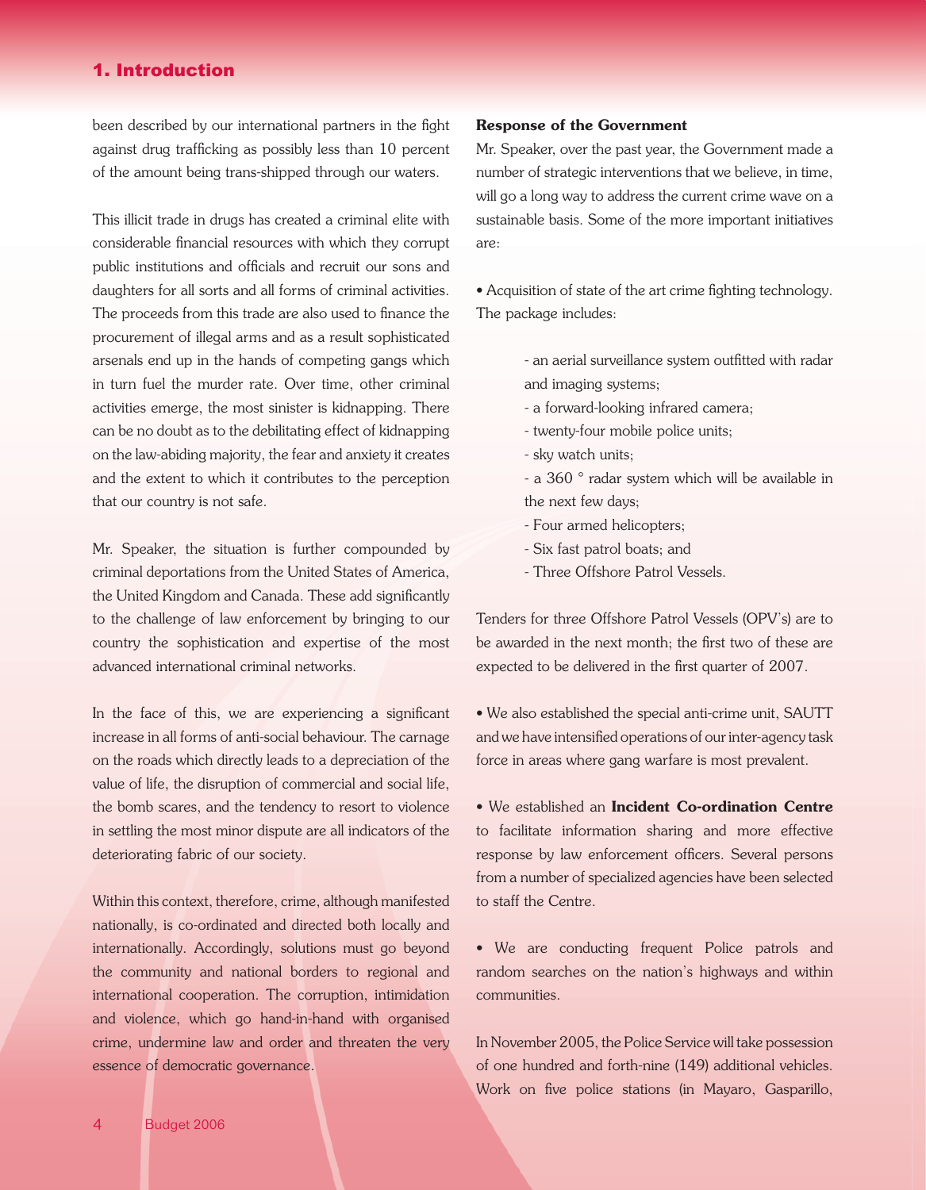been described by our international partners in the fight against drug trafficking as possibly less than 10 percent of the amount being trans-shipped through our waters.

This illicit trade in drugs has created a criminal elite with considerable financial resources with which they corrupt public institutions and officials and recruit our sons and daughters for all sorts and all forms of criminal activities. The proceeds from this trade are also used to finance the procurement of illegal arms and as a result sophisticated arsenals end up in the hands of competing gangs which in turn fuel the murder rate. Over time, other criminal activities emerge, the most sinister is kidnapping. There can be no doubt as to the debilitating effect of kidnapping on the law-abiding majority, the fear and anxiety it creates and the extent to which it contributes to the perception that our country is not safe.

Mr. Speaker, the situation is further compounded by criminal deportations from the United States of America, the United Kingdom and Canada. These add significantly to the challenge of law enforcement by bringing to our country the sophistication and expertise of the most advanced international criminal networks.

In the face of this, we are experiencing a significant increase in all forms of anti-social behaviour. The carnage on the roads which directly leads to a depreciation of the value of life, the disruption of commercial and social life, the bomb scares, and the tendency to resort to violence in settling the most minor dispute are all indicators of the deteriorating fabric of our society.

Within this context, therefore, crime, although manifested nationally, is co-ordinated and directed both locally and internationally. Accordingly, solutions must go beyond the community and national borders to regional and international cooperation. The corruption, intimidation and violence, which go hand-in-hand with organised crime, undermine law and order and threaten the very essence of democratic governance.

**Response of the Government**

Mr. Speaker, over the past year, the Government made a number of strategic interventions that we believe, in time, will go a long way to address the current crime wave on a sustainable basis. Some of the more important initiatives are:

• Acquisition of state of the art crime fighting technology. The package includes:

- an aerial surveillance system outfitted with radar and imaging systems;
- a forward-looking infrared camera;
- twenty-four mobile police units;
- sky watch units;
- a 360 ° radar system which will be available in the next few days;
- Four armed helicopters;
- Six fast patrol boats; and
- Three Offshore Patrol Vessels.

Tenders for three Offshore Patrol Vessels (OPV's) are to be awarded in the next month; the first two of these are expected to be delivered in the first quarter of 2007.

• We also established the special anti-crime unit, SAUTT and we have intensified operations of our inter-agency task force in areas where gang warfare is most prevalent.

• We established an **Incident Co-ordination Centre** to facilitate information sharing and more effective response by law enforcement officers. Several persons from a number of specialized agencies have been selected to staff the Centre.

• We are conducting frequent Police patrols and random searches on the nation's highways and within communities.

In November 2005, the Police Service will take possession of one hundred and forth-nine (149) additional vehicles. Work on five police stations (in Mayaro, Gasparillo,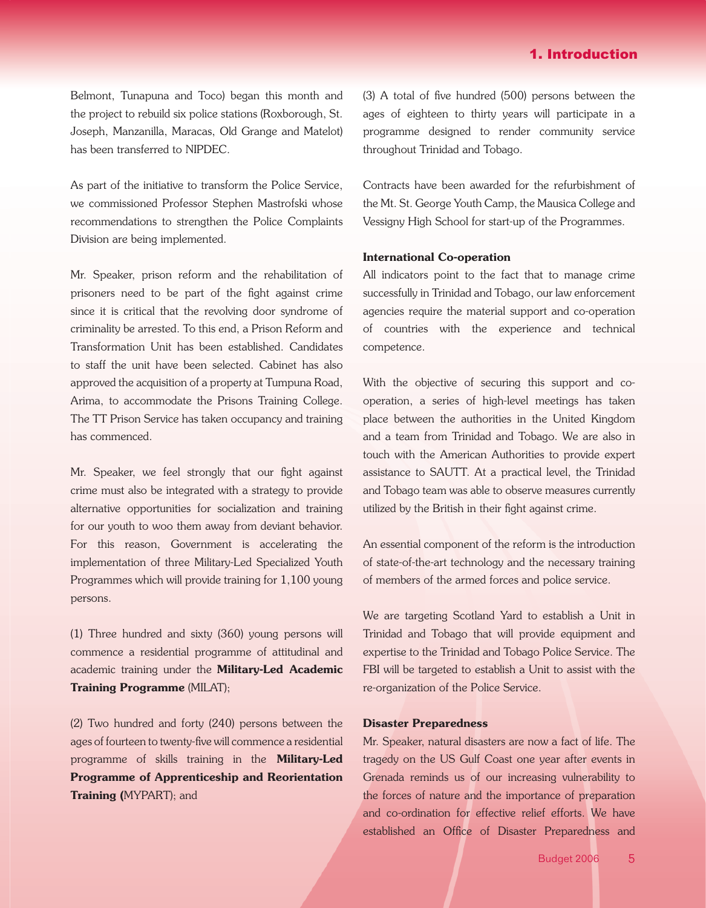Belmont, Tunapuna and Toco) began this month and the project to rebuild six police stations (Roxborough, St. Joseph, Manzanilla, Maracas, Old Grange and Matelot) has been transferred to NIPDEC.

As part of the initiative to transform the Police Service, we commissioned Professor Stephen Mastrofski whose recommendations to strengthen the Police Complaints Division are being implemented.

Mr. Speaker, prison reform and the rehabilitation of prisoners need to be part of the fight against crime since it is critical that the revolving door syndrome of criminality be arrested. To this end, a Prison Reform and Transformation Unit has been established. Candidates to staff the unit have been selected. Cabinet has also approved the acquisition of a property at Tumpuna Road, Arima, to accommodate the Prisons Training College. The TT Prison Service has taken occupancy and training has commenced.

Mr. Speaker, we feel strongly that our fight against crime must also be integrated with a strategy to provide alternative opportunities for socialization and training for our youth to woo them away from deviant behavior. For this reason, Government is accelerating the implementation of three Military-Led Specialized Youth Programmes which will provide training for 1,100 young persons.

(1) Three hundred and sixty (360) young persons will commence a residential programme of attitudinal and academic training under the **Military-Led Academic Training Programme** (MILAT);

(2) Two hundred and forty (240) persons between the ages of fourteen to twenty-five will commence a residential programme of skills training in the **Military-Led Programme of Apprenticeship and Reorientation Training (**MYPART); and

(3) A total of five hundred (500) persons between the ages of eighteen to thirty years will participate in a programme designed to render community service throughout Trinidad and Tobago.

Contracts have been awarded for the refurbishment of the Mt. St. George Youth Camp, the Mausica College and Vessigny High School for start-up of the Programmes.

**International Co-operation**

All indicators point to the fact that to manage crime successfully in Trinidad and Tobago, our law enforcement agencies require the material support and co-operation of countries with the experience and technical competence.

With the objective of securing this support and co-operation, a series of high-level meetings has taken place between the authorities in the United Kingdom and a team from Trinidad and Tobago. We are also in touch with the American Authorities to provide expert assistance to SAUTT. At a practical level, the Trinidad and Tobago team was able to observe measures currently utilized by the British in their fight against crime.

An essential component of the reform is the introduction of state-of-the-art technology and the necessary training of members of the armed forces and police service.

We are targeting Scotland Yard to establish a Unit in Trinidad and Tobago that will provide equipment and expertise to the Trinidad and Tobago Police Service. The FBI will be targeted to establish a Unit to assist with the re-organization of the Police Service.

**Disaster Preparedness**

Mr. Speaker, natural disasters are now a fact of life. The tragedy on the US Gulf Coast one year after events in Grenada reminds us of our increasing vulnerability to the forces of nature and the importance of preparation and co-ordination for effective relief efforts. We have established an Office of Disaster Preparedness and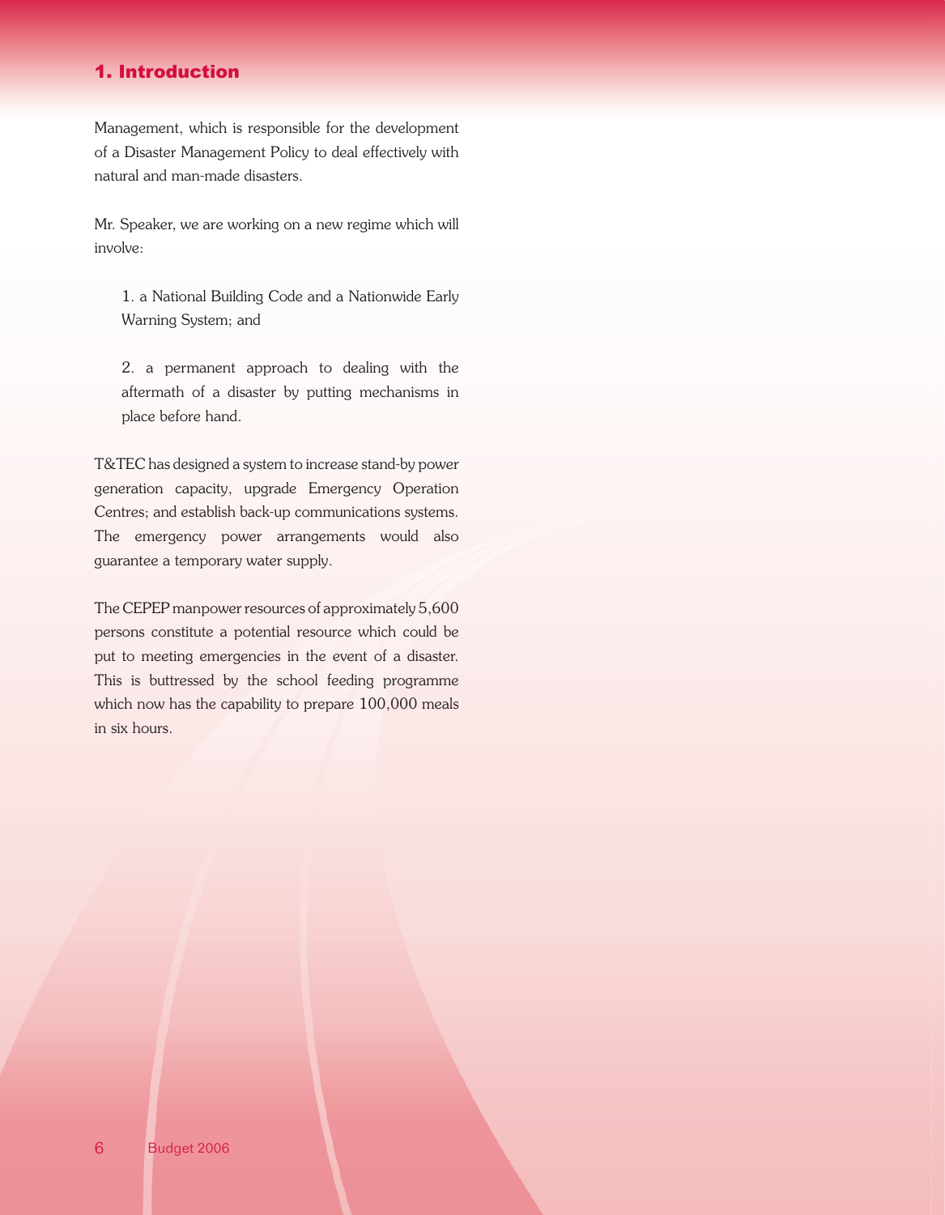## 1. Introduction

Management, which is responsible for the development of a Disaster Management Policy to deal effectively with natural and man-made disasters.

Mr. Speaker, we are working on a new regime which will involve:

1. a National Building Code and a Nationwide Early Warning System; and

2. a permanent approach to dealing with the aftermath of a disaster by putting mechanisms in place before hand.

T&TEC has designed a system to increase stand-by power generation capacity, upgrade Emergency Operation Centres; and establish back-up communications systems. The emergency power arrangements would also guarantee a temporary water supply.

The CEPEP manpower resources of approximately 5,600 persons constitute a potential resource which could be put to meeting emergencies in the event of a disaster. This is buttressed by the school feeding programme which now has the capability to prepare 100,000 meals in six hours.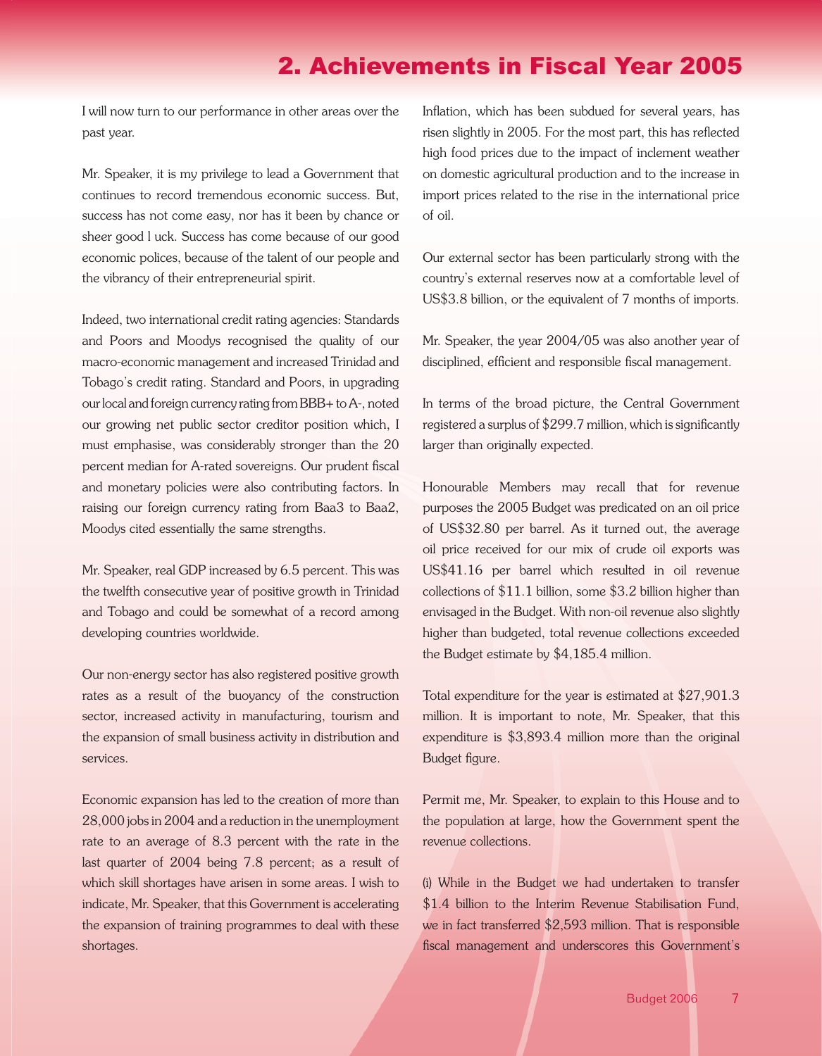## 2. Achievements in Fiscal Year 2005

I will now turn to our performance in other areas over the past year.

Mr. Speaker, it is my privilege to lead a Government that continues to record tremendous economic success. But, success has not come easy, nor has it been by chance or sheer good l uck. Success has come because of our good economic polices, because of the talent of our people and the vibrancy of their entrepreneurial spirit.

Indeed, two international credit rating agencies: Standards and Poors and Moodys recognised the quality of our macro-economic management and increased Trinidad and Tobago's credit rating. Standard and Poors, in upgrading our local and foreign currency rating from BBB+ to A-, noted our growing net public sector creditor position which, I must emphasise, was considerably stronger than the 20 percent median for A-rated sovereigns. Our prudent fiscal and monetary policies were also contributing factors. In raising our foreign currency rating from Baa3 to Baa2, Moodys cited essentially the same strengths.

Mr. Speaker, real GDP increased by 6.5 percent. This was the twelfth consecutive year of positive growth in Trinidad and Tobago and could be somewhat of a record among developing countries worldwide.

Our non-energy sector has also registered positive growth rates as a result of the buoyancy of the construction sector, increased activity in manufacturing, tourism and the expansion of small business activity in distribution and services.

Economic expansion has led to the creation of more than 28,000 jobs in 2004 and a reduction in the unemployment rate to an average of 8.3 percent with the rate in the last quarter of 2004 being 7.8 percent; as a result of which skill shortages have arisen in some areas. I wish to indicate, Mr. Speaker, that this Government is accelerating the expansion of training programmes to deal with these shortages.

Inflation, which has been subdued for several years, has risen slightly in 2005. For the most part, this has reflected high food prices due to the impact of inclement weather on domestic agricultural production and to the increase in import prices related to the rise in the international price of oil.

Our external sector has been particularly strong with the country's external reserves now at a comfortable level of US$3.8 billion, or the equivalent of 7 months of imports.

Mr. Speaker, the year 2004/05 was also another year of disciplined, efficient and responsible fiscal management.

In terms of the broad picture, the Central Government registered a surplus of $299.7 million, which is significantly larger than originally expected.

Honourable Members may recall that for revenue purposes the 2005 Budget was predicated on an oil price of US$32.80 per barrel. As it turned out, the average oil price received for our mix of crude oil exports was US$41.16 per barrel which resulted in oil revenue collections of $11.1 billion, some $3.2 billion higher than envisaged in the Budget. With non-oil revenue also slightly higher than budgeted, total revenue collections exceeded the Budget estimate by $4,185.4 million.

Total expenditure for the year is estimated at $27,901.3 million. It is important to note, Mr. Speaker, that this expenditure is $3,893.4 million more than the original Budget figure.

Permit me, Mr. Speaker, to explain to this House and to the population at large, how the Government spent the revenue collections.

(i) While in the Budget we had undertaken to transfer $1.4 billion to the Interim Revenue Stabilisation Fund, we in fact transferred $2,593 million. That is responsible fiscal management and underscores this Government's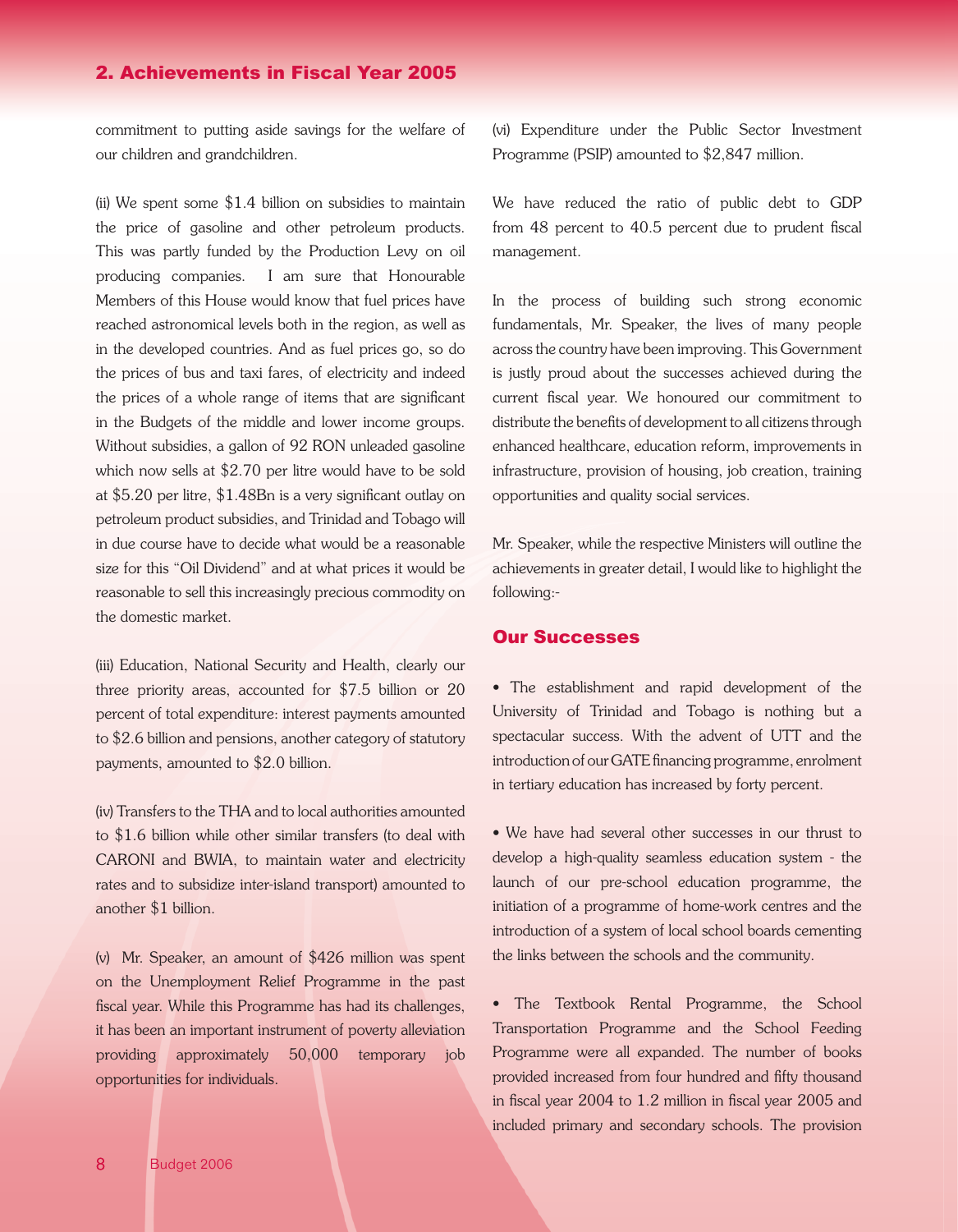commitment to putting aside savings for the welfare of our children and grandchildren.

(ii) We spent some $1.4 billion on subsidies to maintain the price of gasoline and other petroleum products. This was partly funded by the Production Levy on oil producing companies. I am sure that Honourable Members of this House would know that fuel prices have reached astronomical levels both in the region, as well as in the developed countries. And as fuel prices go, so do the prices of bus and taxi fares, of electricity and indeed the prices of a whole range of items that are significant in the Budgets of the middle and lower income groups. Without subsidies, a gallon of 92 RON unleaded gasoline which now sells at $2.70 per litre would have to be sold at $5.20 per litre, $1.48Bn is a very significant outlay on petroleum product subsidies, and Trinidad and Tobago will in due course have to decide what would be a reasonable size for this "Oil Dividend" and at what prices it would be reasonable to sell this increasingly precious commodity on the domestic market.

(iii) Education, National Security and Health, clearly our three priority areas, accounted for $7.5 billion or 20 percent of total expenditure: interest payments amounted to $2.6 billion and pensions, another category of statutory payments, amounted to $2.0 billion.

(iv) Transfers to the THA and to local authorities amounted to $1.6 billion while other similar transfers (to deal with CARONI and BWIA, to maintain water and electricity rates and to subsidize inter-island transport) amounted to another $1 billion.

(v) Mr. Speaker, an amount of $426 million was spent on the Unemployment Relief Programme in the past fiscal year. While this Programme has had its challenges, it has been an important instrument of poverty alleviation providing approximately 50,000 temporary job opportunities for individuals.

(vi) Expenditure under the Public Sector Investment Programme (PSIP) amounted to $2,847 million.

We have reduced the ratio of public debt to GDP from 48 percent to 40.5 percent due to prudent fiscal management.

In the process of building such strong economic fundamentals, Mr. Speaker, the lives of many people across the country have been improving. This Government is justly proud about the successes achieved during the current fiscal year. We honoured our commitment to distribute the benefits of development to all citizens through enhanced healthcare, education reform, improvements in infrastructure, provision of housing, job creation, training opportunities and quality social services.

Mr. Speaker, while the respective Ministers will outline the achievements in greater detail, I would like to highlight the following:-

## Our Successes

- The establishment and rapid development of the University of Trinidad and Tobago is nothing but a spectacular success. With the advent of UTT and the introduction of our GATE financing programme, enrolment in tertiary education has increased by forty percent.

- We have had several other successes in our thrust to develop a high-quality seamless education system - the launch of our pre-school education programme, the initiation of a programme of home-work centres and the introduction of a system of local school boards cementing the links between the schools and the community.

- The Textbook Rental Programme, the School Transportation Programme and the School Feeding Programme were all expanded. The number of books provided increased from four hundred and fifty thousand in fiscal year 2004 to 1.2 million in fiscal year 2005 and included primary and secondary schools. The provision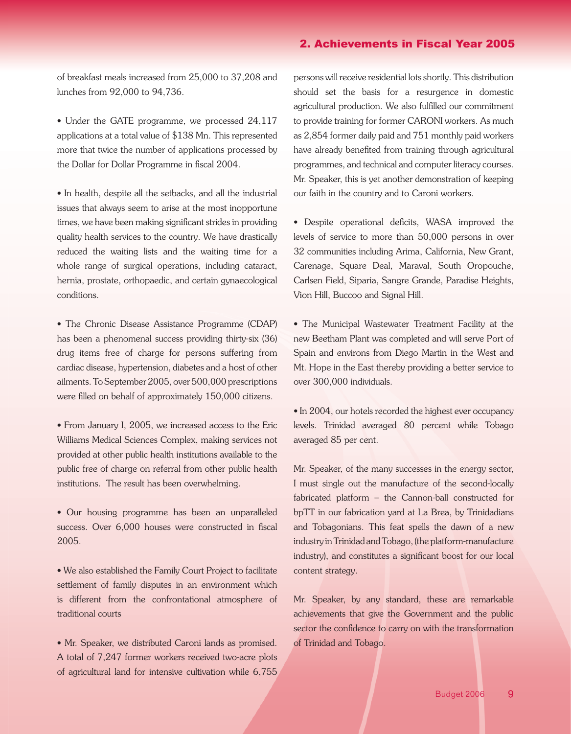of breakfast meals increased from 25,000 to 37,208 and lunches from 92,000 to 94,736.

- Under the GATE programme, we processed 24,117 applications at a total value of $138 Mn. This represented more that twice the number of applications processed by the Dollar for Dollar Programme in fiscal 2004.

- In health, despite all the setbacks, and all the industrial issues that always seem to arise at the most inopportune times, we have been making significant strides in providing quality health services to the country. We have drastically reduced the waiting lists and the waiting time for a whole range of surgical operations, including cataract, hernia, prostate, orthopaedic, and certain gynaecological conditions.

- The Chronic Disease Assistance Programme (CDAP) has been a phenomenal success providing thirty-six (36) drug items free of charge for persons suffering from cardiac disease, hypertension, diabetes and a host of other ailments. To September 2005, over 500,000 prescriptions were filled on behalf of approximately 150,000 citizens.

- From January I, 2005, we increased access to the Eric Williams Medical Sciences Complex, making services not provided at other public health institutions available to the public free of charge on referral from other public health institutions. The result has been overwhelming.

- Our housing programme has been an unparalleled success. Over 6,000 houses were constructed in fiscal 2005.

- We also established the Family Court Project to facilitate settlement of family disputes in an environment which is different from the confrontational atmosphere of traditional courts

- Mr. Speaker, we distributed Caroni lands as promised. A total of 7,247 former workers received two-acre plots of agricultural land for intensive cultivation while 6,755 persons will receive residential lots shortly. This distribution should set the basis for a resurgence in domestic agricultural production. We also fulfilled our commitment to provide training for former CARONI workers. As much as 2,854 former daily paid and 751 monthly paid workers have already benefited from training through agricultural programmes, and technical and computer literacy courses. Mr. Speaker, this is yet another demonstration of keeping our faith in the country and to Caroni workers.

- Despite operational deficits, WASA improved the levels of service to more than 50,000 persons in over 32 communities including Arima, California, New Grant, Carenage, Square Deal, Maraval, South Oropouche, Carlsen Field, Siparia, Sangre Grande, Paradise Heights, Vion Hill, Buccoo and Signal Hill.

- The Municipal Wastewater Treatment Facility at the new Beetham Plant was completed and will serve Port of Spain and environs from Diego Martin in the West and Mt. Hope in the East thereby providing a better service to over 300,000 individuals.

- In 2004, our hotels recorded the highest ever occupancy levels. Trinidad averaged 80 percent while Tobago averaged 85 per cent.

Mr. Speaker, of the many successes in the energy sector, I must single out the manufacture of the second-locally fabricated platform – the Cannon-ball constructed for bpTT in our fabrication yard at La Brea, by Trinidadians and Tobagonians. This feat spells the dawn of a new industry in Trinidad and Tobago, (the platform-manufacture industry), and constitutes a significant boost for our local content strategy.

Mr. Speaker, by any standard, these are remarkable achievements that give the Government and the public sector the confidence to carry on with the transformation of Trinidad and Tobago.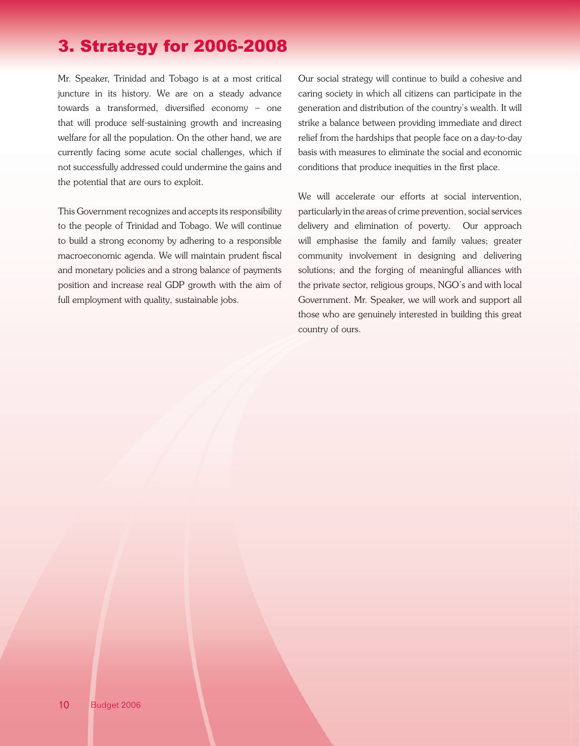# 3. Strategy for 2006-2008

Mr. Speaker, Trinidad and Tobago is at a most critical juncture in its history. We are on a steady advance towards a transformed, diversified economy – one that will produce self-sustaining growth and increasing welfare for all the population. On the other hand, we are currently facing some acute social challenges, which if not successfully addressed could undermine the gains and the potential that are ours to exploit.

This Government recognizes and accepts its responsibility to the people of Trinidad and Tobago. We will continue to build a strong economy by adhering to a responsible macroeconomic agenda. We will maintain prudent fiscal and monetary policies and a strong balance of payments position and increase real GDP growth with the aim of full employment with quality, sustainable jobs.

Our social strategy will continue to build a cohesive and caring society in which all citizens can participate in the generation and distribution of the country's wealth. It will strike a balance between providing immediate and direct relief from the hardships that people face on a day-to-day basis with measures to eliminate the social and economic conditions that produce inequities in the first place.

We will accelerate our efforts at social intervention, particularly in the areas of crime prevention, social services delivery and elimination of poverty. Our approach will emphasise the family and family values; greater community involvement in designing and delivering solutions; and the forging of meaningful alliances with the private sector, religious groups, NGO's and with local Government. Mr. Speaker, we will work and support all those who are genuinely interested in building this great country of ours.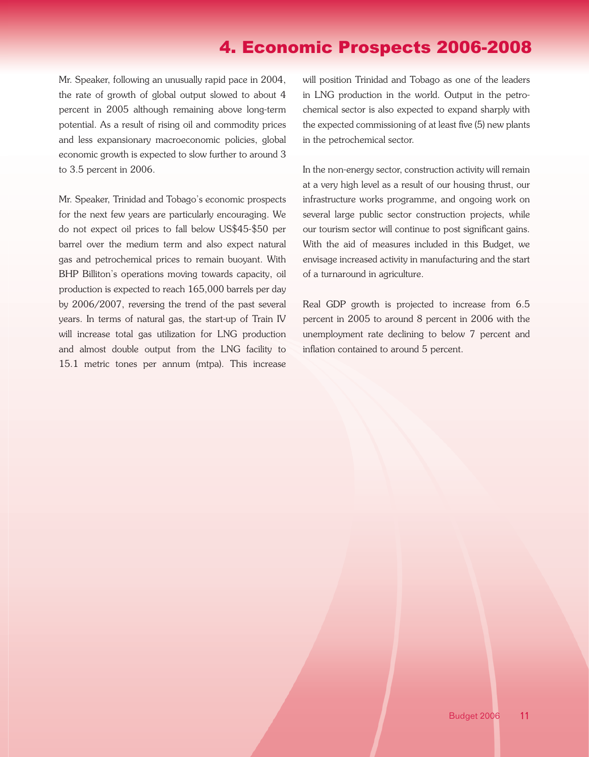# 4. Economic Prospects 2006-2008

Mr. Speaker, following an unusually rapid pace in 2004, the rate of growth of global output slowed to about 4 percent in 2005 although remaining above long-term potential. As a result of rising oil and commodity prices and less expansionary macroeconomic policies, global economic growth is expected to slow further to around 3 to 3.5 percent in 2006.

Mr. Speaker, Trinidad and Tobago's economic prospects for the next few years are particularly encouraging. We do not expect oil prices to fall below US$45-$50 per barrel over the medium term and also expect natural gas and petrochemical prices to remain buoyant. With BHP Billiton's operations moving towards capacity, oil production is expected to reach 165,000 barrels per day by 2006/2007, reversing the trend of the past several years. In terms of natural gas, the start-up of Train IV will increase total gas utilization for LNG production and almost double output from the LNG facility to 15.1 metric tones per annum (mtpa). This increase will position Trinidad and Tobago as one of the leaders in LNG production in the world. Output in the petrochemical sector is also expected to expand sharply with the expected commissioning of at least five (5) new plants in the petrochemical sector.

In the non-energy sector, construction activity will remain at a very high level as a result of our housing thrust, our infrastructure works programme, and ongoing work on several large public sector construction projects, while our tourism sector will continue to post significant gains. With the aid of measures included in this Budget, we envisage increased activity in manufacturing and the start of a turnaround in agriculture.

Real GDP growth is projected to increase from 6.5 percent in 2005 to around 8 percent in 2006 with the unemployment rate declining to below 7 percent and inflation contained to around 5 percent.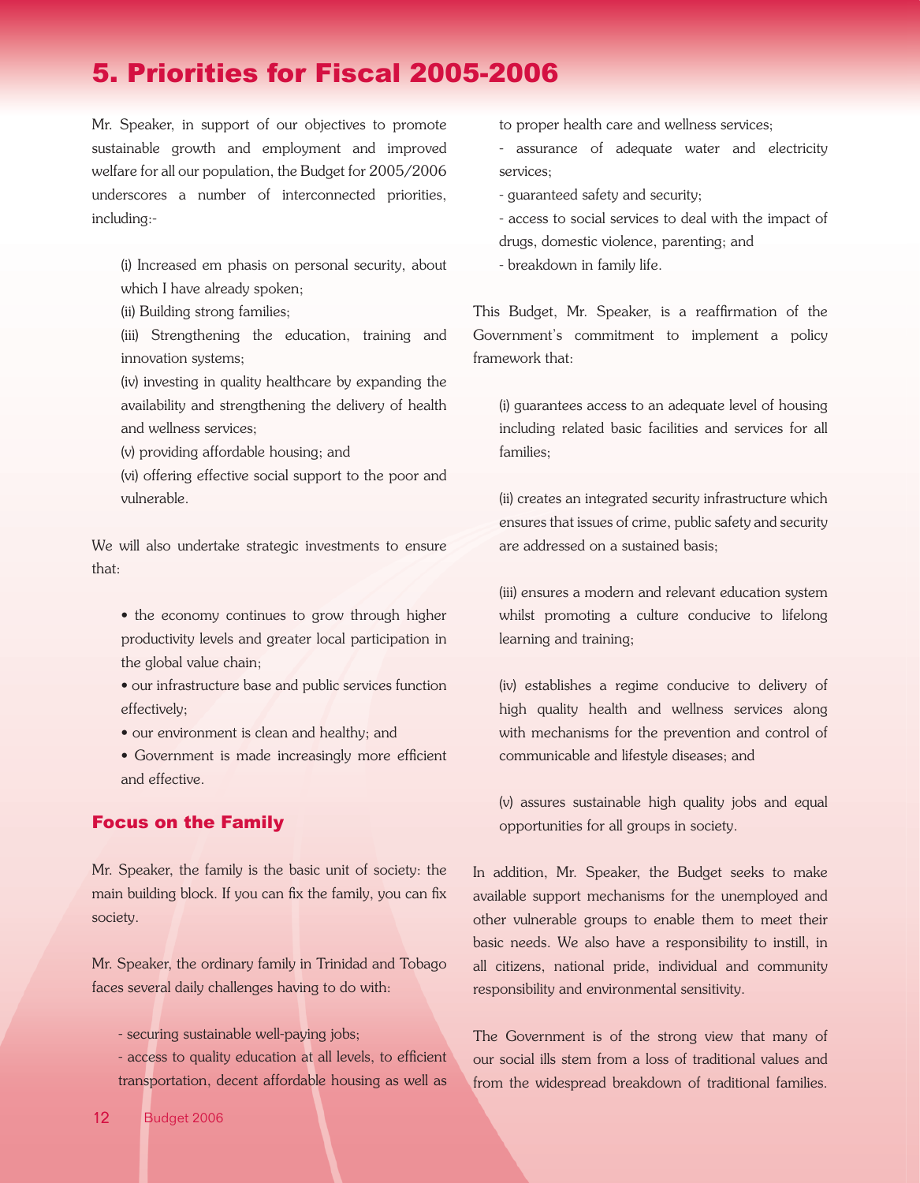# 5. Priorities for Fiscal 2005-2006

Mr. Speaker, in support of our objectives to promote sustainable growth and employment and improved welfare for all our population, the Budget for 2005/2006 underscores a number of interconnected priorities, including:-

(i) Increased em phasis on personal security, about which I have already spoken;
(ii) Building strong families;
(iii) Strengthening the education, training and innovation systems;
(iv) investing in quality healthcare by expanding the availability and strengthening the delivery of health and wellness services;
(v) providing affordable housing; and
(vi) offering effective social support to the poor and vulnerable.

We will also undertake strategic investments to ensure that:

- the economy continues to grow through higher productivity levels and greater local participation in the global value chain;
- our infrastructure base and public services function effectively;
- our environment is clean and healthy; and
- Government is made increasingly more efficient and effective.

## Focus on the Family

Mr. Speaker, the family is the basic unit of society: the main building block. If you can fix the family, you can fix society.

Mr. Speaker, the ordinary family in Trinidad and Tobago faces several daily challenges having to do with:

- securing sustainable well-paying jobs;
- access to quality education at all levels, to efficient transportation, decent affordable housing as well as to proper health care and wellness services;
- assurance of adequate water and electricity services;
- guaranteed safety and security;
- access to social services to deal with the impact of drugs, domestic violence, parenting; and
- breakdown in family life.

This Budget, Mr. Speaker, is a reaffirmation of the Government's commitment to implement a policy framework that:

(i) guarantees access to an adequate level of housing including related basic facilities and services for all families;

(ii) creates an integrated security infrastructure which ensures that issues of crime, public safety and security are addressed on a sustained basis;

(iii) ensures a modern and relevant education system whilst promoting a culture conducive to lifelong learning and training;

(iv) establishes a regime conducive to delivery of high quality health and wellness services along with mechanisms for the prevention and control of communicable and lifestyle diseases; and

(v) assures sustainable high quality jobs and equal opportunities for all groups in society.

In addition, Mr. Speaker, the Budget seeks to make available support mechanisms for the unemployed and other vulnerable groups to enable them to meet their basic needs. We also have a responsibility to instill, in all citizens, national pride, individual and community responsibility and environmental sensitivity.

The Government is of the strong view that many of our social ills stem from a loss of traditional values and from the widespread breakdown of traditional families.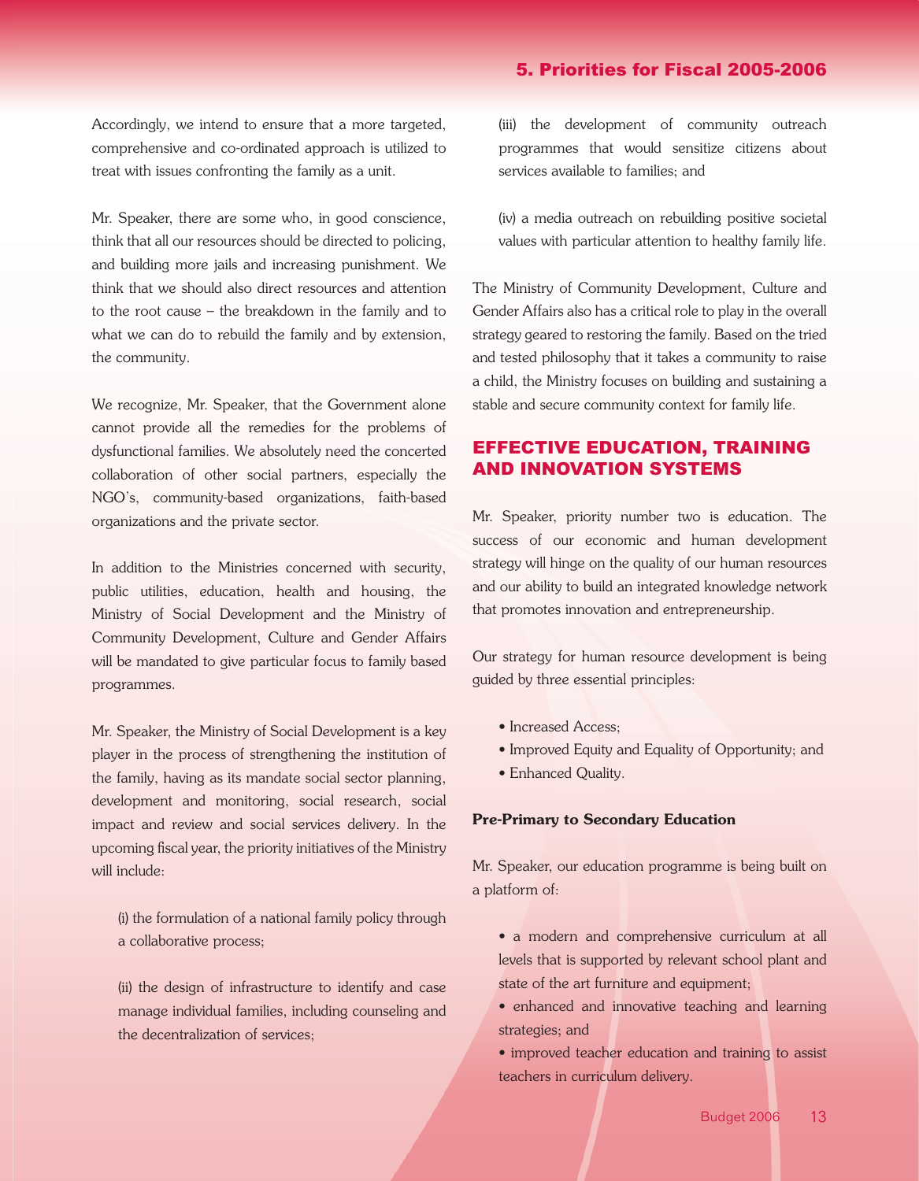Accordingly, we intend to ensure that a more targeted, comprehensive and co-ordinated approach is utilized to treat with issues confronting the family as a unit.

Mr. Speaker, there are some who, in good conscience, think that all our resources should be directed to policing, and building more jails and increasing punishment. We think that we should also direct resources and attention to the root cause – the breakdown in the family and to what we can do to rebuild the family and by extension, the community.

We recognize, Mr. Speaker, that the Government alone cannot provide all the remedies for the problems of dysfunctional families. We absolutely need the concerted collaboration of other social partners, especially the NGO's, community-based organizations, faith-based organizations and the private sector.

In addition to the Ministries concerned with security, public utilities, education, health and housing, the Ministry of Social Development and the Ministry of Community Development, Culture and Gender Affairs will be mandated to give particular focus to family based programmes.

Mr. Speaker, the Ministry of Social Development is a key player in the process of strengthening the institution of the family, having as its mandate social sector planning, development and monitoring, social research, social impact and review and social services delivery. In the upcoming fiscal year, the priority initiatives of the Ministry will include:

(i) the formulation of a national family policy through a collaborative process;

(ii) the design of infrastructure to identify and case manage individual families, including counseling and the decentralization of services;

(iii) the development of community outreach programmes that would sensitize citizens about services available to families; and

(iv) a media outreach on rebuilding positive societal values with particular attention to healthy family life.

The Ministry of Community Development, Culture and Gender Affairs also has a critical role to play in the overall strategy geared to restoring the family. Based on the tried and tested philosophy that it takes a community to raise a child, the Ministry focuses on building and sustaining a stable and secure community context for family life.

## EFFECTIVE EDUCATION, TRAINING AND INNOVATION SYSTEMS

Mr. Speaker, priority number two is education. The success of our economic and human development strategy will hinge on the quality of our human resources and our ability to build an integrated knowledge network that promotes innovation and entrepreneurship.

Our strategy for human resource development is being guided by three essential principles:

- Increased Access;
- Improved Equity and Equality of Opportunity; and
- Enhanced Quality.

### Pre-Primary to Secondary Education

Mr. Speaker, our education programme is being built on a platform of:

- a modern and comprehensive curriculum at all levels that is supported by relevant school plant and state of the art furniture and equipment;
- enhanced and innovative teaching and learning strategies; and
- improved teacher education and training to assist teachers in curriculum delivery.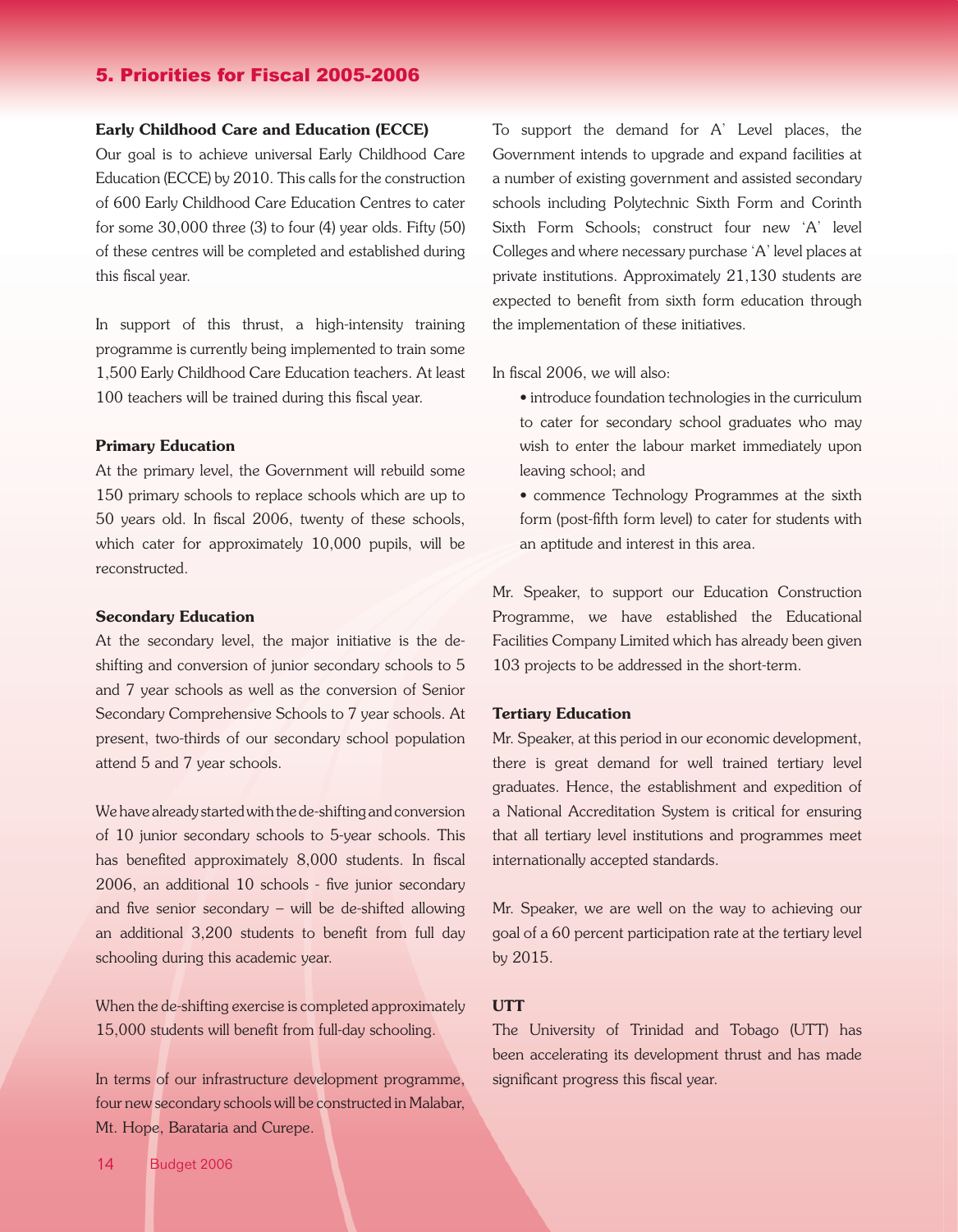## 5. Priorities for Fiscal 2005-2006

**Early Childhood Care and Education (ECCE)**

Our goal is to achieve universal Early Childhood Care Education (ECCE) by 2010. This calls for the construction of 600 Early Childhood Care Education Centres to cater for some 30,000 three (3) to four (4) year olds. Fifty (50) of these centres will be completed and established during this fiscal year.

In support of this thrust, a high-intensity training programme is currently being implemented to train some 1,500 Early Childhood Care Education teachers. At least 100 teachers will be trained during this fiscal year.

**Primary Education**

At the primary level, the Government will rebuild some 150 primary schools to replace schools which are up to 50 years old. In fiscal 2006, twenty of these schools, which cater for approximately 10,000 pupils, will be reconstructed.

**Secondary Education**

At the secondary level, the major initiative is the de-shifting and conversion of junior secondary schools to 5 and 7 year schools as well as the conversion of Senior Secondary Comprehensive Schools to 7 year schools. At present, two-thirds of our secondary school population attend 5 and 7 year schools.

We have already started with the de-shifting and conversion of 10 junior secondary schools to 5-year schools. This has benefited approximately 8,000 students. In fiscal 2006, an additional 10 schools - five junior secondary and five senior secondary – will be de-shifted allowing an additional 3,200 students to benefit from full day schooling during this academic year.

When the de-shifting exercise is completed approximately 15,000 students will benefit from full-day schooling.

In terms of our infrastructure development programme, four new secondary schools will be constructed in Malabar, Mt. Hope, Barataria and Curepe.

To support the demand for A' Level places, the Government intends to upgrade and expand facilities at a number of existing government and assisted secondary schools including Polytechnic Sixth Form and Corinth Sixth Form Schools; construct four new 'A' level Colleges and where necessary purchase 'A' level places at private institutions. Approximately 21,130 students are expected to benefit from sixth form education through the implementation of these initiatives.

In fiscal 2006, we will also:

- introduce foundation technologies in the curriculum to cater for secondary school graduates who may wish to enter the labour market immediately upon leaving school; and
- commence Technology Programmes at the sixth form (post-fifth form level) to cater for students with an aptitude and interest in this area.

Mr. Speaker, to support our Education Construction Programme, we have established the Educational Facilities Company Limited which has already been given 103 projects to be addressed in the short-term.

**Tertiary Education**

Mr. Speaker, at this period in our economic development, there is great demand for well trained tertiary level graduates. Hence, the establishment and expedition of a National Accreditation System is critical for ensuring that all tertiary level institutions and programmes meet internationally accepted standards.

Mr. Speaker, we are well on the way to achieving our goal of a 60 percent participation rate at the tertiary level by 2015.

**UTT**

The University of Trinidad and Tobago (UTT) has been accelerating its development thrust and has made significant progress this fiscal year.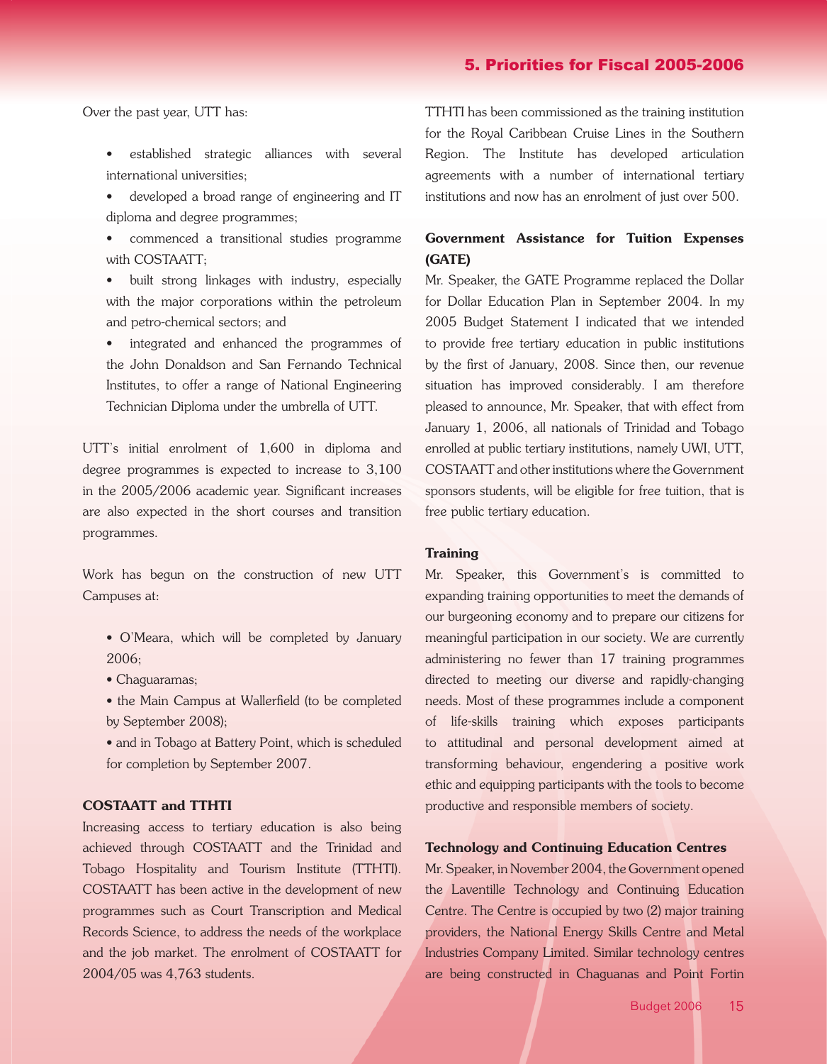Over the past year, UTT has:

- established strategic alliances with several international universities;
- developed a broad range of engineering and IT diploma and degree programmes;
- commenced a transitional studies programme with COSTAATT;
- built strong linkages with industry, especially with the major corporations within the petroleum and petro-chemical sectors; and
- integrated and enhanced the programmes of the John Donaldson and San Fernando Technical Institutes, to offer a range of National Engineering Technician Diploma under the umbrella of UTT.

UTT's initial enrolment of 1,600 in diploma and degree programmes is expected to increase to 3,100 in the 2005/2006 academic year. Significant increases are also expected in the short courses and transition programmes.

Work has begun on the construction of new UTT Campuses at:

- O'Meara, which will be completed by January 2006;
- Chaguaramas;
- the Main Campus at Wallerfield (to be completed by September 2008);
- and in Tobago at Battery Point, which is scheduled for completion by September 2007.

### COSTAATT and TTHTI

Increasing access to tertiary education is also being achieved through COSTAATT and the Trinidad and Tobago Hospitality and Tourism Institute (TTHTI). COSTAATT has been active in the development of new programmes such as Court Transcription and Medical Records Science, to address the needs of the workplace and the job market. The enrolment of COSTAATT for 2004/05 was 4,763 students.

TTHTI has been commissioned as the training institution for the Royal Caribbean Cruise Lines in the Southern Region. The Institute has developed articulation agreements with a number of international tertiary institutions and now has an enrolment of just over 500.

### Government Assistance for Tuition Expenses (GATE)

Mr. Speaker, the GATE Programme replaced the Dollar for Dollar Education Plan in September 2004. In my 2005 Budget Statement I indicated that we intended to provide free tertiary education in public institutions by the first of January, 2008. Since then, our revenue situation has improved considerably. I am therefore pleased to announce, Mr. Speaker, that with effect from January 1, 2006, all nationals of Trinidad and Tobago enrolled at public tertiary institutions, namely UWI, UTT, COSTAATT and other institutions where the Government sponsors students, will be eligible for free tuition, that is free public tertiary education.

### Training

Mr. Speaker, this Government's is committed to expanding training opportunities to meet the demands of our burgeoning economy and to prepare our citizens for meaningful participation in our society. We are currently administering no fewer than 17 training programmes directed to meeting our diverse and rapidly-changing needs. Most of these programmes include a component of life-skills training which exposes participants to attitudinal and personal development aimed at transforming behaviour, engendering a positive work ethic and equipping participants with the tools to become productive and responsible members of society.

### Technology and Continuing Education Centres

Mr. Speaker, in November 2004, the Government opened the Laventille Technology and Continuing Education Centre. The Centre is occupied by two (2) major training providers, the National Energy Skills Centre and Metal Industries Company Limited. Similar technology centres are being constructed in Chaguanas and Point Fortin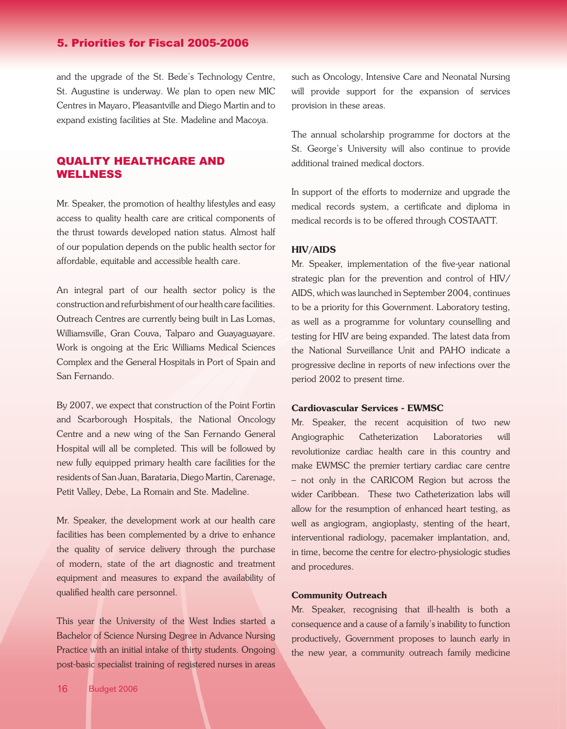and the upgrade of the St. Bede's Technology Centre, St. Augustine is underway. We plan to open new MIC Centres in Mayaro, Pleasantville and Diego Martin and to expand existing facilities at Ste. Madeline and Macoya.

## QUALITY HEALTHCARE AND WELLNESS

Mr. Speaker, the promotion of healthy lifestyles and easy access to quality health care are critical components of the thrust towards developed nation status. Almost half of our population depends on the public health sector for affordable, equitable and accessible health care.

An integral part of our health sector policy is the construction and refurbishment of our health care facilities. Outreach Centres are currently being built in Las Lomas, Williamsville, Gran Couva, Talparo and Guayaguayare. Work is ongoing at the Eric Williams Medical Sciences Complex and the General Hospitals in Port of Spain and San Fernando.

By 2007, we expect that construction of the Point Fortin and Scarborough Hospitals, the National Oncology Centre and a new wing of the San Fernando General Hospital will all be completed. This will be followed by new fully equipped primary health care facilities for the residents of San Juan, Barataria, Diego Martin, Carenage, Petit Valley, Debe, La Romain and Ste. Madeline.

Mr. Speaker, the development work at our health care facilities has been complemented by a drive to enhance the quality of service delivery through the purchase of modern, state of the art diagnostic and treatment equipment and measures to expand the availability of qualified health care personnel.

This year the University of the West Indies started a Bachelor of Science Nursing Degree in Advance Nursing Practice with an initial intake of thirty students. Ongoing post-basic specialist training of registered nurses in areas such as Oncology, Intensive Care and Neonatal Nursing will provide support for the expansion of services provision in these areas.

The annual scholarship programme for doctors at the St. George's University will also continue to provide additional trained medical doctors.

In support of the efforts to modernize and upgrade the medical records system, a certificate and diploma in medical records is to be offered through COSTAATT.

**HIV/AIDS**

Mr. Speaker, implementation of the five-year national strategic plan for the prevention and control of HIV/AIDS, which was launched in September 2004, continues to be a priority for this Government. Laboratory testing, as well as a programme for voluntary counselling and testing for HIV are being expanded. The latest data from the National Surveillance Unit and PAHO indicate a progressive decline in reports of new infections over the period 2002 to present time.

**Cardiovascular Services - EWMSC**

Mr. Speaker, the recent acquisition of two new Angiographic Catheterization Laboratories will revolutionize cardiac health care in this country and make EWMSC the premier tertiary cardiac care centre – not only in the CARICOM Region but across the wider Caribbean. These two Catheterization labs will allow for the resumption of enhanced heart testing, as well as angiogram, angioplasty, stenting of the heart, interventional radiology, pacemaker implantation, and, in time, become the centre for electro-physiologic studies and procedures.

**Community Outreach**

Mr. Speaker, recognising that ill-health is both a consequence and a cause of a family's inability to function productively, Government proposes to launch early in the new year, a community outreach family medicine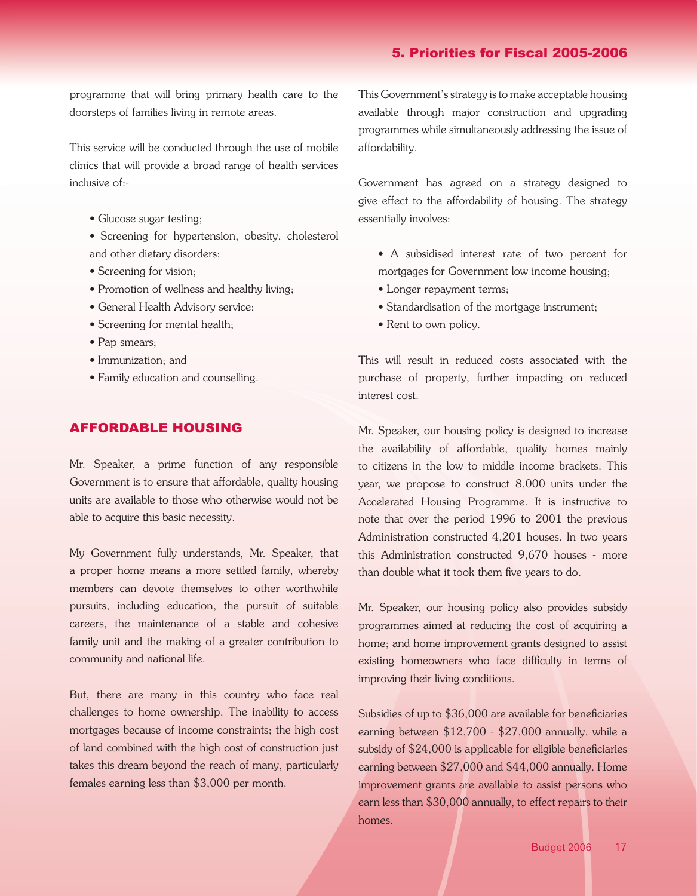programme that will bring primary health care to the doorsteps of families living in remote areas.

This service will be conducted through the use of mobile clinics that will provide a broad range of health services inclusive of:-

- Glucose sugar testing;
- Screening for hypertension, obesity, cholesterol and other dietary disorders;
- Screening for vision;
- Promotion of wellness and healthy living;
- General Health Advisory service;
- Screening for mental health;
- Pap smears;
- Immunization; and
- Family education and counselling.

## AFFORDABLE HOUSING

Mr. Speaker, a prime function of any responsible Government is to ensure that affordable, quality housing units are available to those who otherwise would not be able to acquire this basic necessity.

My Government fully understands, Mr. Speaker, that a proper home means a more settled family, whereby members can devote themselves to other worthwhile pursuits, including education, the pursuit of suitable careers, the maintenance of a stable and cohesive family unit and the making of a greater contribution to community and national life.

But, there are many in this country who face real challenges to home ownership. The inability to access mortgages because of income constraints; the high cost of land combined with the high cost of construction just takes this dream beyond the reach of many, particularly females earning less than $3,000 per month.

This Government's strategy is to make acceptable housing available through major construction and upgrading programmes while simultaneously addressing the issue of affordability.

Government has agreed on a strategy designed to give effect to the affordability of housing. The strategy essentially involves:

- A subsidised interest rate of two percent for mortgages for Government low income housing;
- Longer repayment terms;
- Standardisation of the mortgage instrument;
- Rent to own policy.

This will result in reduced costs associated with the purchase of property, further impacting on reduced interest cost.

Mr. Speaker, our housing policy is designed to increase the availability of affordable, quality homes mainly to citizens in the low to middle income brackets. This year, we propose to construct 8,000 units under the Accelerated Housing Programme. It is instructive to note that over the period 1996 to 2001 the previous Administration constructed 4,201 houses. In two years this Administration constructed 9,670 houses - more than double what it took them five years to do.

Mr. Speaker, our housing policy also provides subsidy programmes aimed at reducing the cost of acquiring a home; and home improvement grants designed to assist existing homeowners who face difficulty in terms of improving their living conditions.

Subsidies of up to $36,000 are available for beneficiaries earning between $12,700 - $27,000 annually, while a subsidy of $24,000 is applicable for eligible beneficiaries earning between $27,000 and $44,000 annually. Home improvement grants are available to assist persons who earn less than $30,000 annually, to effect repairs to their homes.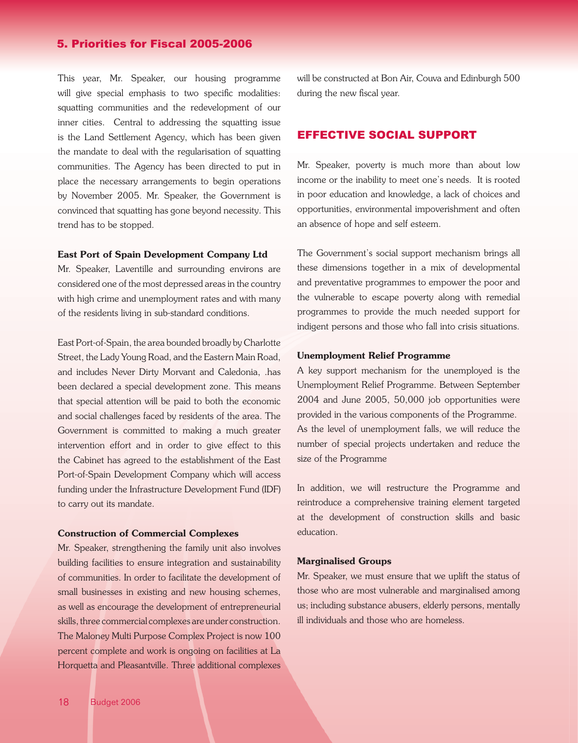## 5. Priorities for Fiscal 2005-2006

This year, Mr. Speaker, our housing programme will give special emphasis to two specific modalities: squatting communities and the redevelopment of our inner cities. Central to addressing the squatting issue is the Land Settlement Agency, which has been given the mandate to deal with the regularisation of squatting communities. The Agency has been directed to put in place the necessary arrangements to begin operations by November 2005. Mr. Speaker, the Government is convinced that squatting has gone beyond necessity. This trend has to be stopped.

**East Port of Spain Development Company Ltd**

Mr. Speaker, Laventille and surrounding environs are considered one of the most depressed areas in the country with high crime and unemployment rates and with many of the residents living in sub-standard conditions.

East Port-of-Spain, the area bounded broadly by Charlotte Street, the Lady Young Road, and the Eastern Main Road, and includes Never Dirty Morvant and Caledonia, .has been declared a special development zone. This means that special attention will be paid to both the economic and social challenges faced by residents of the area. The Government is committed to making a much greater intervention effort and in order to give effect to this the Cabinet has agreed to the establishment of the East Port-of-Spain Development Company which will access funding under the Infrastructure Development Fund (IDF) to carry out its mandate.

**Construction of Commercial Complexes**

Mr. Speaker, strengthening the family unit also involves building facilities to ensure integration and sustainability of communities. In order to facilitate the development of small businesses in existing and new housing schemes, as well as encourage the development of entrepreneurial skills, three commercial complexes are under construction. The Maloney Multi Purpose Complex Project is now 100 percent complete and work is ongoing on facilities at La Horquetta and Pleasantville. Three additional complexes will be constructed at Bon Air, Couva and Edinburgh 500 during the new fiscal year.

## EFFECTIVE SOCIAL SUPPORT

Mr. Speaker, poverty is much more than about low income or the inability to meet one's needs. It is rooted in poor education and knowledge, a lack of choices and opportunities, environmental impoverishment and often an absence of hope and self esteem.

The Government's social support mechanism brings all these dimensions together in a mix of developmental and preventative programmes to empower the poor and the vulnerable to escape poverty along with remedial programmes to provide the much needed support for indigent persons and those who fall into crisis situations.

**Unemployment Relief Programme**

A key support mechanism for the unemployed is the Unemployment Relief Programme. Between September 2004 and June 2005, 50,000 job opportunities were provided in the various components of the Programme. As the level of unemployment falls, we will reduce the number of special projects undertaken and reduce the size of the Programme

In addition, we will restructure the Programme and reintroduce a comprehensive training element targeted at the development of construction skills and basic education.

**Marginalised Groups**

Mr. Speaker, we must ensure that we uplift the status of those who are most vulnerable and marginalised among us; including substance abusers, elderly persons, mentally ill individuals and those who are homeless.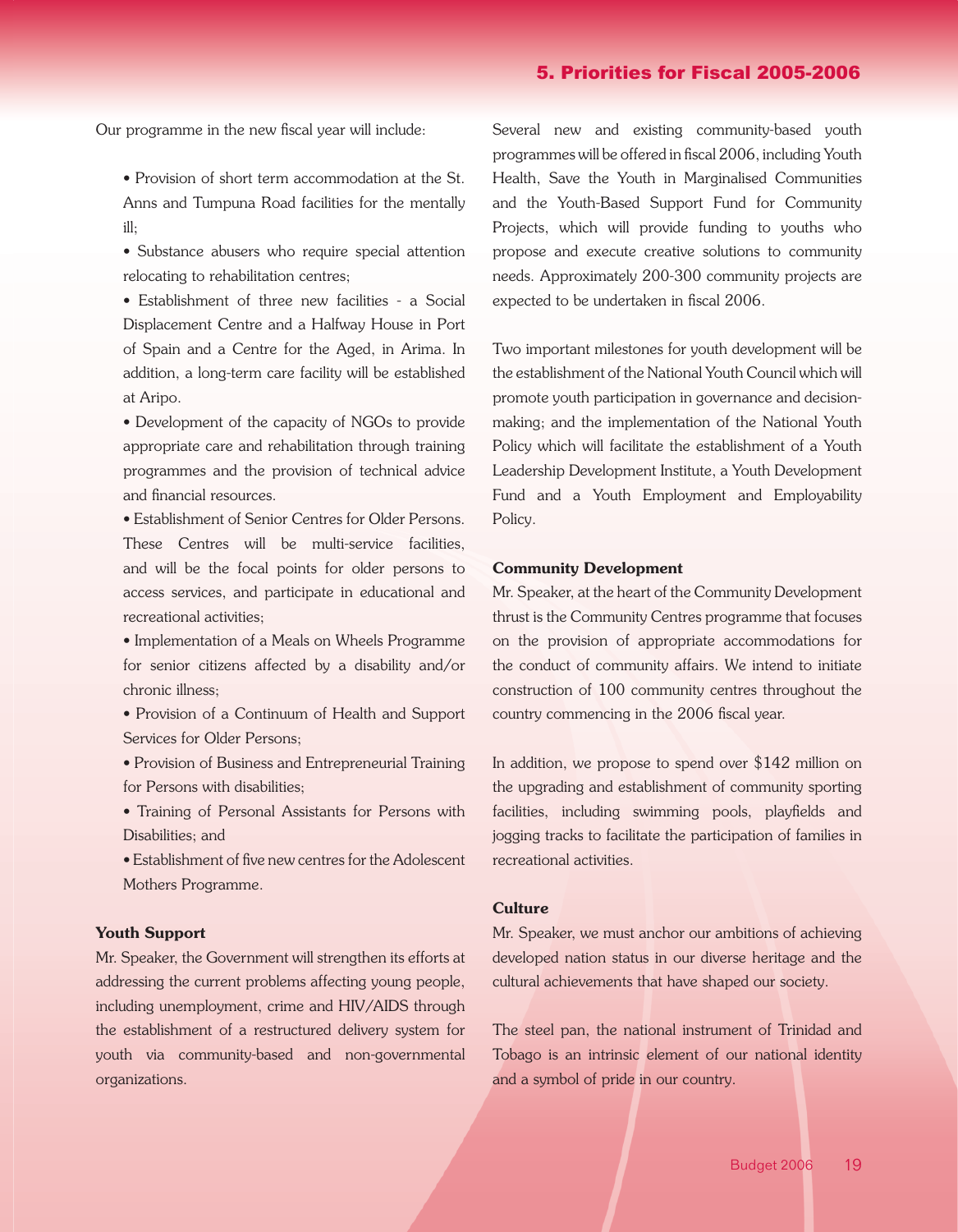Our programme in the new fiscal year will include:

- Provision of short term accommodation at the St. Anns and Tumpuna Road facilities for the mentally ill;
- Substance abusers who require special attention relocating to rehabilitation centres;
- Establishment of three new facilities - a Social Displacement Centre and a Halfway House in Port of Spain and a Centre for the Aged, in Arima. In addition, a long-term care facility will be established at Aripo.
- Development of the capacity of NGOs to provide appropriate care and rehabilitation through training programmes and the provision of technical advice and financial resources.
- Establishment of Senior Centres for Older Persons. These Centres will be multi-service facilities, and will be the focal points for older persons to access services, and participate in educational and recreational activities;
- Implementation of a Meals on Wheels Programme for senior citizens affected by a disability and/or chronic illness;
- Provision of a Continuum of Health and Support Services for Older Persons;
- Provision of Business and Entrepreneurial Training for Persons with disabilities;
- Training of Personal Assistants for Persons with Disabilities; and
- Establishment of five new centres for the Adolescent Mothers Programme.

**Youth Support**

Mr. Speaker, the Government will strengthen its efforts at addressing the current problems affecting young people, including unemployment, crime and HIV/AIDS through the establishment of a restructured delivery system for youth via community-based and non-governmental organizations.

Several new and existing community-based youth programmes will be offered in fiscal 2006, including Youth Health, Save the Youth in Marginalised Communities and the Youth-Based Support Fund for Community Projects, which will provide funding to youths who propose and execute creative solutions to community needs. Approximately 200-300 community projects are expected to be undertaken in fiscal 2006.

Two important milestones for youth development will be the establishment of the National Youth Council which will promote youth participation in governance and decision-making; and the implementation of the National Youth Policy which will facilitate the establishment of a Youth Leadership Development Institute, a Youth Development Fund and a Youth Employment and Employability Policy.

**Community Development**

Mr. Speaker, at the heart of the Community Development thrust is the Community Centres programme that focuses on the provision of appropriate accommodations for the conduct of community affairs. We intend to initiate construction of 100 community centres throughout the country commencing in the 2006 fiscal year.

In addition, we propose to spend over $142 million on the upgrading and establishment of community sporting facilities, including swimming pools, playfields and jogging tracks to facilitate the participation of families in recreational activities.

**Culture**

Mr. Speaker, we must anchor our ambitions of achieving developed nation status in our diverse heritage and the cultural achievements that have shaped our society.

The steel pan, the national instrument of Trinidad and Tobago is an intrinsic element of our national identity and a symbol of pride in our country.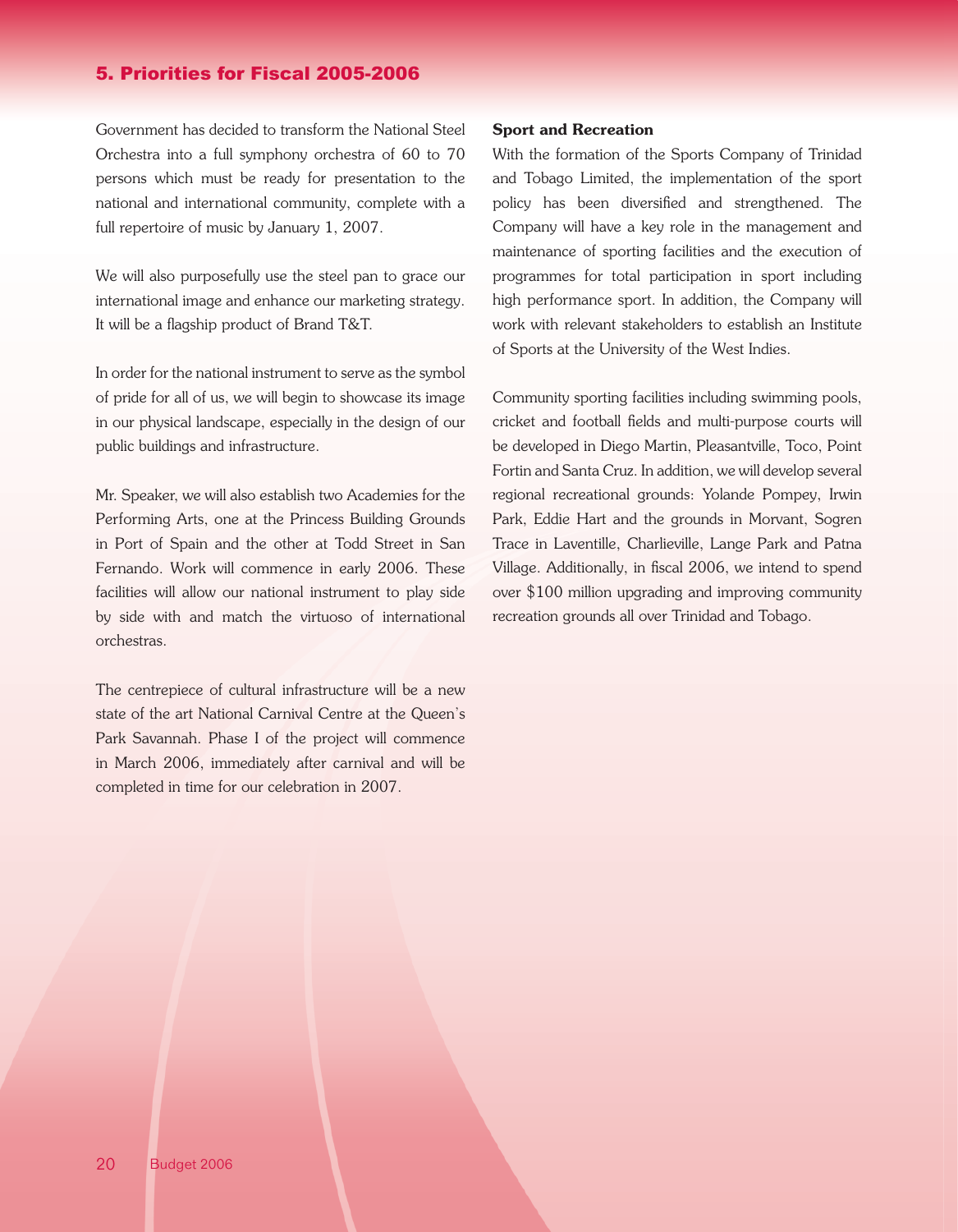## 5. Priorities for Fiscal 2005-2006

Government has decided to transform the National Steel Orchestra into a full symphony orchestra of 60 to 70 persons which must be ready for presentation to the national and international community, complete with a full repertoire of music by January 1, 2007.

We will also purposefully use the steel pan to grace our international image and enhance our marketing strategy. It will be a flagship product of Brand T&T.

In order for the national instrument to serve as the symbol of pride for all of us, we will begin to showcase its image in our physical landscape, especially in the design of our public buildings and infrastructure.

Mr. Speaker, we will also establish two Academies for the Performing Arts, one at the Princess Building Grounds in Port of Spain and the other at Todd Street in San Fernando. Work will commence in early 2006. These facilities will allow our national instrument to play side by side with and match the virtuoso of international orchestras.

The centrepiece of cultural infrastructure will be a new state of the art National Carnival Centre at the Queen's Park Savannah. Phase I of the project will commence in March 2006, immediately after carnival and will be completed in time for our celebration in 2007.

**Sport and Recreation**

With the formation of the Sports Company of Trinidad and Tobago Limited, the implementation of the sport policy has been diversified and strengthened. The Company will have a key role in the management and maintenance of sporting facilities and the execution of programmes for total participation in sport including high performance sport. In addition, the Company will work with relevant stakeholders to establish an Institute of Sports at the University of the West Indies.

Community sporting facilities including swimming pools, cricket and football fields and multi-purpose courts will be developed in Diego Martin, Pleasantville, Toco, Point Fortin and Santa Cruz. In addition, we will develop several regional recreational grounds: Yolande Pompey, Irwin Park, Eddie Hart and the grounds in Morvant, Sogren Trace in Laventille, Charlieville, Lange Park and Patna Village. Additionally, in fiscal 2006, we intend to spend over $100 million upgrading and improving community recreation grounds all over Trinidad and Tobago.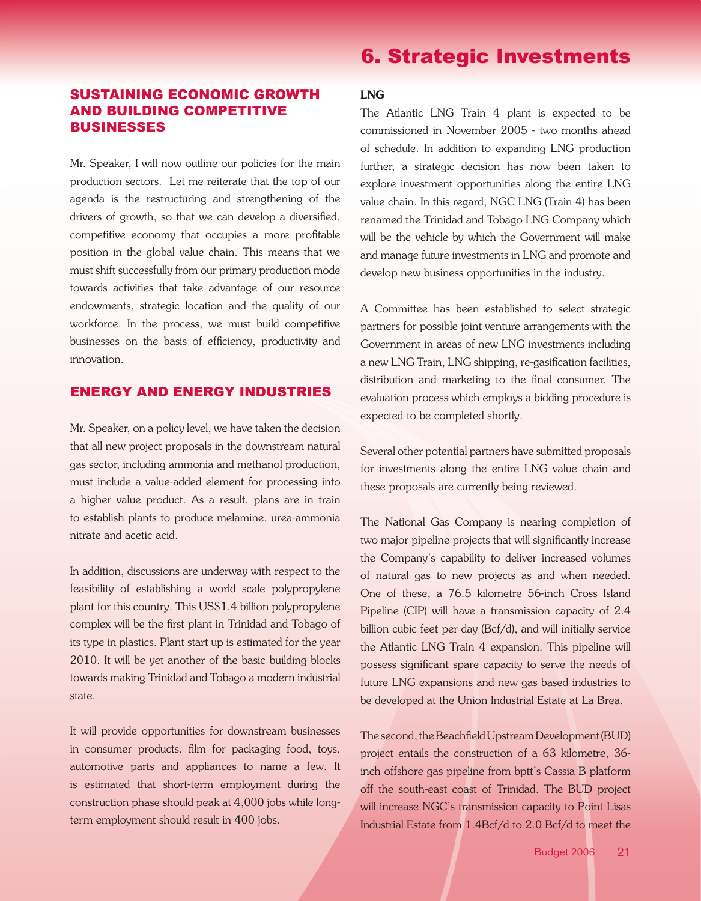# 6. Strategic Investments

## SUSTAINING ECONOMIC GROWTH AND BUILDING COMPETITIVE BUSINESSES

Mr. Speaker, I will now outline our policies for the main production sectors. Let me reiterate that the top of our agenda is the restructuring and strengthening of the drivers of growth, so that we can develop a diversified, competitive economy that occupies a more profitable position in the global value chain. This means that we must shift successfully from our primary production mode towards activities that take advantage of our resource endowments, strategic location and the quality of our workforce. In the process, we must build competitive businesses on the basis of efficiency, productivity and innovation.

## ENERGY AND ENERGY INDUSTRIES

Mr. Speaker, on a policy level, we have taken the decision that all new project proposals in the downstream natural gas sector, including ammonia and methanol production, must include a value-added element for processing into a higher value product. As a result, plans are in train to establish plants to produce melamine, urea-ammonia nitrate and acetic acid.

In addition, discussions are underway with respect to the feasibility of establishing a world scale polypropylene plant for this country. This US$1.4 billion polypropylene complex will be the first plant in Trinidad and Tobago of its type in plastics. Plant start up is estimated for the year 2010. It will be yet another of the basic building blocks towards making Trinidad and Tobago a modern industrial state.

It will provide opportunities for downstream businesses in consumer products, film for packaging food, toys, automotive parts and appliances to name a few. It is estimated that short-term employment during the construction phase should peak at 4,000 jobs while long-term employment should result in 400 jobs.

### LNG

The Atlantic LNG Train 4 plant is expected to be commissioned in November 2005 - two months ahead of schedule. In addition to expanding LNG production further, a strategic decision has now been taken to explore investment opportunities along the entire LNG value chain. In this regard, NGC LNG (Train 4) has been renamed the Trinidad and Tobago LNG Company which will be the vehicle by which the Government will make and manage future investments in LNG and promote and develop new business opportunities in the industry.

A Committee has been established to select strategic partners for possible joint venture arrangements with the Government in areas of new LNG investments including a new LNG Train, LNG shipping, re-gasification facilities, distribution and marketing to the final consumer. The evaluation process which employs a bidding procedure is expected to be completed shortly.

Several other potential partners have submitted proposals for investments along the entire LNG value chain and these proposals are currently being reviewed.

The National Gas Company is nearing completion of two major pipeline projects that will significantly increase the Company's capability to deliver increased volumes of natural gas to new projects as and when needed. One of these, a 76.5 kilometre 56-inch Cross Island Pipeline (CIP) will have a transmission capacity of 2.4 billion cubic feet per day (Bcf/d), and will initially service the Atlantic LNG Train 4 expansion. This pipeline will possess significant spare capacity to serve the needs of future LNG expansions and new gas based industries to be developed at the Union Industrial Estate at La Brea.

The second, the Beachfield Upstream Development (BUD) project entails the construction of a 63 kilometre, 36-inch offshore gas pipeline from bptt's Cassia B platform off the south-east coast of Trinidad. The BUD project will increase NGC's transmission capacity to Point Lisas Industrial Estate from 1.4Bcf/d to 2.0 Bcf/d to meet the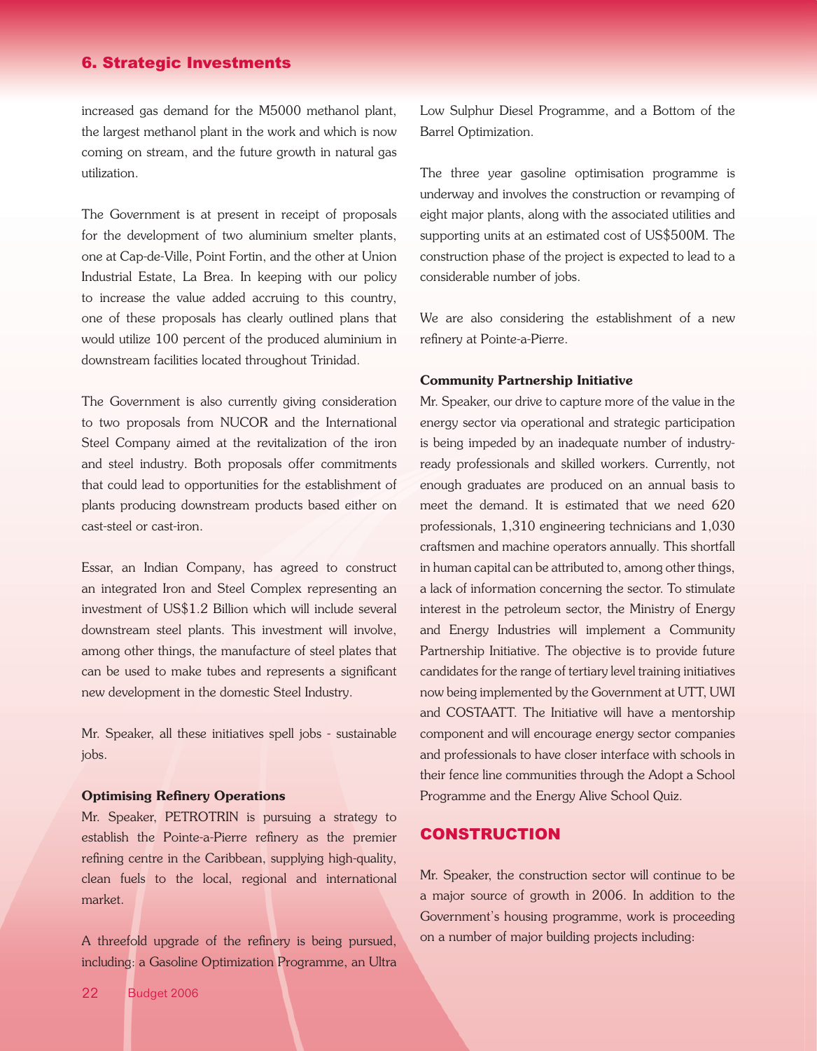increased gas demand for the M5000 methanol plant, the largest methanol plant in the work and which is now coming on stream, and the future growth in natural gas utilization.

The Government is at present in receipt of proposals for the development of two aluminium smelter plants, one at Cap-de-Ville, Point Fortin, and the other at Union Industrial Estate, La Brea. In keeping with our policy to increase the value added accruing to this country, one of these proposals has clearly outlined plans that would utilize 100 percent of the produced aluminium in downstream facilities located throughout Trinidad.

The Government is also currently giving consideration to two proposals from NUCOR and the International Steel Company aimed at the revitalization of the iron and steel industry. Both proposals offer commitments that could lead to opportunities for the establishment of plants producing downstream products based either on cast-steel or cast-iron.

Essar, an Indian Company, has agreed to construct an integrated Iron and Steel Complex representing an investment of US$1.2 Billion which will include several downstream steel plants. This investment will involve, among other things, the manufacture of steel plates that can be used to make tubes and represents a significant new development in the domestic Steel Industry.

Mr. Speaker, all these initiatives spell jobs - sustainable jobs.

**Optimising Refinery Operations**

Mr. Speaker, PETROTRIN is pursuing a strategy to establish the Pointe-a-Pierre refinery as the premier refining centre in the Caribbean, supplying high-quality, clean fuels to the local, regional and international market.

A threefold upgrade of the refinery is being pursued, including: a Gasoline Optimization Programme, an Ultra Low Sulphur Diesel Programme, and a Bottom of the Barrel Optimization.

The three year gasoline optimisation programme is underway and involves the construction or revamping of eight major plants, along with the associated utilities and supporting units at an estimated cost of US$500M. The construction phase of the project is expected to lead to a considerable number of jobs.

We are also considering the establishment of a new refinery at Pointe-a-Pierre.

**Community Partnership Initiative**

Mr. Speaker, our drive to capture more of the value in the energy sector via operational and strategic participation is being impeded by an inadequate number of industry-ready professionals and skilled workers. Currently, not enough graduates are produced on an annual basis to meet the demand. It is estimated that we need 620 professionals, 1,310 engineering technicians and 1,030 craftsmen and machine operators annually. This shortfall in human capital can be attributed to, among other things, a lack of information concerning the sector. To stimulate interest in the petroleum sector, the Ministry of Energy and Energy Industries will implement a Community Partnership Initiative. The objective is to provide future candidates for the range of tertiary level training initiatives now being implemented by the Government at UTT, UWI and COSTAATT. The Initiative will have a mentorship component and will encourage energy sector companies and professionals to have closer interface with schools in their fence line communities through the Adopt a School Programme and the Energy Alive School Quiz.

## CONSTRUCTION

Mr. Speaker, the construction sector will continue to be a major source of growth in 2006. In addition to the Government's housing programme, work is proceeding on a number of major building projects including: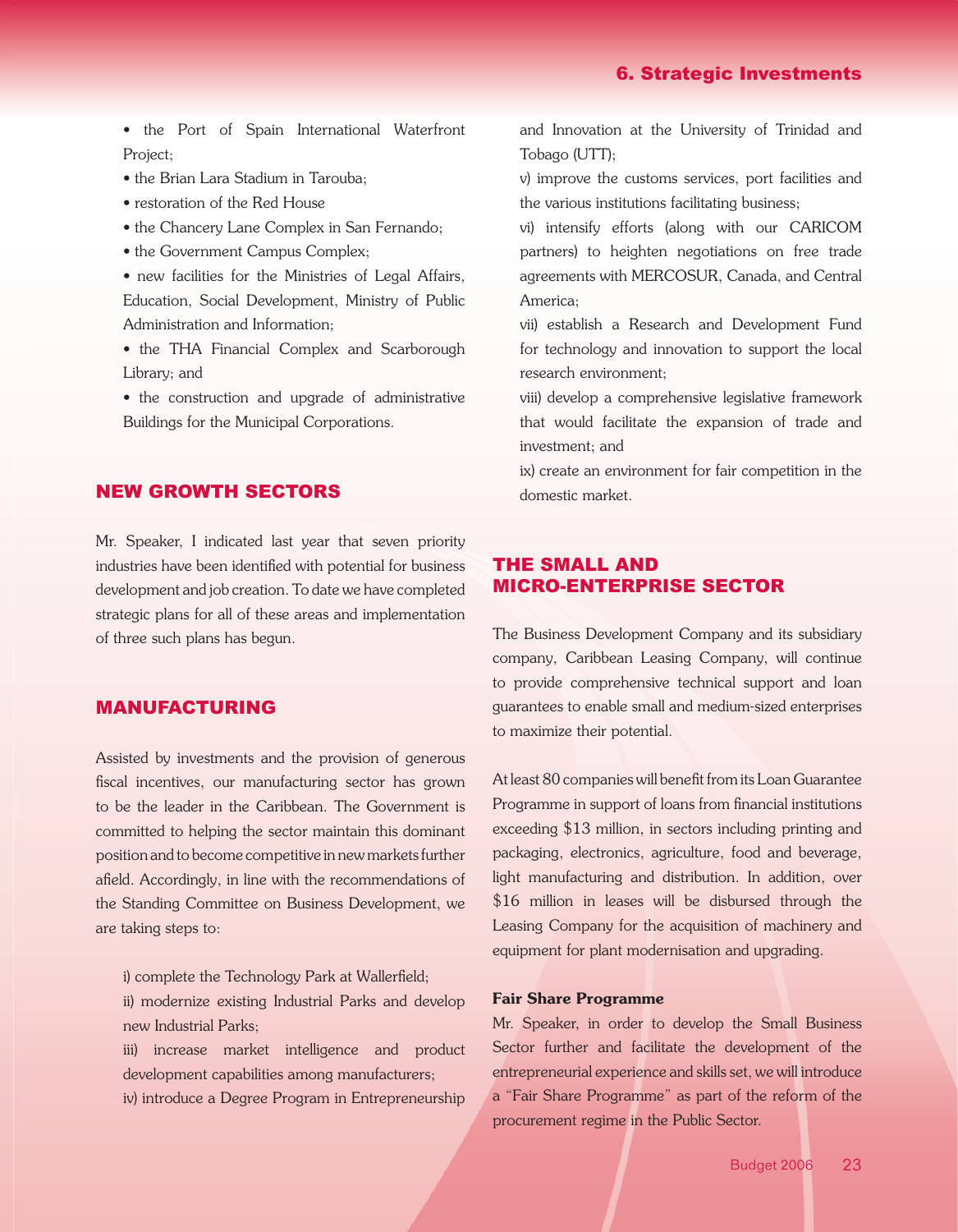- the Port of Spain International Waterfront Project;
- the Brian Lara Stadium in Tarouba;
- restoration of the Red House
- the Chancery Lane Complex in San Fernando;
- the Government Campus Complex;
- new facilities for the Ministries of Legal Affairs, Education, Social Development, Ministry of Public Administration and Information;
- the THA Financial Complex and Scarborough Library; and
- the construction and upgrade of administrative Buildings for the Municipal Corporations.

## NEW GROWTH SECTORS

Mr. Speaker, I indicated last year that seven priority industries have been identified with potential for business development and job creation. To date we have completed strategic plans for all of these areas and implementation of three such plans has begun.

## MANUFACTURING

Assisted by investments and the provision of generous fiscal incentives, our manufacturing sector has grown to be the leader in the Caribbean. The Government is committed to helping the sector maintain this dominant position and to become competitive in new markets further afield. Accordingly, in line with the recommendations of the Standing Committee on Business Development, we are taking steps to:

i) complete the Technology Park at Wallerfield;

ii) modernize existing Industrial Parks and develop new Industrial Parks;

iii) increase market intelligence and product development capabilities among manufacturers;

iv) introduce a Degree Program in Entrepreneurship and Innovation at the University of Trinidad and Tobago (UTT);

v) improve the customs services, port facilities and the various institutions facilitating business;

vi) intensify efforts (along with our CARICOM partners) to heighten negotiations on free trade agreements with MERCOSUR, Canada, and Central America;

vii) establish a Research and Development Fund for technology and innovation to support the local research environment;

viii) develop a comprehensive legislative framework that would facilitate the expansion of trade and investment; and

ix) create an environment for fair competition in the domestic market.

## THE SMALL AND MICRO-ENTERPRISE SECTOR

The Business Development Company and its subsidiary company, Caribbean Leasing Company, will continue to provide comprehensive technical support and loan guarantees to enable small and medium-sized enterprises to maximize their potential.

At least 80 companies will benefit from its Loan Guarantee Programme in support of loans from financial institutions exceeding $13 million, in sectors including printing and packaging, electronics, agriculture, food and beverage, light manufacturing and distribution. In addition, over $16 million in leases will be disbursed through the Leasing Company for the acquisition of machinery and equipment for plant modernisation and upgrading.

**Fair Share Programme**

Mr. Speaker, in order to develop the Small Business Sector further and facilitate the development of the entrepreneurial experience and skills set, we will introduce a "Fair Share Programme" as part of the reform of the procurement regime in the Public Sector.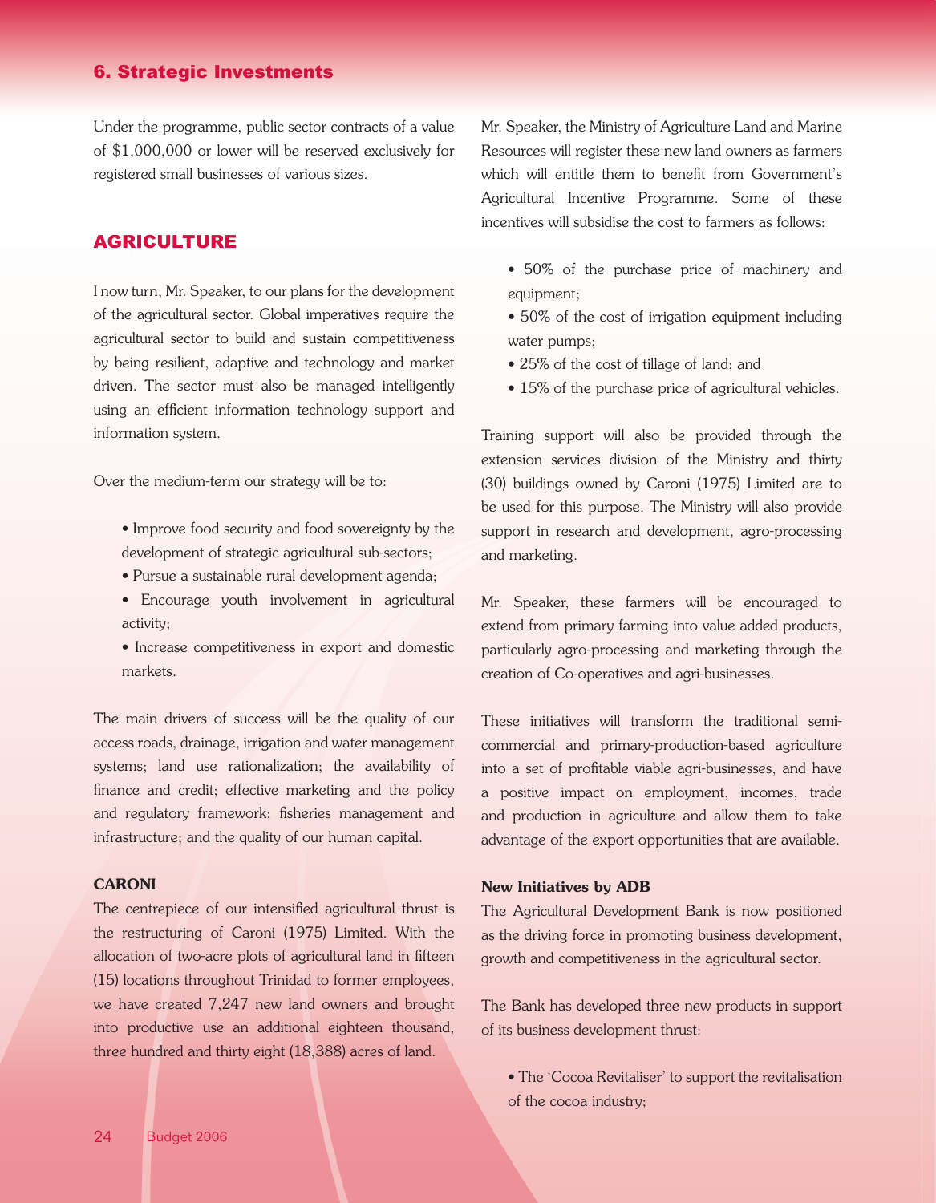## 6. Strategic Investments

Under the programme, public sector contracts of a value of $1,000,000 or lower will be reserved exclusively for registered small businesses of various sizes.

## AGRICULTURE

I now turn, Mr. Speaker, to our plans for the development of the agricultural sector. Global imperatives require the agricultural sector to build and sustain competitiveness by being resilient, adaptive and technology and market driven. The sector must also be managed intelligently using an efficient information technology support and information system.

Over the medium-term our strategy will be to:

- Improve food security and food sovereignty by the development of strategic agricultural sub-sectors;
- Pursue a sustainable rural development agenda;
- Encourage youth involvement in agricultural activity;
- Increase competitiveness in export and domestic markets.

The main drivers of success will be the quality of our access roads, drainage, irrigation and water management systems; land use rationalization; the availability of finance and credit; effective marketing and the policy and regulatory framework; fisheries management and infrastructure; and the quality of our human capital.

### CARONI

The centrepiece of our intensified agricultural thrust is the restructuring of Caroni (1975) Limited. With the allocation of two-acre plots of agricultural land in fifteen (15) locations throughout Trinidad to former employees, we have created 7,247 new land owners and brought into productive use an additional eighteen thousand, three hundred and thirty eight (18,388) acres of land.

Mr. Speaker, the Ministry of Agriculture Land and Marine Resources will register these new land owners as farmers which will entitle them to benefit from Government's Agricultural Incentive Programme. Some of these incentives will subsidise the cost to farmers as follows:

- 50% of the purchase price of machinery and equipment;
- 50% of the cost of irrigation equipment including water pumps;
- 25% of the cost of tillage of land; and
- 15% of the purchase price of agricultural vehicles.

Training support will also be provided through the extension services division of the Ministry and thirty (30) buildings owned by Caroni (1975) Limited are to be used for this purpose. The Ministry will also provide support in research and development, agro-processing and marketing.

Mr. Speaker, these farmers will be encouraged to extend from primary farming into value added products, particularly agro-processing and marketing through the creation of Co-operatives and agri-businesses.

These initiatives will transform the traditional semi-commercial and primary-production-based agriculture into a set of profitable viable agri-businesses, and have a positive impact on employment, incomes, trade and production in agriculture and allow them to take advantage of the export opportunities that are available.

### New Initiatives by ADB

The Agricultural Development Bank is now positioned as the driving force in promoting business development, growth and competitiveness in the agricultural sector.

The Bank has developed three new products in support of its business development thrust:

- The 'Cocoa Revitaliser' to support the revitalisation of the cocoa industry;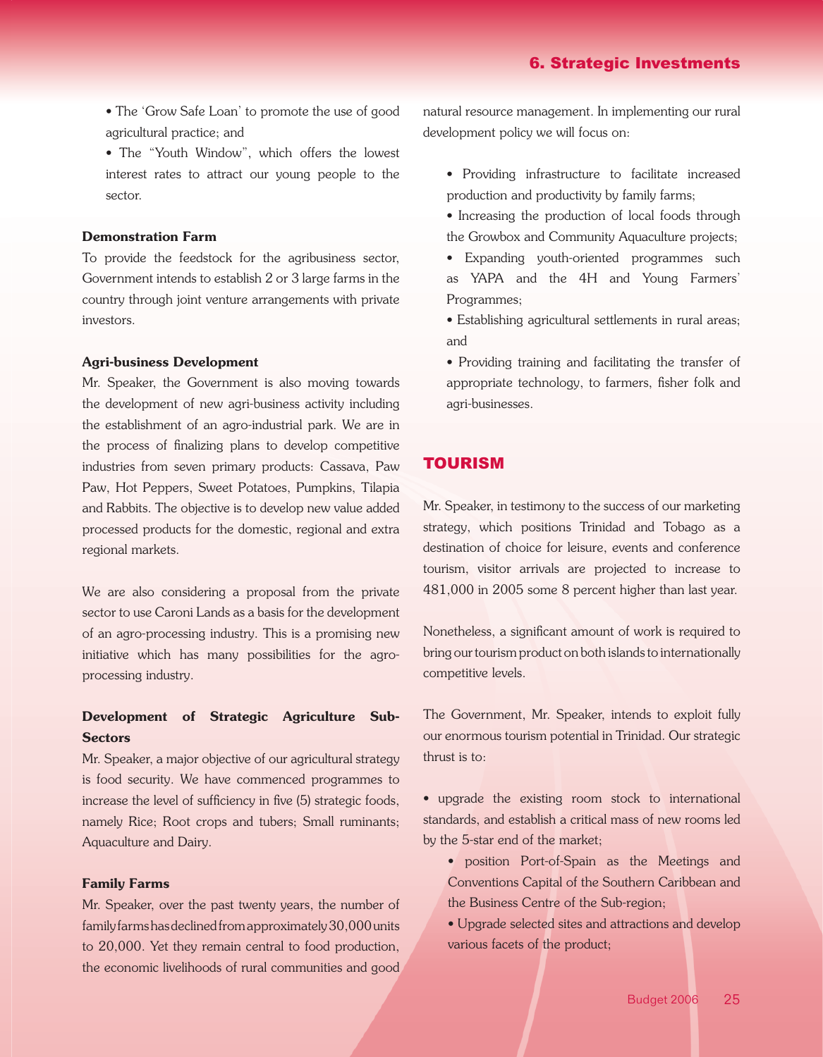- The 'Grow Safe Loan' to promote the use of good agricultural practice; and
- The "Youth Window", which offers the lowest interest rates to attract our young people to the sector.

**Demonstration Farm**

To provide the feedstock for the agribusiness sector, Government intends to establish 2 or 3 large farms in the country through joint venture arrangements with private investors.

**Agri-business Development**

Mr. Speaker, the Government is also moving towards the development of new agri-business activity including the establishment of an agro-industrial park. We are in the process of finalizing plans to develop competitive industries from seven primary products: Cassava, Paw Paw, Hot Peppers, Sweet Potatoes, Pumpkins, Tilapia and Rabbits. The objective is to develop new value added processed products for the domestic, regional and extra regional markets.

We are also considering a proposal from the private sector to use Caroni Lands as a basis for the development of an agro-processing industry. This is a promising new initiative which has many possibilities for the agro-processing industry.

**Development of Strategic Agriculture Sub-Sectors**

Mr. Speaker, a major objective of our agricultural strategy is food security. We have commenced programmes to increase the level of sufficiency in five (5) strategic foods, namely Rice; Root crops and tubers; Small ruminants; Aquaculture and Dairy.

**Family Farms**

Mr. Speaker, over the past twenty years, the number of family farms has declined from approximately 30,000 units to 20,000. Yet they remain central to food production, the economic livelihoods of rural communities and good natural resource management. In implementing our rural development policy we will focus on:

- Providing infrastructure to facilitate increased production and productivity by family farms;
- Increasing the production of local foods through the Growbox and Community Aquaculture projects;
- Expanding youth-oriented programmes such as YAPA and the 4H and Young Farmers' Programmes;
- Establishing agricultural settlements in rural areas; and
- Providing training and facilitating the transfer of appropriate technology, to farmers, fisher folk and agri-businesses.

## TOURISM

Mr. Speaker, in testimony to the success of our marketing strategy, which positions Trinidad and Tobago as a destination of choice for leisure, events and conference tourism, visitor arrivals are projected to increase to 481,000 in 2005 some 8 percent higher than last year.

Nonetheless, a significant amount of work is required to bring our tourism product on both islands to internationally competitive levels.

The Government, Mr. Speaker, intends to exploit fully our enormous tourism potential in Trinidad. Our strategic thrust is to:

- upgrade the existing room stock to international standards, and establish a critical mass of new rooms led by the 5-star end of the market;
- position Port-of-Spain as the Meetings and Conventions Capital of the Southern Caribbean and the Business Centre of the Sub-region;
- Upgrade selected sites and attractions and develop various facets of the product;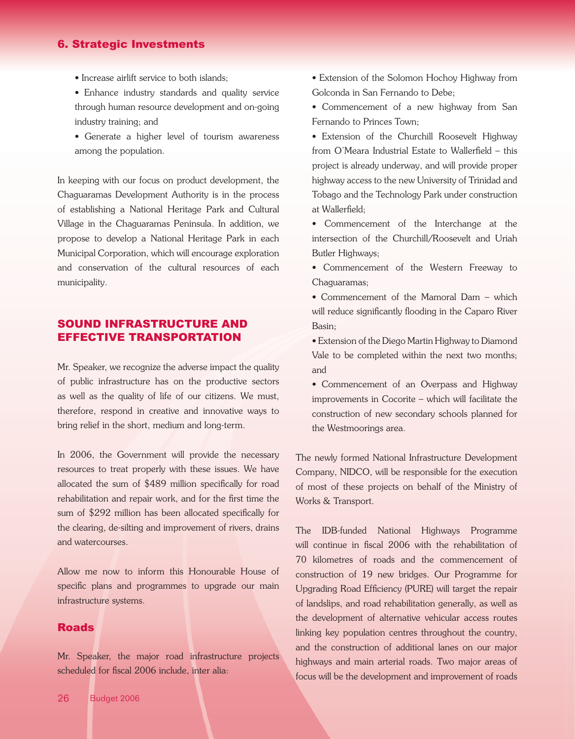- Increase airlift service to both islands;
- Enhance industry standards and quality service through human resource development and on-going industry training; and
- Generate a higher level of tourism awareness among the population.

In keeping with our focus on product development, the Chaguaramas Development Authority is in the process of establishing a National Heritage Park and Cultural Village in the Chaguaramas Peninsula. In addition, we propose to develop a National Heritage Park in each Municipal Corporation, which will encourage exploration and conservation of the cultural resources of each municipality.

## SOUND INFRASTRUCTURE AND EFFECTIVE TRANSPORTATION

Mr. Speaker, we recognize the adverse impact the quality of public infrastructure has on the productive sectors as well as the quality of life of our citizens. We must, therefore, respond in creative and innovative ways to bring relief in the short, medium and long-term.

In 2006, the Government will provide the necessary resources to treat properly with these issues. We have allocated the sum of $489 million specifically for road rehabilitation and repair work, and for the first time the sum of $292 million has been allocated specifically for the clearing, de-silting and improvement of rivers, drains and watercourses.

Allow me now to inform this Honourable House of specific plans and programmes to upgrade our main infrastructure systems.

### Roads

Mr. Speaker, the major road infrastructure projects scheduled for fiscal 2006 include, inter alia:

- Extension of the Solomon Hochoy Highway from Golconda in San Fernando to Debe;
- Commencement of a new highway from San Fernando to Princes Town;
- Extension of the Churchill Roosevelt Highway from O'Meara Industrial Estate to Wallerfield – this project is already underway, and will provide proper highway access to the new University of Trinidad and Tobago and the Technology Park under construction at Wallerfield;
- Commencement of the Interchange at the intersection of the Churchill/Roosevelt and Uriah Butler Highways;
- Commencement of the Western Freeway to Chaguaramas;
- Commencement of the Mamoral Dam – which will reduce significantly flooding in the Caparo River Basin;
- Extension of the Diego Martin Highway to Diamond Vale to be completed within the next two months; and
- Commencement of an Overpass and Highway improvements in Cocorite – which will facilitate the construction of new secondary schools planned for the Westmoorings area.

The newly formed National Infrastructure Development Company, NIDCO, will be responsible for the execution of most of these projects on behalf of the Ministry of Works & Transport.

The IDB-funded National Highways Programme will continue in fiscal 2006 with the rehabilitation of 70 kilometres of roads and the commencement of construction of 19 new bridges. Our Programme for Upgrading Road Efficiency (PURE) will target the repair of landslips, and road rehabilitation generally, as well as the development of alternative vehicular access routes linking key population centres throughout the country, and the construction of additional lanes on our major highways and main arterial roads. Two major areas of focus will be the development and improvement of roads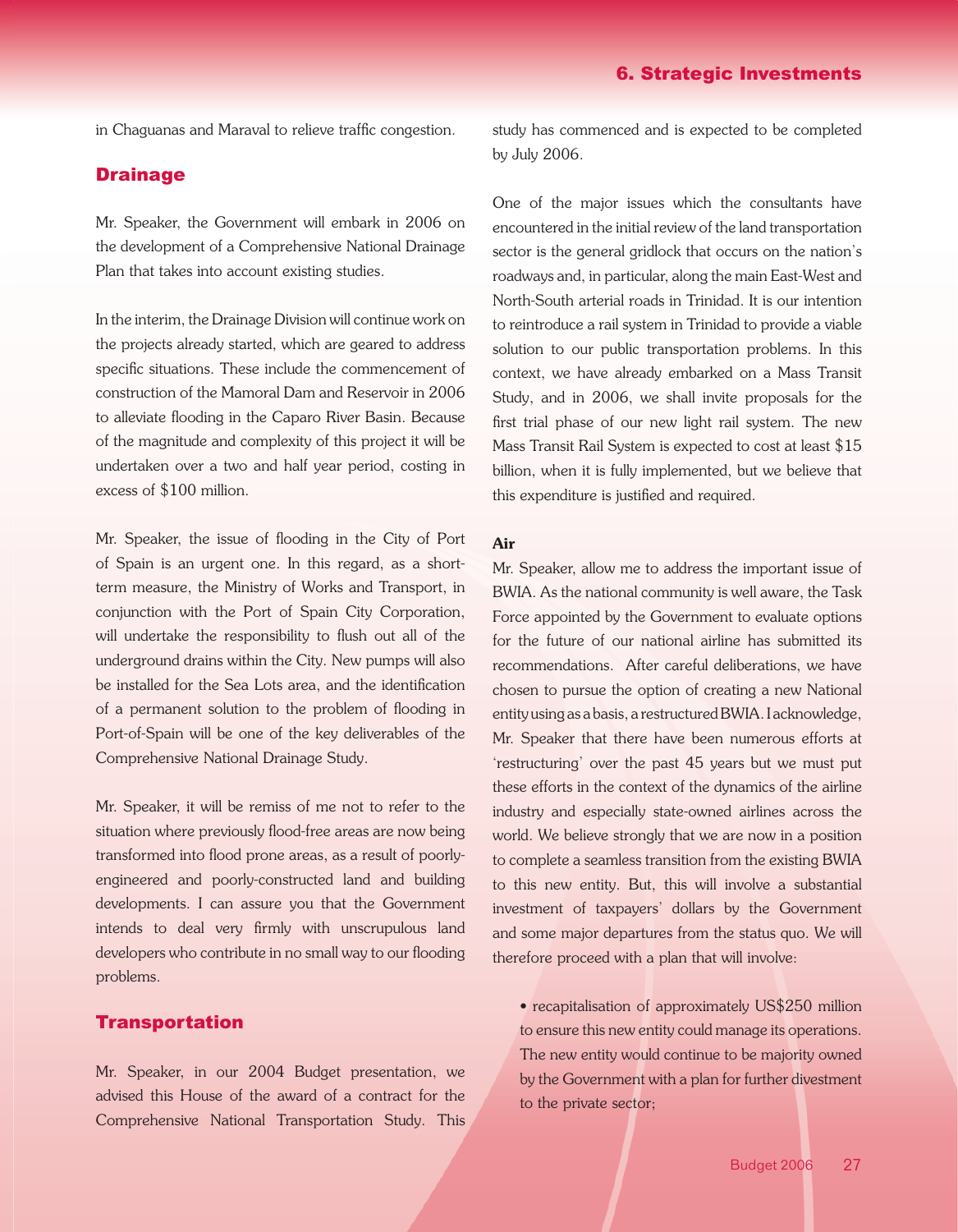in Chaguanas and Maraval to relieve traffic congestion.

## Drainage

Mr. Speaker, the Government will embark in 2006 on the development of a Comprehensive National Drainage Plan that takes into account existing studies.

In the interim, the Drainage Division will continue work on the projects already started, which are geared to address specific situations. These include the commencement of construction of the Mamoral Dam and Reservoir in 2006 to alleviate flooding in the Caparo River Basin. Because of the magnitude and complexity of this project it will be undertaken over a two and half year period, costing in excess of $100 million.

Mr. Speaker, the issue of flooding in the City of Port of Spain is an urgent one. In this regard, as a short-term measure, the Ministry of Works and Transport, in conjunction with the Port of Spain City Corporation, will undertake the responsibility to flush out all of the underground drains within the City. New pumps will also be installed for the Sea Lots area, and the identification of a permanent solution to the problem of flooding in Port-of-Spain will be one of the key deliverables of the Comprehensive National Drainage Study.

Mr. Speaker, it will be remiss of me not to refer to the situation where previously flood-free areas are now being transformed into flood prone areas, as a result of poorly-engineered and poorly-constructed land and building developments. I can assure you that the Government intends to deal very firmly with unscrupulous land developers who contribute in no small way to our flooding problems.

## Transportation

Mr. Speaker, in our 2004 Budget presentation, we advised this House of the award of a contract for the Comprehensive National Transportation Study. This study has commenced and is expected to be completed by July 2006.

One of the major issues which the consultants have encountered in the initial review of the land transportation sector is the general gridlock that occurs on the nation's roadways and, in particular, along the main East-West and North-South arterial roads in Trinidad. It is our intention to reintroduce a rail system in Trinidad to provide a viable solution to our public transportation problems. In this context, we have already embarked on a Mass Transit Study, and in 2006, we shall invite proposals for the first trial phase of our new light rail system. The new Mass Transit Rail System is expected to cost at least $15 billion, when it is fully implemented, but we believe that this expenditure is justified and required.

### Air

Mr. Speaker, allow me to address the important issue of BWIA. As the national community is well aware, the Task Force appointed by the Government to evaluate options for the future of our national airline has submitted its recommendations. After careful deliberations, we have chosen to pursue the option of creating a new National entity using as a basis, a restructured BWIA. I acknowledge, Mr. Speaker that there have been numerous efforts at 'restructuring' over the past 45 years but we must put these efforts in the context of the dynamics of the airline industry and especially state-owned airlines across the world. We believe strongly that we are now in a position to complete a seamless transition from the existing BWIA to this new entity. But, this will involve a substantial investment of taxpayers' dollars by the Government and some major departures from the status quo. We will therefore proceed with a plan that will involve:

- recapitalisation of approximately US$250 million to ensure this new entity could manage its operations. The new entity would continue to be majority owned by the Government with a plan for further divestment to the private sector;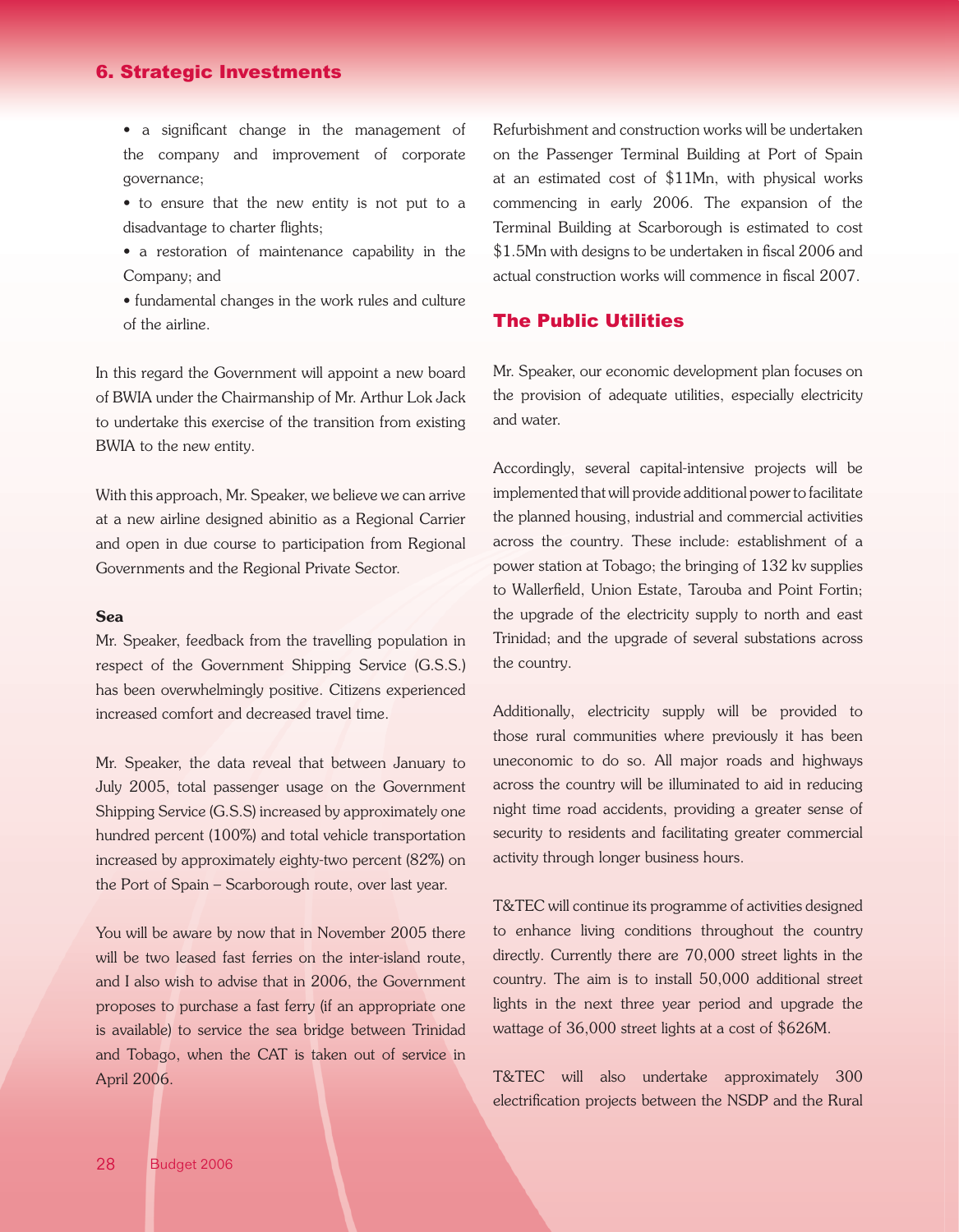- a significant change in the management of the company and improvement of corporate governance;
- to ensure that the new entity is not put to a disadvantage to charter flights;
- a restoration of maintenance capability in the Company; and
- fundamental changes in the work rules and culture of the airline.

In this regard the Government will appoint a new board of BWIA under the Chairmanship of Mr. Arthur Lok Jack to undertake this exercise of the transition from existing BWIA to the new entity.

With this approach, Mr. Speaker, we believe we can arrive at a new airline designed abinitio as a Regional Carrier and open in due course to participation from Regional Governments and the Regional Private Sector.

**Sea**

Mr. Speaker, feedback from the travelling population in respect of the Government Shipping Service (G.S.S.) has been overwhelmingly positive. Citizens experienced increased comfort and decreased travel time.

Mr. Speaker, the data reveal that between January to July 2005, total passenger usage on the Government Shipping Service (G.S.S) increased by approximately one hundred percent (100%) and total vehicle transportation increased by approximately eighty-two percent (82%) on the Port of Spain – Scarborough route, over last year.

You will be aware by now that in November 2005 there will be two leased fast ferries on the inter-island route, and I also wish to advise that in 2006, the Government proposes to purchase a fast ferry (if an appropriate one is available) to service the sea bridge between Trinidad and Tobago, when the CAT is taken out of service in April 2006.

Refurbishment and construction works will be undertaken on the Passenger Terminal Building at Port of Spain at an estimated cost of $11Mn, with physical works commencing in early 2006. The expansion of the Terminal Building at Scarborough is estimated to cost $1.5Mn with designs to be undertaken in fiscal 2006 and actual construction works will commence in fiscal 2007.

## The Public Utilities

Mr. Speaker, our economic development plan focuses on the provision of adequate utilities, especially electricity and water.

Accordingly, several capital-intensive projects will be implemented that will provide additional power to facilitate the planned housing, industrial and commercial activities across the country. These include: establishment of a power station at Tobago; the bringing of 132 kv supplies to Wallerfield, Union Estate, Tarouba and Point Fortin; the upgrade of the electricity supply to north and east Trinidad; and the upgrade of several substations across the country.

Additionally, electricity supply will be provided to those rural communities where previously it has been uneconomic to do so. All major roads and highways across the country will be illuminated to aid in reducing night time road accidents, providing a greater sense of security to residents and facilitating greater commercial activity through longer business hours.

T&TEC will continue its programme of activities designed to enhance living conditions throughout the country directly. Currently there are 70,000 street lights in the country. The aim is to install 50,000 additional street lights in the next three year period and upgrade the wattage of 36,000 street lights at a cost of $626M.

T&TEC will also undertake approximately 300 electrification projects between the NSDP and the Rural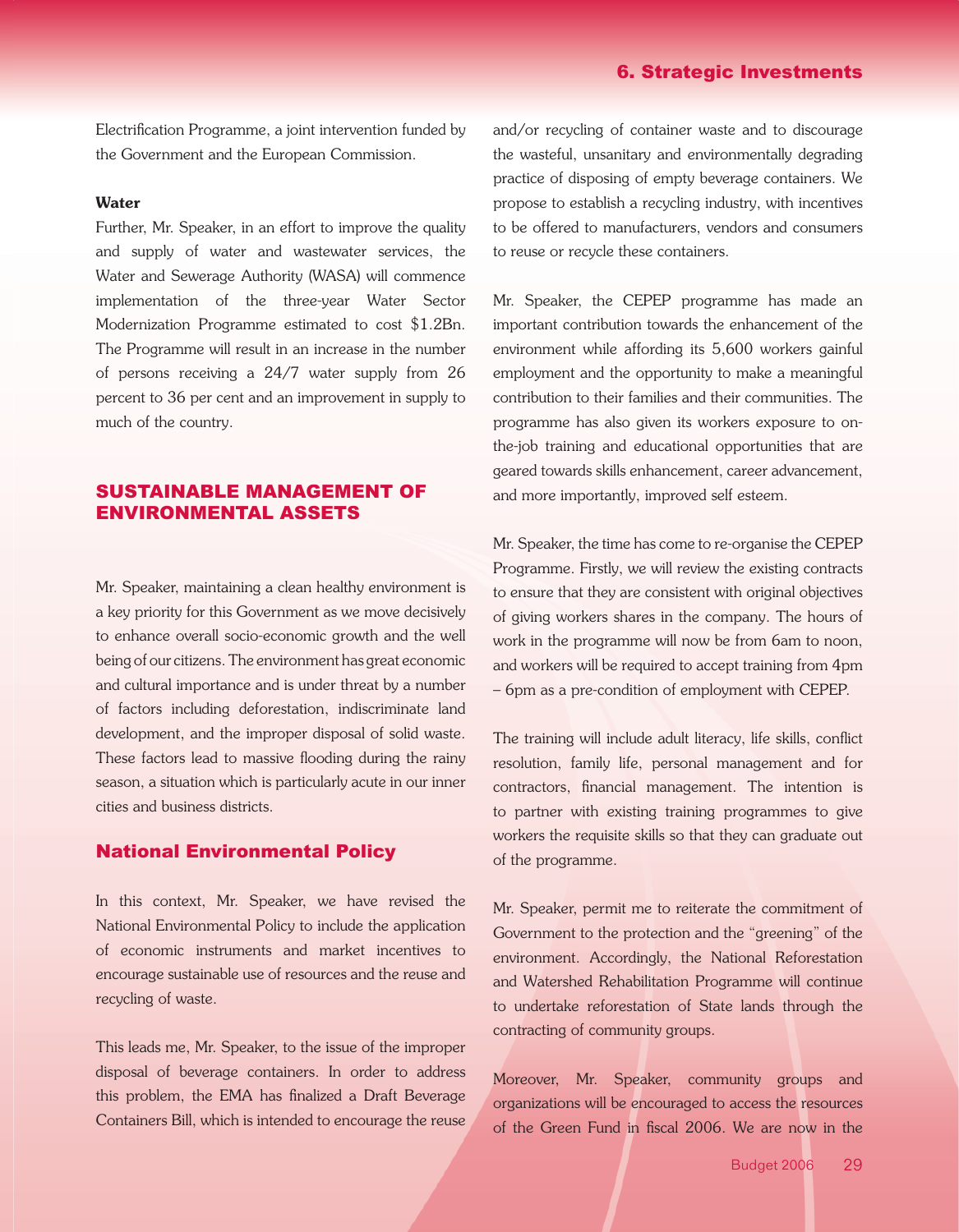Electrification Programme, a joint intervention funded by the Government and the European Commission.

**Water**

Further, Mr. Speaker, in an effort to improve the quality and supply of water and wastewater services, the Water and Sewerage Authority (WASA) will commence implementation of the three-year Water Sector Modernization Programme estimated to cost $1.2Bn. The Programme will result in an increase in the number of persons receiving a 24/7 water supply from 26 percent to 36 per cent and an improvement in supply to much of the country.

## SUSTAINABLE MANAGEMENT OF ENVIRONMENTAL ASSETS

Mr. Speaker, maintaining a clean healthy environment is a key priority for this Government as we move decisively to enhance overall socio-economic growth and the well being of our citizens. The environment has great economic and cultural importance and is under threat by a number of factors including deforestation, indiscriminate land development, and the improper disposal of solid waste. These factors lead to massive flooding during the rainy season, a situation which is particularly acute in our inner cities and business districts.

### National Environmental Policy

In this context, Mr. Speaker, we have revised the National Environmental Policy to include the application of economic instruments and market incentives to encourage sustainable use of resources and the reuse and recycling of waste.

This leads me, Mr. Speaker, to the issue of the improper disposal of beverage containers. In order to address this problem, the EMA has finalized a Draft Beverage Containers Bill, which is intended to encourage the reuse and/or recycling of container waste and to discourage the wasteful, unsanitary and environmentally degrading practice of disposing of empty beverage containers. We propose to establish a recycling industry, with incentives to be offered to manufacturers, vendors and consumers to reuse or recycle these containers.

Mr. Speaker, the CEPEP programme has made an important contribution towards the enhancement of the environment while affording its 5,600 workers gainful employment and the opportunity to make a meaningful contribution to their families and their communities. The programme has also given its workers exposure to on-the-job training and educational opportunities that are geared towards skills enhancement, career advancement, and more importantly, improved self esteem.

Mr. Speaker, the time has come to re-organise the CEPEP Programme. Firstly, we will review the existing contracts to ensure that they are consistent with original objectives of giving workers shares in the company. The hours of work in the programme will now be from 6am to noon, and workers will be required to accept training from 4pm – 6pm as a pre-condition of employment with CEPEP.

The training will include adult literacy, life skills, conflict resolution, family life, personal management and for contractors, financial management. The intention is to partner with existing training programmes to give workers the requisite skills so that they can graduate out of the programme.

Mr. Speaker, permit me to reiterate the commitment of Government to the protection and the "greening" of the environment. Accordingly, the National Reforestation and Watershed Rehabilitation Programme will continue to undertake reforestation of State lands through the contracting of community groups.

Moreover, Mr. Speaker, community groups and organizations will be encouraged to access the resources of the Green Fund in fiscal 2006. We are now in the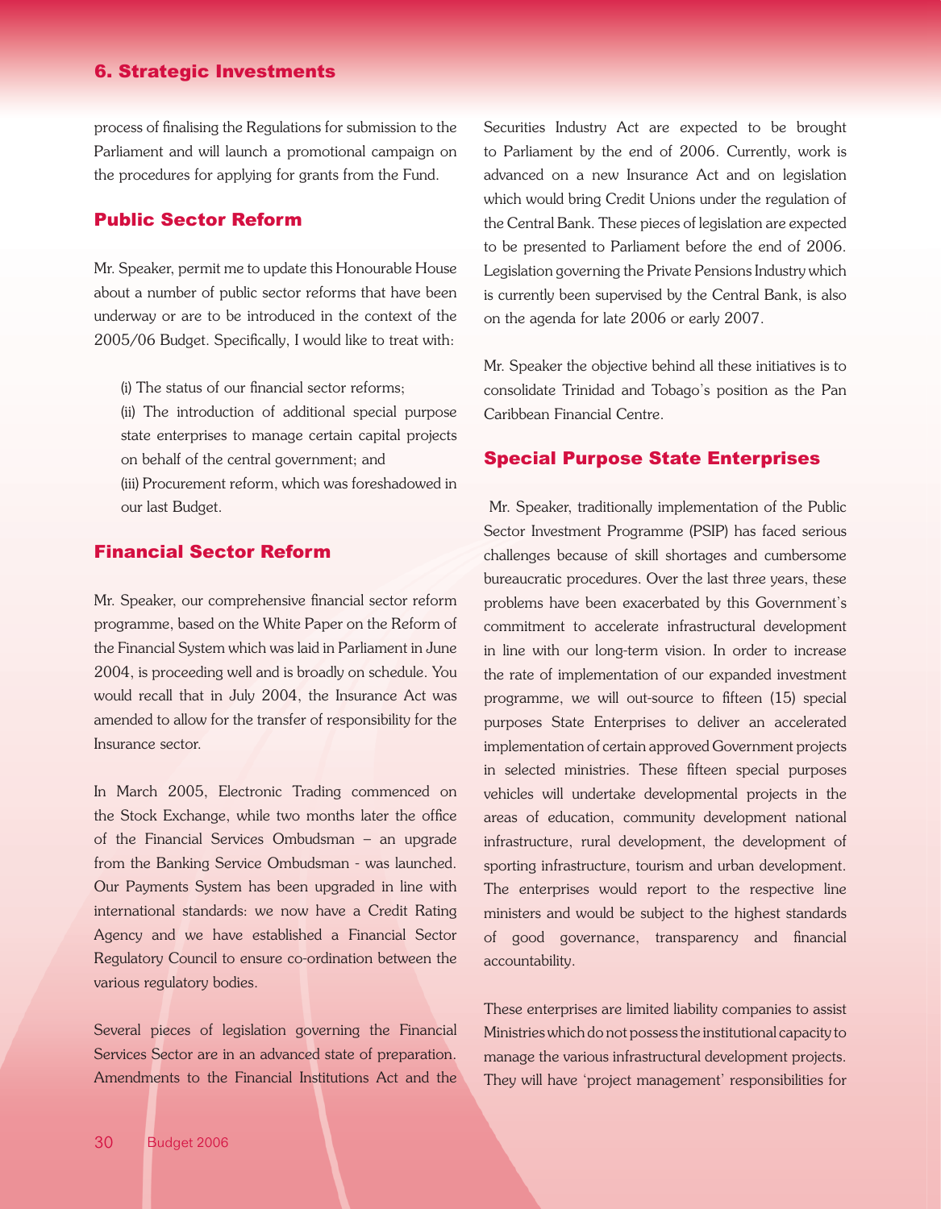process of finalising the Regulations for submission to the Parliament and will launch a promotional campaign on the procedures for applying for grants from the Fund.

## Public Sector Reform

Mr. Speaker, permit me to update this Honourable House about a number of public sector reforms that have been underway or are to be introduced in the context of the 2005/06 Budget. Specifically, I would like to treat with:

(i) The status of our financial sector reforms;
(ii) The introduction of additional special purpose state enterprises to manage certain capital projects on behalf of the central government; and
(iii) Procurement reform, which was foreshadowed in our last Budget.

## Financial Sector Reform

Mr. Speaker, our comprehensive financial sector reform programme, based on the White Paper on the Reform of the Financial System which was laid in Parliament in June 2004, is proceeding well and is broadly on schedule. You would recall that in July 2004, the Insurance Act was amended to allow for the transfer of responsibility for the Insurance sector.

In March 2005, Electronic Trading commenced on the Stock Exchange, while two months later the office of the Financial Services Ombudsman – an upgrade from the Banking Service Ombudsman - was launched. Our Payments System has been upgraded in line with international standards: we now have a Credit Rating Agency and we have established a Financial Sector Regulatory Council to ensure co-ordination between the various regulatory bodies.

Several pieces of legislation governing the Financial Services Sector are in an advanced state of preparation. Amendments to the Financial Institutions Act and the Securities Industry Act are expected to be brought to Parliament by the end of 2006. Currently, work is advanced on a new Insurance Act and on legislation which would bring Credit Unions under the regulation of the Central Bank. These pieces of legislation are expected to be presented to Parliament before the end of 2006. Legislation governing the Private Pensions Industry which is currently been supervised by the Central Bank, is also on the agenda for late 2006 or early 2007.

Mr. Speaker the objective behind all these initiatives is to consolidate Trinidad and Tobago's position as the Pan Caribbean Financial Centre.

## Special Purpose State Enterprises

Mr. Speaker, traditionally implementation of the Public Sector Investment Programme (PSIP) has faced serious challenges because of skill shortages and cumbersome bureaucratic procedures. Over the last three years, these problems have been exacerbated by this Government's commitment to accelerate infrastructural development in line with our long-term vision. In order to increase the rate of implementation of our expanded investment programme, we will out-source to fifteen (15) special purposes State Enterprises to deliver an accelerated implementation of certain approved Government projects in selected ministries. These fifteen special purposes vehicles will undertake developmental projects in the areas of education, community development national infrastructure, rural development, the development of sporting infrastructure, tourism and urban development. The enterprises would report to the respective line ministers and would be subject to the highest standards of good governance, transparency and financial accountability.

These enterprises are limited liability companies to assist Ministries which do not possess the institutional capacity to manage the various infrastructural development projects. They will have 'project management' responsibilities for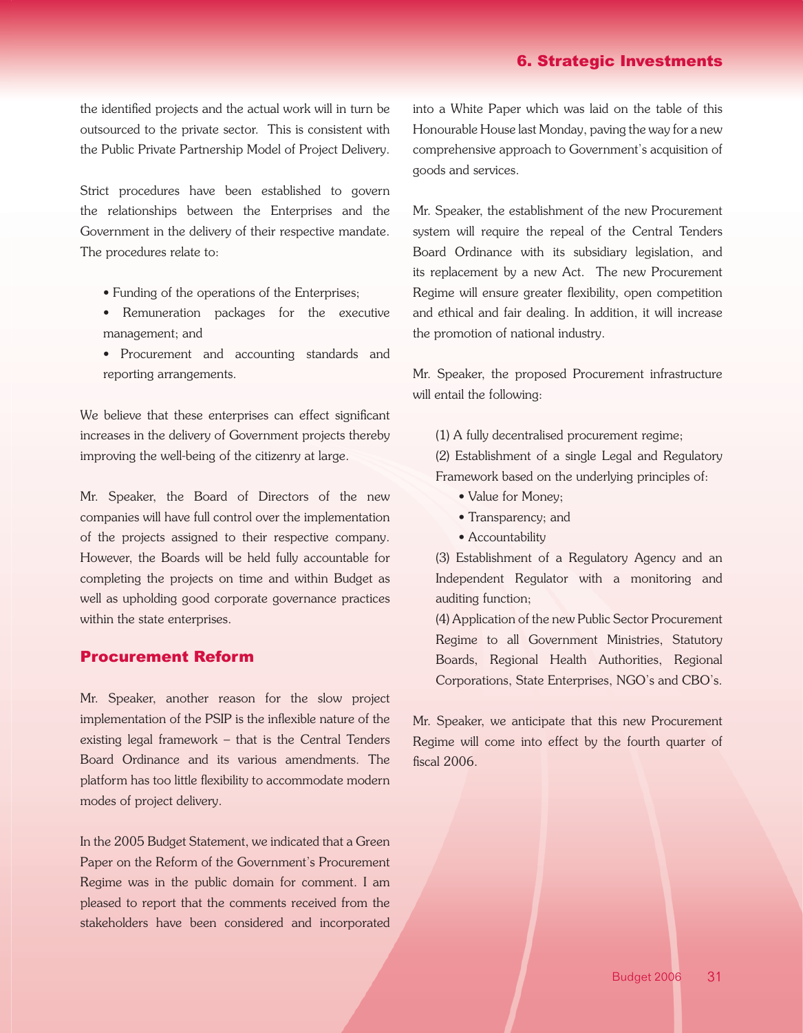the identified projects and the actual work will in turn be outsourced to the private sector. This is consistent with the Public Private Partnership Model of Project Delivery.

Strict procedures have been established to govern the relationships between the Enterprises and the Government in the delivery of their respective mandate. The procedures relate to:

- Funding of the operations of the Enterprises;
- Remuneration packages for the executive management; and
- Procurement and accounting standards and reporting arrangements.

We believe that these enterprises can effect significant increases in the delivery of Government projects thereby improving the well-being of the citizenry at large.

Mr. Speaker, the Board of Directors of the new companies will have full control over the implementation of the projects assigned to their respective company. However, the Boards will be held fully accountable for completing the projects on time and within Budget as well as upholding good corporate governance practices within the state enterprises.

## Procurement Reform

Mr. Speaker, another reason for the slow project implementation of the PSIP is the inflexible nature of the existing legal framework – that is the Central Tenders Board Ordinance and its various amendments. The platform has too little flexibility to accommodate modern modes of project delivery.

In the 2005 Budget Statement, we indicated that a Green Paper on the Reform of the Government's Procurement Regime was in the public domain for comment. I am pleased to report that the comments received from the stakeholders have been considered and incorporated into a White Paper which was laid on the table of this Honourable House last Monday, paving the way for a new comprehensive approach to Government's acquisition of goods and services.

Mr. Speaker, the establishment of the new Procurement system will require the repeal of the Central Tenders Board Ordinance with its subsidiary legislation, and its replacement by a new Act. The new Procurement Regime will ensure greater flexibility, open competition and ethical and fair dealing. In addition, it will increase the promotion of national industry.

Mr. Speaker, the proposed Procurement infrastructure will entail the following:

(1) A fully decentralised procurement regime;

(2) Establishment of a single Legal and Regulatory Framework based on the underlying principles of:

- Value for Money;
- Transparency; and
- Accountability

(3) Establishment of a Regulatory Agency and an Independent Regulator with a monitoring and auditing function;

(4) Application of the new Public Sector Procurement Regime to all Government Ministries, Statutory Boards, Regional Health Authorities, Regional Corporations, State Enterprises, NGO's and CBO's.

Mr. Speaker, we anticipate that this new Procurement Regime will come into effect by the fourth quarter of fiscal 2006.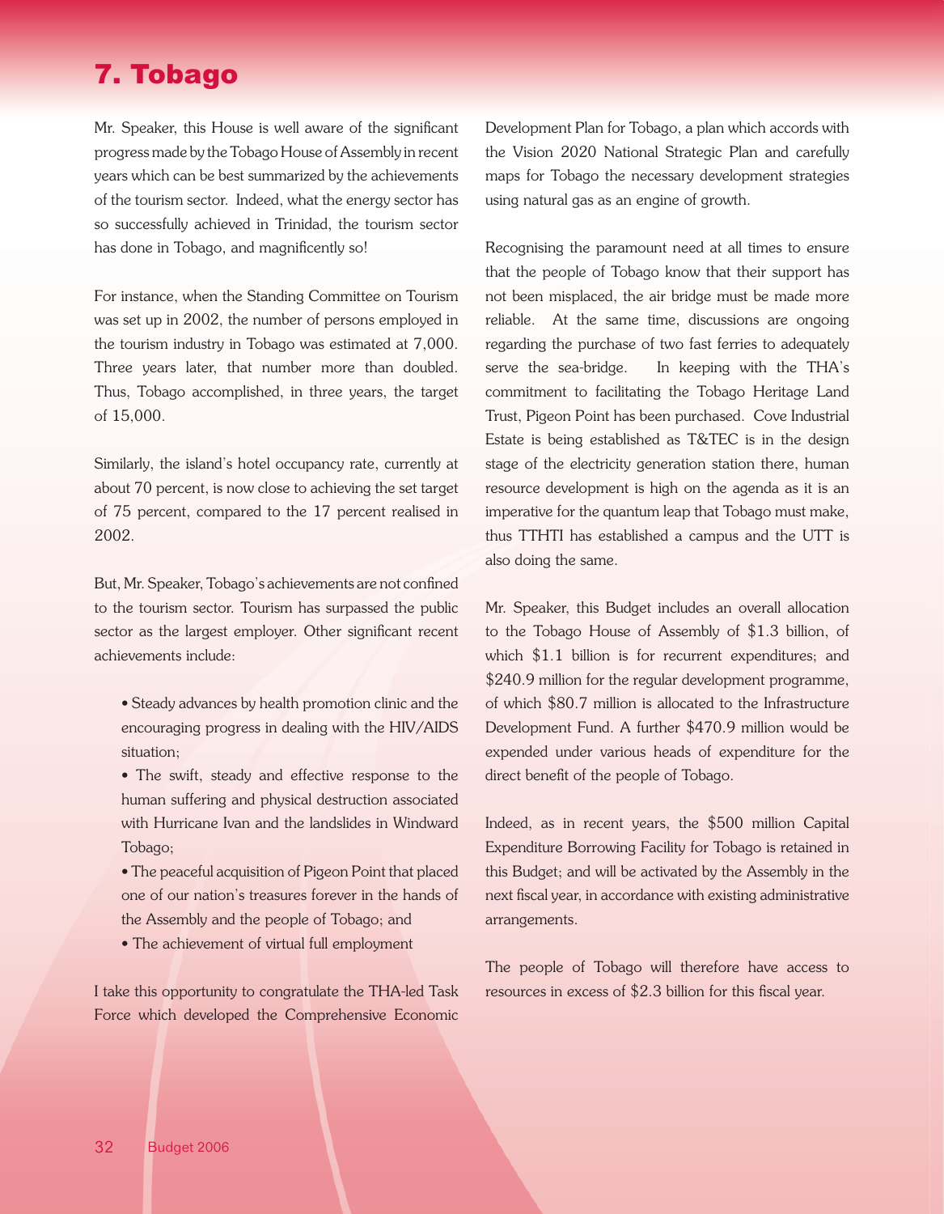# 7. Tobago

Mr. Speaker, this House is well aware of the significant progress made by the Tobago House of Assembly in recent years which can be best summarized by the achievements of the tourism sector. Indeed, what the energy sector has so successfully achieved in Trinidad, the tourism sector has done in Tobago, and magnificently so!

For instance, when the Standing Committee on Tourism was set up in 2002, the number of persons employed in the tourism industry in Tobago was estimated at 7,000. Three years later, that number more than doubled. Thus, Tobago accomplished, in three years, the target of 15,000.

Similarly, the island's hotel occupancy rate, currently at about 70 percent, is now close to achieving the set target of 75 percent, compared to the 17 percent realised in 2002.

But, Mr. Speaker, Tobago's achievements are not confined to the tourism sector. Tourism has surpassed the public sector as the largest employer. Other significant recent achievements include:

- Steady advances by health promotion clinic and the encouraging progress in dealing with the HIV/AIDS situation;
- The swift, steady and effective response to the human suffering and physical destruction associated with Hurricane Ivan and the landslides in Windward Tobago;
- The peaceful acquisition of Pigeon Point that placed one of our nation's treasures forever in the hands of the Assembly and the people of Tobago; and
- The achievement of virtual full employment

I take this opportunity to congratulate the THA-led Task Force which developed the Comprehensive Economic Development Plan for Tobago, a plan which accords with the Vision 2020 National Strategic Plan and carefully maps for Tobago the necessary development strategies using natural gas as an engine of growth.

Recognising the paramount need at all times to ensure that the people of Tobago know that their support has not been misplaced, the air bridge must be made more reliable. At the same time, discussions are ongoing regarding the purchase of two fast ferries to adequately serve the sea-bridge. In keeping with the THA's commitment to facilitating the Tobago Heritage Land Trust, Pigeon Point has been purchased. Cove Industrial Estate is being established as T&TEC is in the design stage of the electricity generation station there, human resource development is high on the agenda as it is an imperative for the quantum leap that Tobago must make, thus TTHTI has established a campus and the UTT is also doing the same.

Mr. Speaker, this Budget includes an overall allocation to the Tobago House of Assembly of $1.3 billion, of which $1.1 billion is for recurrent expenditures; and $240.9 million for the regular development programme, of which $80.7 million is allocated to the Infrastructure Development Fund. A further $470.9 million would be expended under various heads of expenditure for the direct benefit of the people of Tobago.

Indeed, as in recent years, the $500 million Capital Expenditure Borrowing Facility for Tobago is retained in this Budget; and will be activated by the Assembly in the next fiscal year, in accordance with existing administrative arrangements.

The people of Tobago will therefore have access to resources in excess of $2.3 billion for this fiscal year.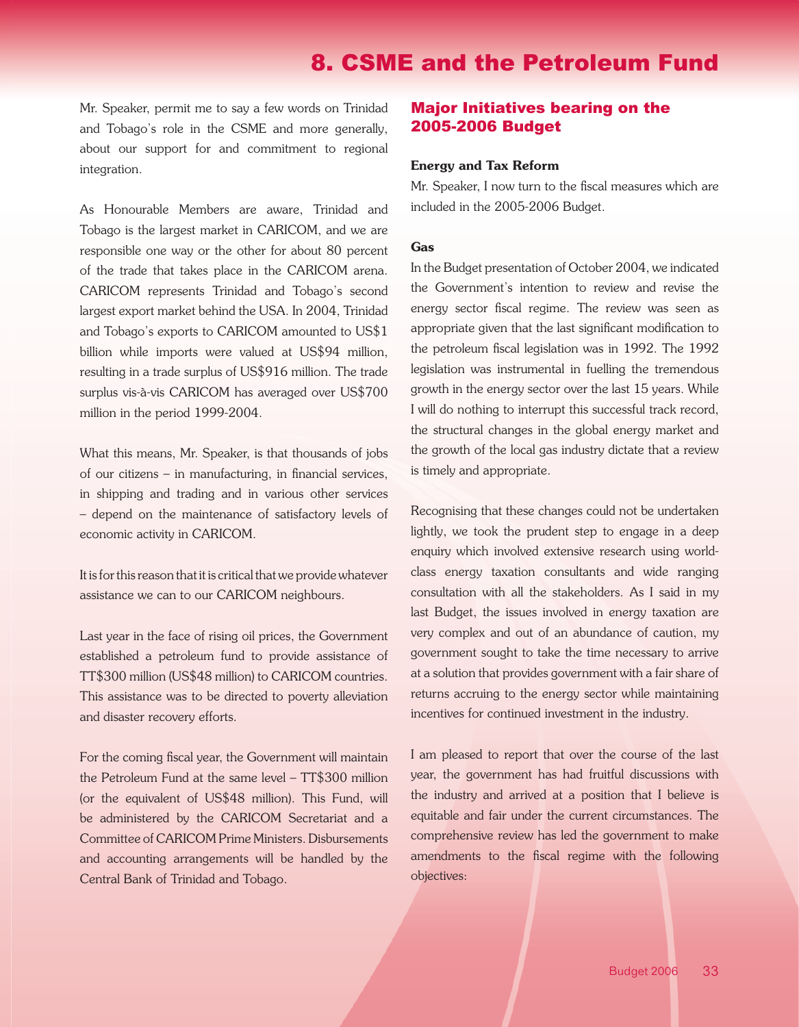# 8. CSME and the Petroleum Fund

Mr. Speaker, permit me to say a few words on Trinidad and Tobago's role in the CSME and more generally, about our support for and commitment to regional integration.

As Honourable Members are aware, Trinidad and Tobago is the largest market in CARICOM, and we are responsible one way or the other for about 80 percent of the trade that takes place in the CARICOM arena. CARICOM represents Trinidad and Tobago's second largest export market behind the USA. In 2004, Trinidad and Tobago's exports to CARICOM amounted to US$1 billion while imports were valued at US$94 million, resulting in a trade surplus of US$916 million. The trade surplus vis-à-vis CARICOM has averaged over US$700 million in the period 1999-2004.

What this means, Mr. Speaker, is that thousands of jobs of our citizens – in manufacturing, in financial services, in shipping and trading and in various other services – depend on the maintenance of satisfactory levels of economic activity in CARICOM.

It is for this reason that it is critical that we provide whatever assistance we can to our CARICOM neighbours.

Last year in the face of rising oil prices, the Government established a petroleum fund to provide assistance of TT$300 million (US$48 million) to CARICOM countries. This assistance was to be directed to poverty alleviation and disaster recovery efforts.

For the coming fiscal year, the Government will maintain the Petroleum Fund at the same level – TT$300 million (or the equivalent of US$48 million). This Fund, will be administered by the CARICOM Secretariat and a Committee of CARICOM Prime Ministers. Disbursements and accounting arrangements will be handled by the Central Bank of Trinidad and Tobago.

## Major Initiatives bearing on the 2005-2006 Budget

### Energy and Tax Reform

Mr. Speaker, I now turn to the fiscal measures which are included in the 2005-2006 Budget.

### Gas

In the Budget presentation of October 2004, we indicated the Government's intention to review and revise the energy sector fiscal regime. The review was seen as appropriate given that the last significant modification to the petroleum fiscal legislation was in 1992. The 1992 legislation was instrumental in fuelling the tremendous growth in the energy sector over the last 15 years. While I will do nothing to interrupt this successful track record, the structural changes in the global energy market and the growth of the local gas industry dictate that a review is timely and appropriate.

Recognising that these changes could not be undertaken lightly, we took the prudent step to engage in a deep enquiry which involved extensive research using world-class energy taxation consultants and wide ranging consultation with all the stakeholders. As I said in my last Budget, the issues involved in energy taxation are very complex and out of an abundance of caution, my government sought to take the time necessary to arrive at a solution that provides government with a fair share of returns accruing to the energy sector while maintaining incentives for continued investment in the industry.

I am pleased to report that over the course of the last year, the government has had fruitful discussions with the industry and arrived at a position that I believe is equitable and fair under the current circumstances. The comprehensive review has led the government to make amendments to the fiscal regime with the following objectives: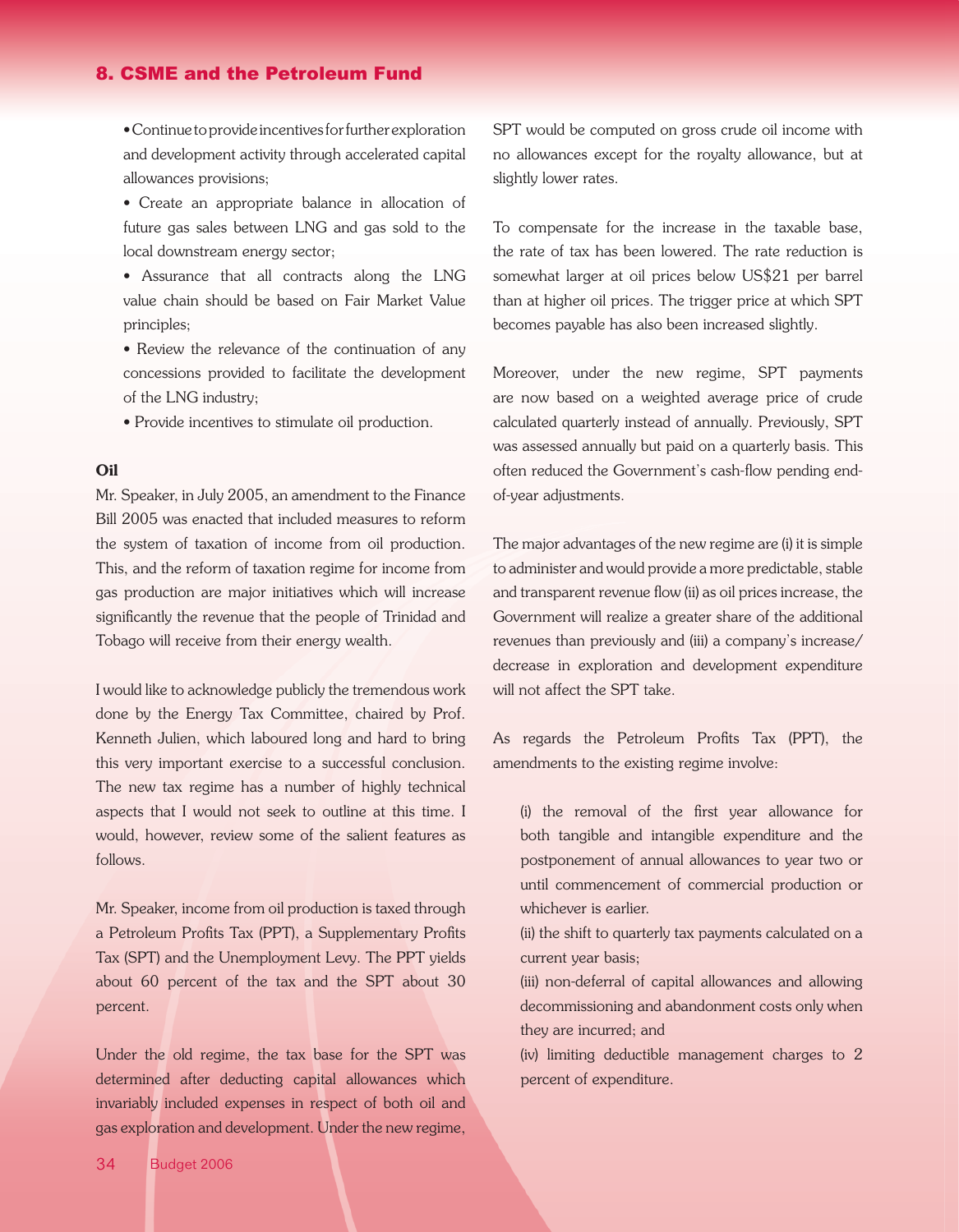- Continue to provide incentives for further exploration and development activity through accelerated capital allowances provisions;
- Create an appropriate balance in allocation of future gas sales between LNG and gas sold to the local downstream energy sector;
- Assurance that all contracts along the LNG value chain should be based on Fair Market Value principles;
- Review the relevance of the continuation of any concessions provided to facilitate the development of the LNG industry;
- Provide incentives to stimulate oil production.

**Oil**

Mr. Speaker, in July 2005, an amendment to the Finance Bill 2005 was enacted that included measures to reform the system of taxation of income from oil production. This, and the reform of taxation regime for income from gas production are major initiatives which will increase significantly the revenue that the people of Trinidad and Tobago will receive from their energy wealth.

I would like to acknowledge publicly the tremendous work done by the Energy Tax Committee, chaired by Prof. Kenneth Julien, which laboured long and hard to bring this very important exercise to a successful conclusion. The new tax regime has a number of highly technical aspects that I would not seek to outline at this time. I would, however, review some of the salient features as follows.

Mr. Speaker, income from oil production is taxed through a Petroleum Profits Tax (PPT), a Supplementary Profits Tax (SPT) and the Unemployment Levy. The PPT yields about 60 percent of the tax and the SPT about 30 percent.

Under the old regime, the tax base for the SPT was determined after deducting capital allowances which invariably included expenses in respect of both oil and gas exploration and development. Under the new regime, SPT would be computed on gross crude oil income with no allowances except for the royalty allowance, but at slightly lower rates.

To compensate for the increase in the taxable base, the rate of tax has been lowered. The rate reduction is somewhat larger at oil prices below US$21 per barrel than at higher oil prices. The trigger price at which SPT becomes payable has also been increased slightly.

Moreover, under the new regime, SPT payments are now based on a weighted average price of crude calculated quarterly instead of annually. Previously, SPT was assessed annually but paid on a quarterly basis. This often reduced the Government's cash-flow pending end-of-year adjustments.

The major advantages of the new regime are (i) it is simple to administer and would provide a more predictable, stable and transparent revenue flow (ii) as oil prices increase, the Government will realize a greater share of the additional revenues than previously and (iii) a company's increase/decrease in exploration and development expenditure will not affect the SPT take.

As regards the Petroleum Profits Tax (PPT), the amendments to the existing regime involve:

(i) the removal of the first year allowance for both tangible and intangible expenditure and the postponement of annual allowances to year two or until commencement of commercial production or whichever is earlier.

(ii) the shift to quarterly tax payments calculated on a current year basis;

(iii) non-deferral of capital allowances and allowing decommissioning and abandonment costs only when they are incurred; and

(iv) limiting deductible management charges to 2 percent of expenditure.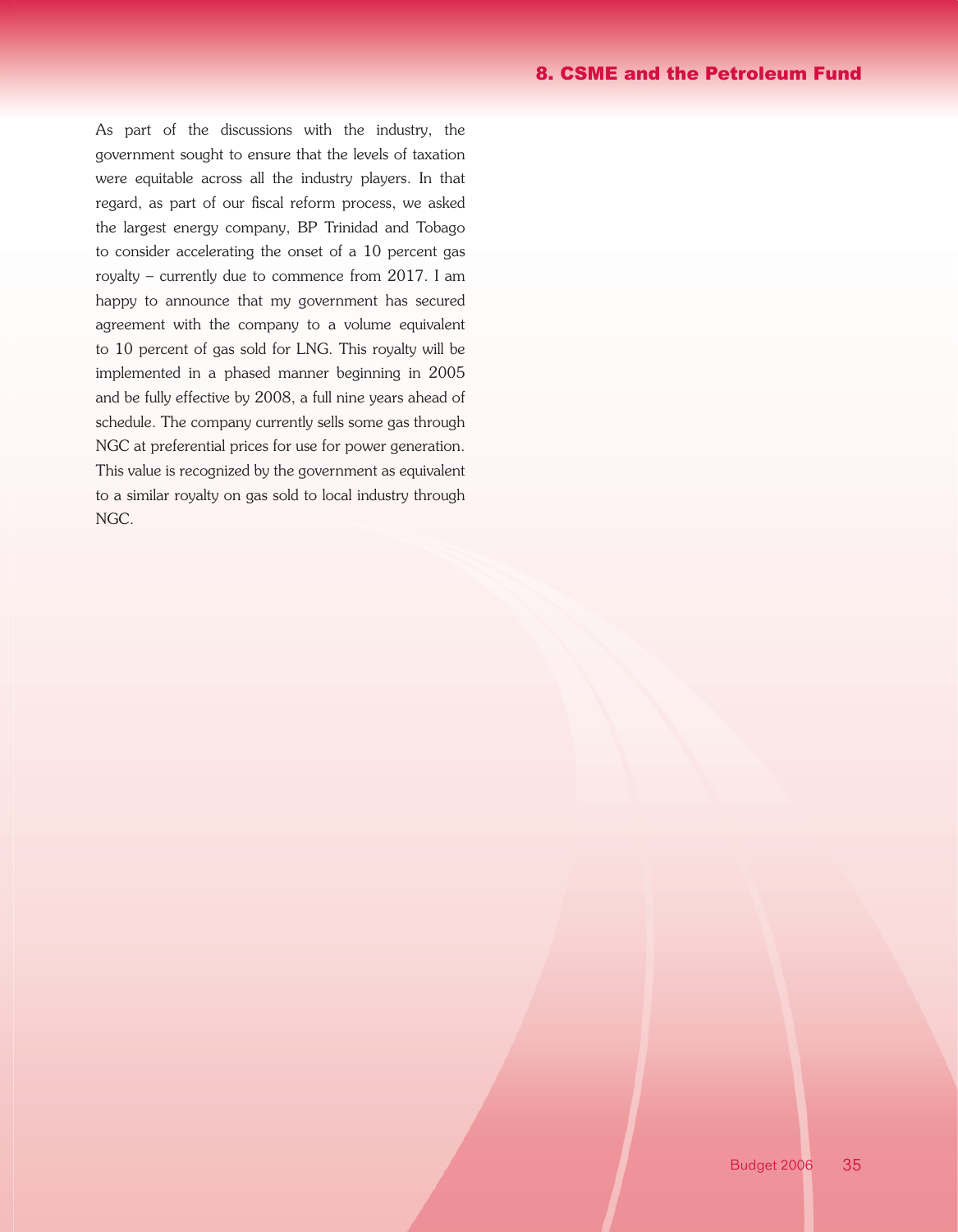As part of the discussions with the industry, the government sought to ensure that the levels of taxation were equitable across all the industry players. In that regard, as part of our fiscal reform process, we asked the largest energy company, BP Trinidad and Tobago to consider accelerating the onset of a 10 percent gas royalty – currently due to commence from 2017. I am happy to announce that my government has secured agreement with the company to a volume equivalent to 10 percent of gas sold for LNG. This royalty will be implemented in a phased manner beginning in 2005 and be fully effective by 2008, a full nine years ahead of schedule. The company currently sells some gas through NGC at preferential prices for use for power generation. This value is recognized by the government as equivalent to a similar royalty on gas sold to local industry through NGC.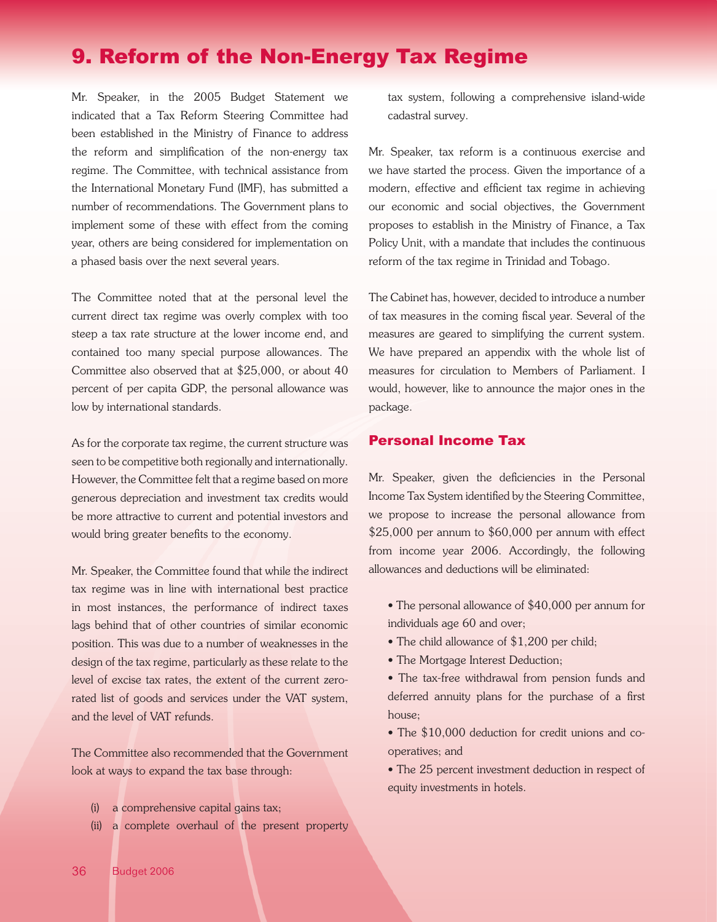# 9. Reform of the Non-Energy Tax Regime

Mr. Speaker, in the 2005 Budget Statement we indicated that a Tax Reform Steering Committee had been established in the Ministry of Finance to address the reform and simplification of the non-energy tax regime. The Committee, with technical assistance from the International Monetary Fund (IMF), has submitted a number of recommendations. The Government plans to implement some of these with effect from the coming year, others are being considered for implementation on a phased basis over the next several years.

The Committee noted that at the personal level the current direct tax regime was overly complex with too steep a tax rate structure at the lower income end, and contained too many special purpose allowances. The Committee also observed that at $25,000, or about 40 percent of per capita GDP, the personal allowance was low by international standards.

As for the corporate tax regime, the current structure was seen to be competitive both regionally and internationally. However, the Committee felt that a regime based on more generous depreciation and investment tax credits would be more attractive to current and potential investors and would bring greater benefits to the economy.

Mr. Speaker, the Committee found that while the indirect tax regime was in line with international best practice in most instances, the performance of indirect taxes lags behind that of other countries of similar economic position. This was due to a number of weaknesses in the design of the tax regime, particularly as these relate to the level of excise tax rates, the extent of the current zero-rated list of goods and services under the VAT system, and the level of VAT refunds.

The Committee also recommended that the Government look at ways to expand the tax base through:

(i) a comprehensive capital gains tax;
(ii) a complete overhaul of the present property tax system, following a comprehensive island-wide cadastral survey.

Mr. Speaker, tax reform is a continuous exercise and we have started the process. Given the importance of a modern, effective and efficient tax regime in achieving our economic and social objectives, the Government proposes to establish in the Ministry of Finance, a Tax Policy Unit, with a mandate that includes the continuous reform of the tax regime in Trinidad and Tobago.

The Cabinet has, however, decided to introduce a number of tax measures in the coming fiscal year. Several of the measures are geared to simplifying the current system. We have prepared an appendix with the whole list of measures for circulation to Members of Parliament. I would, however, like to announce the major ones in the package.

## Personal Income Tax

Mr. Speaker, given the deficiencies in the Personal Income Tax System identified by the Steering Committee, we propose to increase the personal allowance from $25,000 per annum to $60,000 per annum with effect from income year 2006. Accordingly, the following allowances and deductions will be eliminated:

- The personal allowance of $40,000 per annum for individuals age 60 and over;
- The child allowance of $1,200 per child;
- The Mortgage Interest Deduction;
- The tax-free withdrawal from pension funds and deferred annuity plans for the purchase of a first house;
- The $10,000 deduction for credit unions and co-operatives; and
- The 25 percent investment deduction in respect of equity investments in hotels.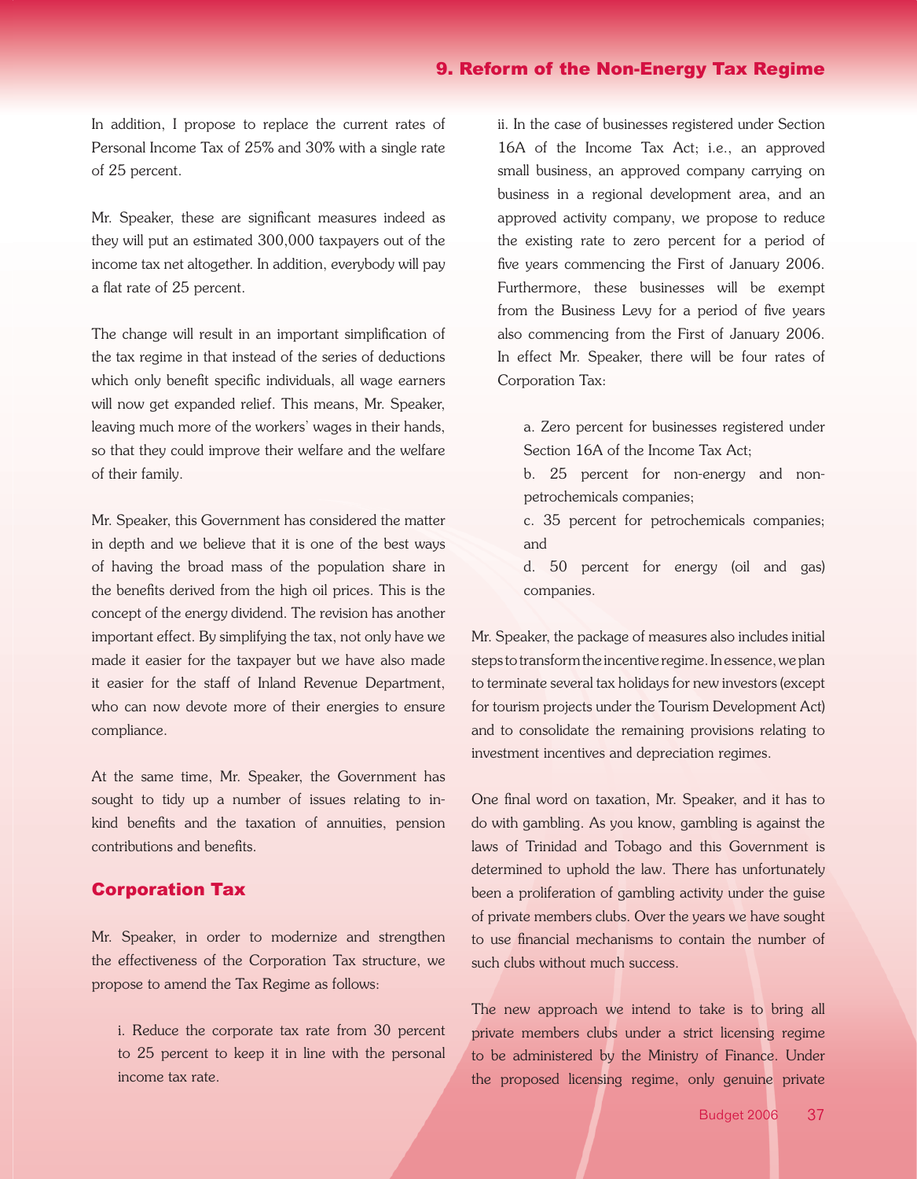In addition, I propose to replace the current rates of Personal Income Tax of 25% and 30% with a single rate of 25 percent.

Mr. Speaker, these are significant measures indeed as they will put an estimated 300,000 taxpayers out of the income tax net altogether. In addition, everybody will pay a flat rate of 25 percent.

The change will result in an important simplification of the tax regime in that instead of the series of deductions which only benefit specific individuals, all wage earners will now get expanded relief. This means, Mr. Speaker, leaving much more of the workers' wages in their hands, so that they could improve their welfare and the welfare of their family.

Mr. Speaker, this Government has considered the matter in depth and we believe that it is one of the best ways of having the broad mass of the population share in the benefits derived from the high oil prices. This is the concept of the energy dividend. The revision has another important effect. By simplifying the tax, not only have we made it easier for the taxpayer but we have also made it easier for the staff of Inland Revenue Department, who can now devote more of their energies to ensure compliance.

At the same time, Mr. Speaker, the Government has sought to tidy up a number of issues relating to in-kind benefits and the taxation of annuities, pension contributions and benefits.

## Corporation Tax

Mr. Speaker, in order to modernize and strengthen the effectiveness of the Corporation Tax structure, we propose to amend the Tax Regime as follows:

i. Reduce the corporate tax rate from 30 percent to 25 percent to keep it in line with the personal income tax rate.

ii. In the case of businesses registered under Section 16A of the Income Tax Act; i.e., an approved small business, an approved company carrying on business in a regional development area, and an approved activity company, we propose to reduce the existing rate to zero percent for a period of five years commencing the First of January 2006. Furthermore, these businesses will be exempt from the Business Levy for a period of five years also commencing from the First of January 2006. In effect Mr. Speaker, there will be four rates of Corporation Tax:

a. Zero percent for businesses registered under Section 16A of the Income Tax Act;

b. 25 percent for non-energy and non-petrochemicals companies;

c. 35 percent for petrochemicals companies; and

d. 50 percent for energy (oil and gas) companies.

Mr. Speaker, the package of measures also includes initial steps to transform the incentive regime. In essence, we plan to terminate several tax holidays for new investors (except for tourism projects under the Tourism Development Act) and to consolidate the remaining provisions relating to investment incentives and depreciation regimes.

One final word on taxation, Mr. Speaker, and it has to do with gambling. As you know, gambling is against the laws of Trinidad and Tobago and this Government is determined to uphold the law. There has unfortunately been a proliferation of gambling activity under the guise of private members clubs. Over the years we have sought to use financial mechanisms to contain the number of such clubs without much success.

The new approach we intend to take is to bring all private members clubs under a strict licensing regime to be administered by the Ministry of Finance. Under the proposed licensing regime, only genuine private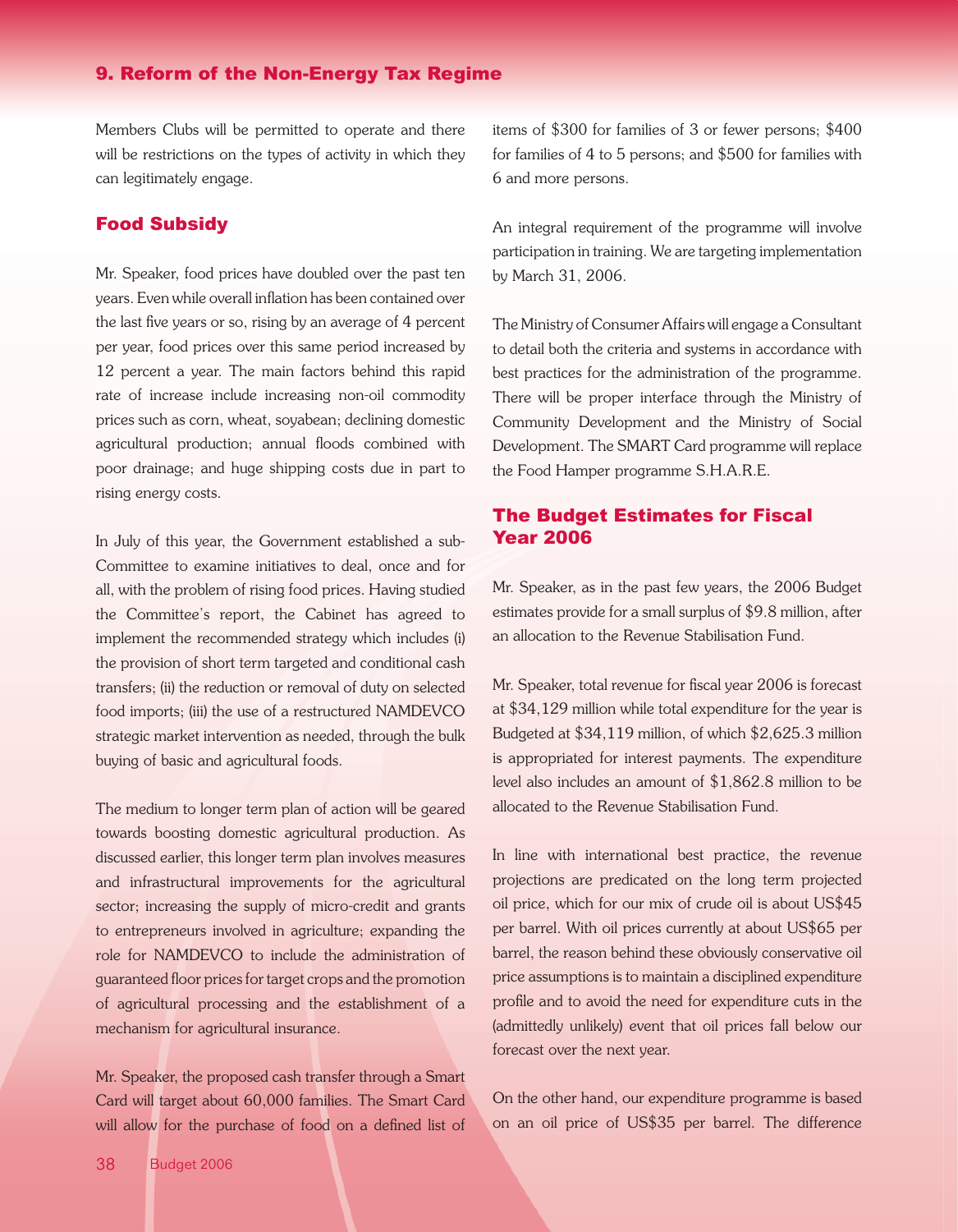## 9. Reform of the Non-Energy Tax Regime

Members Clubs will be permitted to operate and there will be restrictions on the types of activity in which they can legitimately engage.

### Food Subsidy

Mr. Speaker, food prices have doubled over the past ten years. Even while overall inflation has been contained over the last five years or so, rising by an average of 4 percent per year, food prices over this same period increased by 12 percent a year. The main factors behind this rapid rate of increase include increasing non-oil commodity prices such as corn, wheat, soyabean; declining domestic agricultural production; annual floods combined with poor drainage; and huge shipping costs due in part to rising energy costs.

In July of this year, the Government established a sub-Committee to examine initiatives to deal, once and for all, with the problem of rising food prices. Having studied the Committee's report, the Cabinet has agreed to implement the recommended strategy which includes (i) the provision of short term targeted and conditional cash transfers; (ii) the reduction or removal of duty on selected food imports; (iii) the use of a restructured NAMDEVCO strategic market intervention as needed, through the bulk buying of basic and agricultural foods.

The medium to longer term plan of action will be geared towards boosting domestic agricultural production. As discussed earlier, this longer term plan involves measures and infrastructural improvements for the agricultural sector; increasing the supply of micro-credit and grants to entrepreneurs involved in agriculture; expanding the role for NAMDEVCO to include the administration of guaranteed floor prices for target crops and the promotion of agricultural processing and the establishment of a mechanism for agricultural insurance.

Mr. Speaker, the proposed cash transfer through a Smart Card will target about 60,000 families. The Smart Card will allow for the purchase of food on a defined list of items of $300 for families of 3 or fewer persons; $400 for families of 4 to 5 persons; and $500 for families with 6 and more persons.

An integral requirement of the programme will involve participation in training. We are targeting implementation by March 31, 2006.

The Ministry of Consumer Affairs will engage a Consultant to detail both the criteria and systems in accordance with best practices for the administration of the programme. There will be proper interface through the Ministry of Community Development and the Ministry of Social Development. The SMART Card programme will replace the Food Hamper programme S.H.A.R.E.

### The Budget Estimates for Fiscal Year 2006

Mr. Speaker, as in the past few years, the 2006 Budget estimates provide for a small surplus of $9.8 million, after an allocation to the Revenue Stabilisation Fund.

Mr. Speaker, total revenue for fiscal year 2006 is forecast at $34,129 million while total expenditure for the year is Budgeted at $34,119 million, of which $2,625.3 million is appropriated for interest payments. The expenditure level also includes an amount of $1,862.8 million to be allocated to the Revenue Stabilisation Fund.

In line with international best practice, the revenue projections are predicated on the long term projected oil price, which for our mix of crude oil is about US$45 per barrel. With oil prices currently at about US$65 per barrel, the reason behind these obviously conservative oil price assumptions is to maintain a disciplined expenditure profile and to avoid the need for expenditure cuts in the (admittedly unlikely) event that oil prices fall below our forecast over the next year.

On the other hand, our expenditure programme is based on an oil price of US$35 per barrel. The difference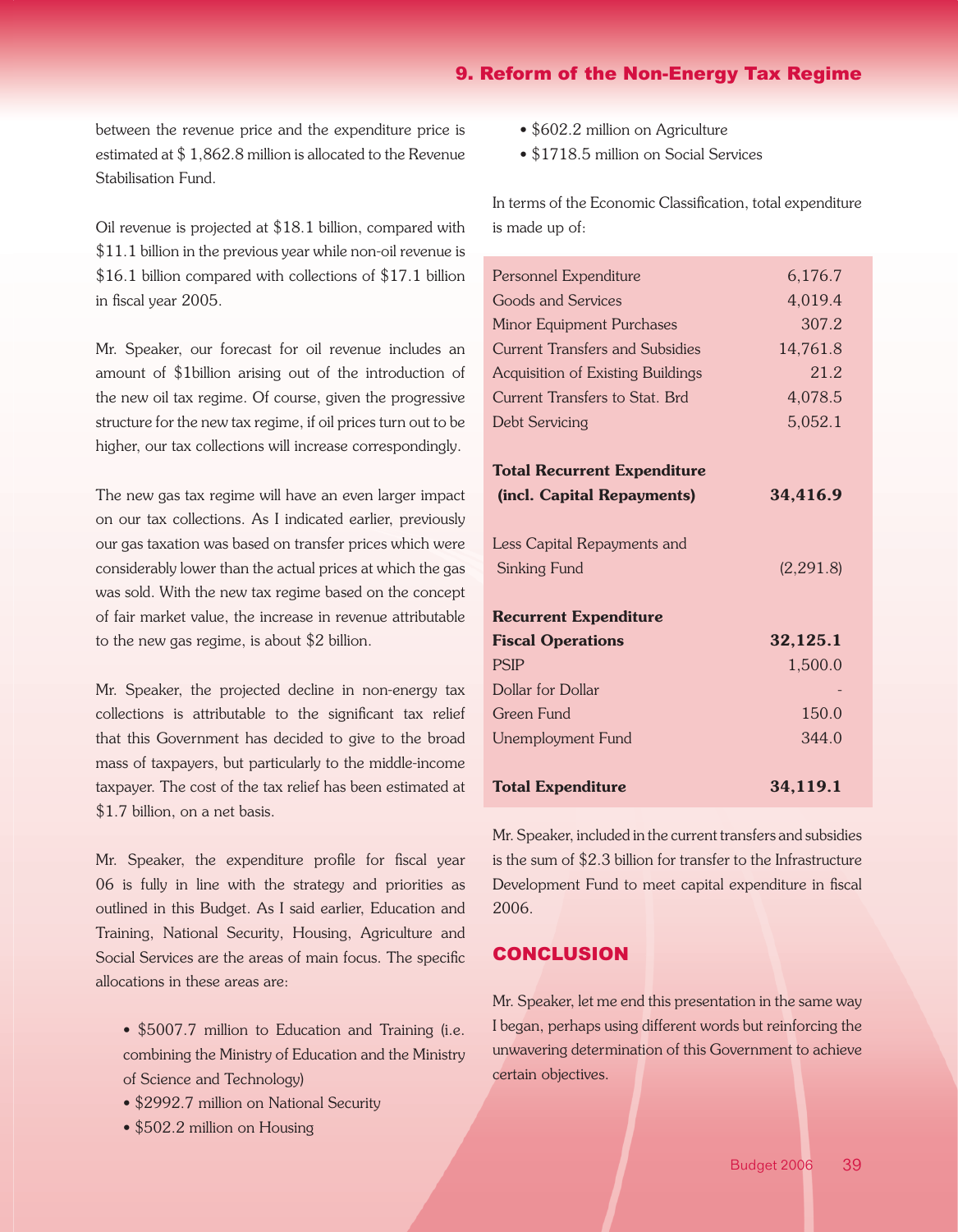between the revenue price and the expenditure price is estimated at $ 1,862.8 million is allocated to the Revenue Stabilisation Fund.

Oil revenue is projected at $18.1 billion, compared with $11.1 billion in the previous year while non-oil revenue is $16.1 billion compared with collections of $17.1 billion in fiscal year 2005.

Mr. Speaker, our forecast for oil revenue includes an amount of $1billion arising out of the introduction of the new oil tax regime. Of course, given the progressive structure for the new tax regime, if oil prices turn out to be higher, our tax collections will increase correspondingly.

The new gas tax regime will have an even larger impact on our tax collections. As I indicated earlier, previously our gas taxation was based on transfer prices which were considerably lower than the actual prices at which the gas was sold. With the new tax regime based on the concept of fair market value, the increase in revenue attributable to the new gas regime, is about $2 billion.

Mr. Speaker, the projected decline in non-energy tax collections is attributable to the significant tax relief that this Government has decided to give to the broad mass of taxpayers, but particularly to the middle-income taxpayer. The cost of the tax relief has been estimated at $1.7 billion, on a net basis.

Mr. Speaker, the expenditure profile for fiscal year 06 is fully in line with the strategy and priorities as outlined in this Budget. As I said earlier, Education and Training, National Security, Housing, Agriculture and Social Services are the areas of main focus. The specific allocations in these areas are:

- $5007.7 million to Education and Training (i.e. combining the Ministry of Education and the Ministry of Science and Technology)
- $2992.7 million on National Security
- $502.2 million on Housing
- $602.2 million on Agriculture
- $1718.5 million on Social Services

In terms of the Economic Classification, total expenditure is made up of:

| | |
|---|---|
| Personnel Expenditure | 6,176.7 |
| Goods and Services | 4,019.4 |
| Minor Equipment Purchases | 307.2 |
| Current Transfers and Subsidies | 14,761.8 |
| Acquisition of Existing Buildings | 21.2 |
| Current Transfers to Stat. Brd | 4,078.5 |
| Debt Servicing | 5,052.1 |
| **Total Recurrent Expenditure (incl. Capital Repayments)** | **34,416.9** |
| Less Capital Repayments and Sinking Fund | (2,291.8) |
| **Recurrent Expenditure Fiscal Operations** | **32,125.1** |
| PSIP | 1,500.0 |
| Dollar for Dollar | - |
| Green Fund | 150.0 |
| Unemployment Fund | 344.0 |
| **Total Expenditure** | **34,119.1** |

Mr. Speaker, included in the current transfers and subsidies is the sum of $2.3 billion for transfer to the Infrastructure Development Fund to meet capital expenditure in fiscal 2006.

## CONCLUSION

Mr. Speaker, let me end this presentation in the same way I began, perhaps using different words but reinforcing the unwavering determination of this Government to achieve certain objectives.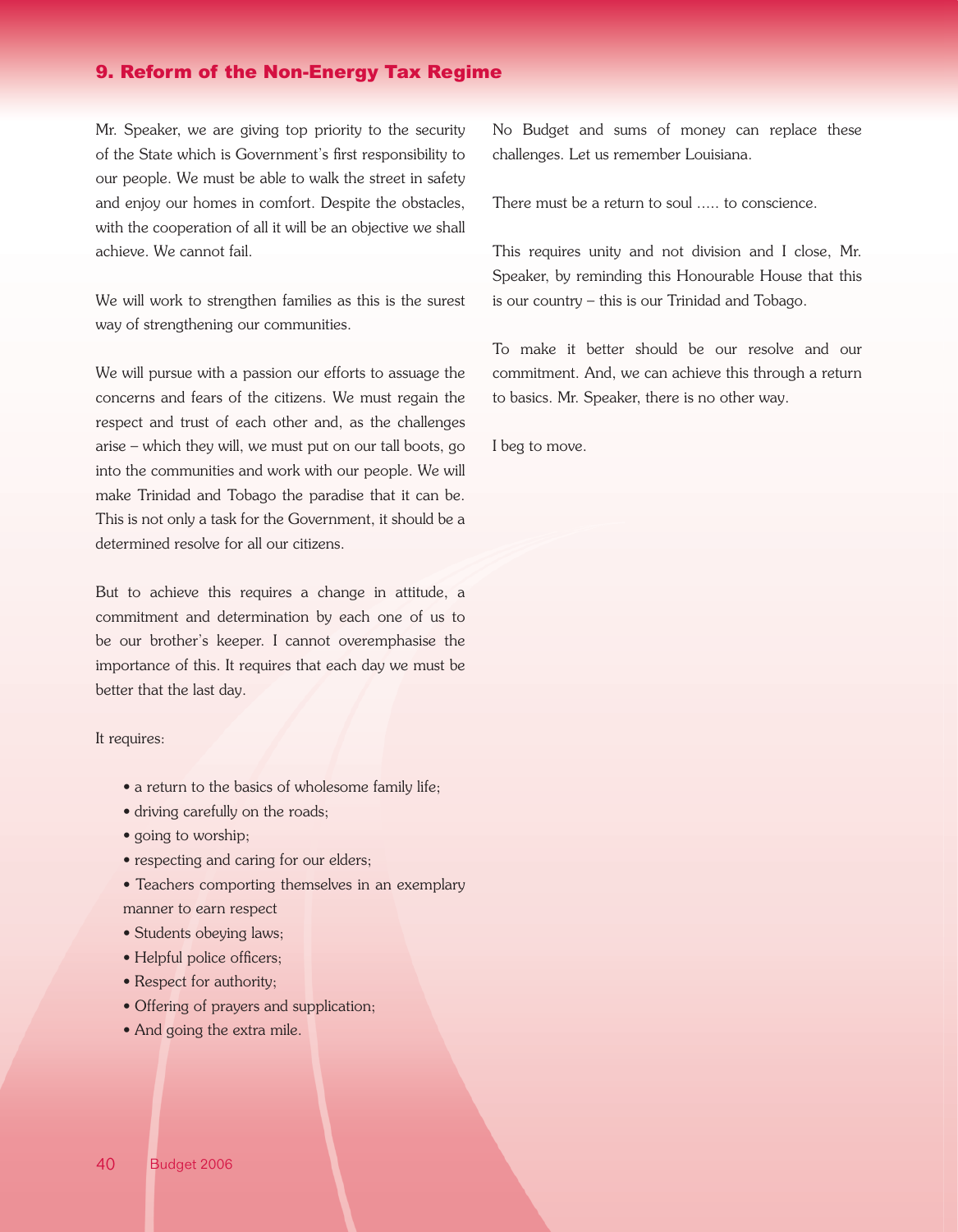## 9. Reform of the Non-Energy Tax Regime

Mr. Speaker, we are giving top priority to the security of the State which is Government's first responsibility to our people. We must be able to walk the street in safety and enjoy our homes in comfort. Despite the obstacles, with the cooperation of all it will be an objective we shall achieve. We cannot fail.

We will work to strengthen families as this is the surest way of strengthening our communities.

We will pursue with a passion our efforts to assuage the concerns and fears of the citizens. We must regain the respect and trust of each other and, as the challenges arise – which they will, we must put on our tall boots, go into the communities and work with our people. We will make Trinidad and Tobago the paradise that it can be. This is not only a task for the Government, it should be a determined resolve for all our citizens.

But to achieve this requires a change in attitude, a commitment and determination by each one of us to be our brother's keeper. I cannot overemphasise the importance of this. It requires that each day we must be better that the last day.

It requires:

- a return to the basics of wholesome family life;
- driving carefully on the roads;
- going to worship;
- respecting and caring for our elders;
- Teachers comporting themselves in an exemplary manner to earn respect
- Students obeying laws;
- Helpful police officers;
- Respect for authority;
- Offering of prayers and supplication;
- And going the extra mile.

No Budget and sums of money can replace these challenges. Let us remember Louisiana.

There must be a return to soul ..... to conscience.

This requires unity and not division and I close, Mr. Speaker, by reminding this Honourable House that this is our country – this is our Trinidad and Tobago.

To make it better should be our resolve and our commitment. And, we can achieve this through a return to basics. Mr. Speaker, there is no other way.

I beg to move.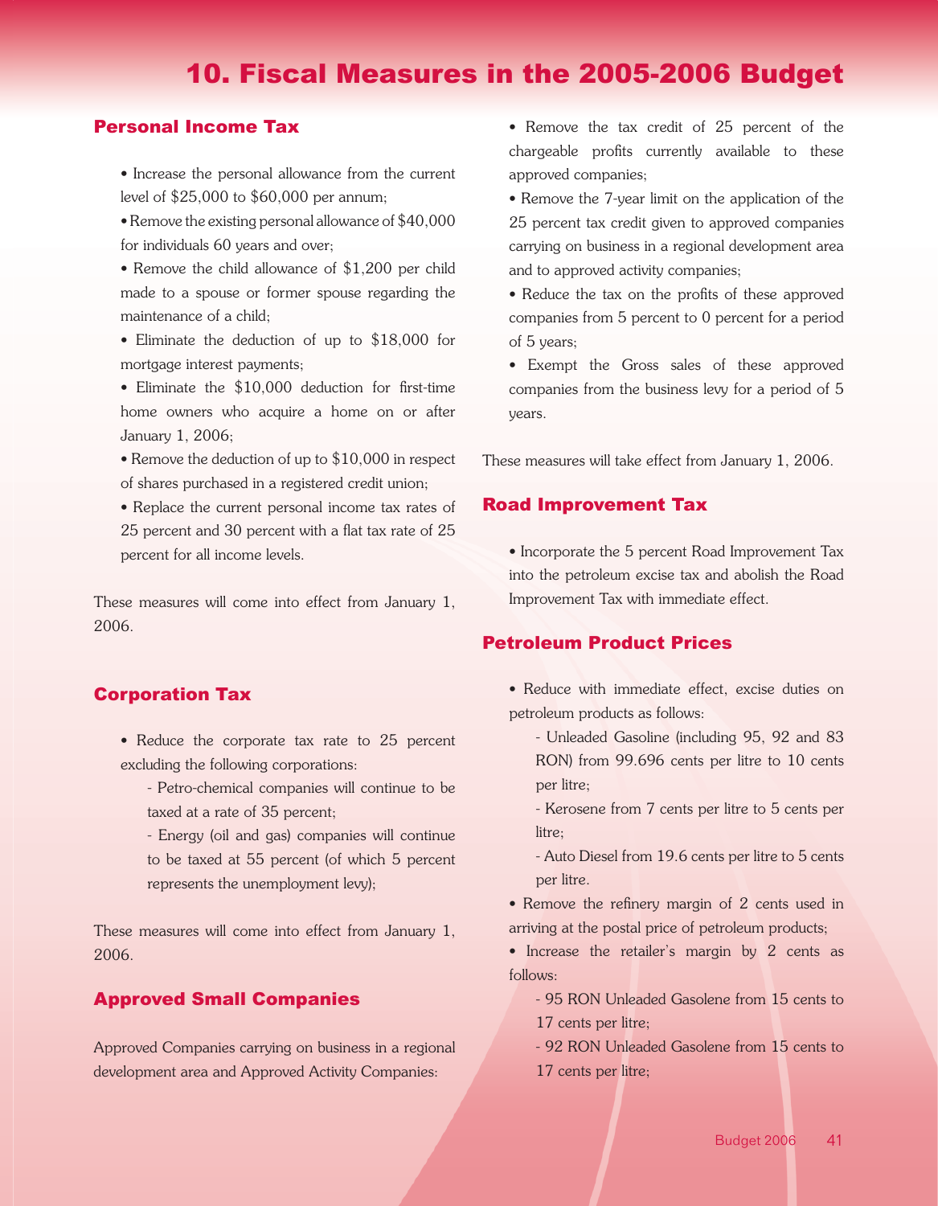# 10. Fiscal Measures in the 2005-2006 Budget

## Personal Income Tax

- Increase the personal allowance from the current level of $25,000 to $60,000 per annum;
- Remove the existing personal allowance of $40,000 for individuals 60 years and over;
- Remove the child allowance of $1,200 per child made to a spouse or former spouse regarding the maintenance of a child;
- Eliminate the deduction of up to $18,000 for mortgage interest payments;
- Eliminate the $10,000 deduction for first-time home owners who acquire a home on or after January 1, 2006;
- Remove the deduction of up to $10,000 in respect of shares purchased in a registered credit union;
- Replace the current personal income tax rates of 25 percent and 30 percent with a flat tax rate of 25 percent for all income levels.

These measures will come into effect from January 1, 2006.

## Corporation Tax

- Reduce the corporate tax rate to 25 percent excluding the following corporations:
  - Petro-chemical companies will continue to be taxed at a rate of 35 percent;
  - Energy (oil and gas) companies will continue to be taxed at 55 percent (of which 5 percent represents the unemployment levy);

These measures will come into effect from January 1, 2006.

## Approved Small Companies

Approved Companies carrying on business in a regional development area and Approved Activity Companies:

- Remove the tax credit of 25 percent of the chargeable profits currently available to these approved companies;
- Remove the 7-year limit on the application of the 25 percent tax credit given to approved companies carrying on business in a regional development area and to approved activity companies;
- Reduce the tax on the profits of these approved companies from 5 percent to 0 percent for a period of 5 years;
- Exempt the Gross sales of these approved companies from the business levy for a period of 5 years.

These measures will take effect from January 1, 2006.

## Road Improvement Tax

- Incorporate the 5 percent Road Improvement Tax into the petroleum excise tax and abolish the Road Improvement Tax with immediate effect.

## Petroleum Product Prices

- Reduce with immediate effect, excise duties on petroleum products as follows:
  - Unleaded Gasoline (including 95, 92 and 83 RON) from 99.696 cents per litre to 10 cents per litre;
  - Kerosene from 7 cents per litre to 5 cents per litre;
  - Auto Diesel from 19.6 cents per litre to 5 cents per litre.
- Remove the refinery margin of 2 cents used in arriving at the postal price of petroleum products;
- Increase the retailer's margin by 2 cents as follows:
  - 95 RON Unleaded Gasolene from 15 cents to 17 cents per litre;
  - 92 RON Unleaded Gasolene from 15 cents to 17 cents per litre;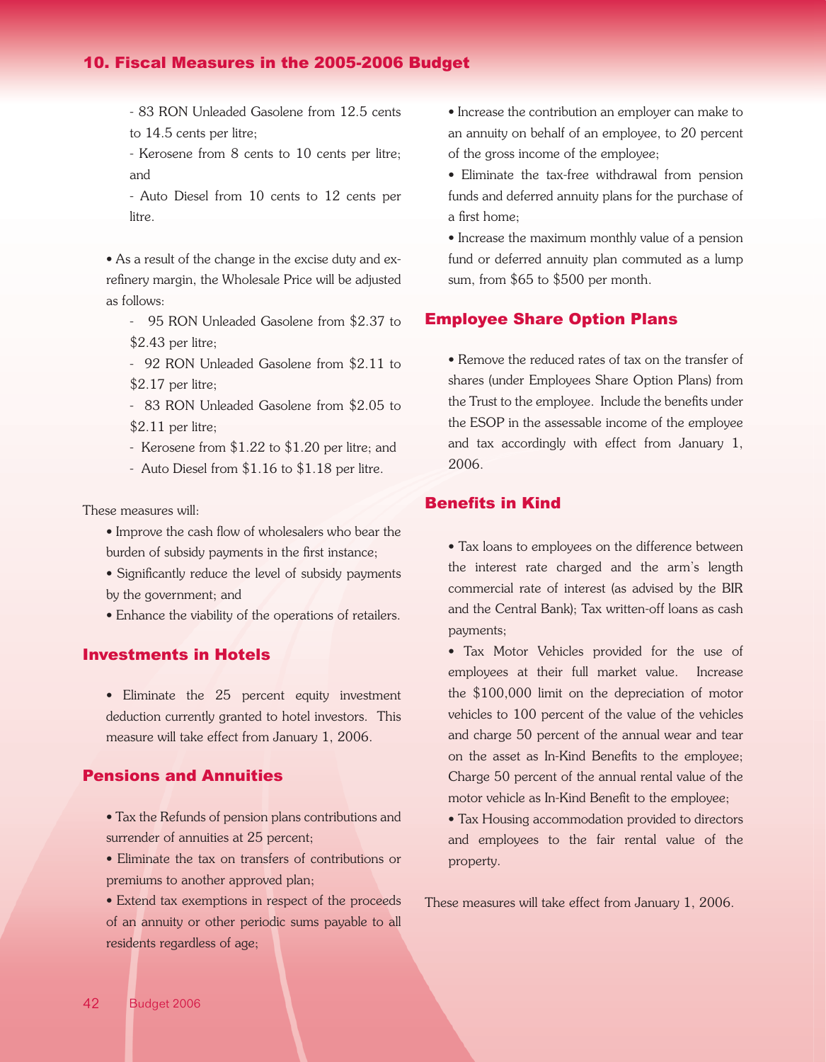- 83 RON Unleaded Gasolene from 12.5 cents to 14.5 cents per litre;
- Kerosene from 8 cents to 10 cents per litre; and
- Auto Diesel from 10 cents to 12 cents per litre.

• As a result of the change in the excise duty and ex-refinery margin, the Wholesale Price will be adjusted as follows:

- 95 RON Unleaded Gasolene from $2.37 to $2.43 per litre;
- 92 RON Unleaded Gasolene from $2.11 to $2.17 per litre;
- 83 RON Unleaded Gasolene from $2.05 to $2.11 per litre;
- Kerosene from $1.22 to $1.20 per litre; and
- Auto Diesel from $1.16 to $1.18 per litre.

These measures will:

• Improve the cash flow of wholesalers who bear the burden of subsidy payments in the first instance;

• Significantly reduce the level of subsidy payments by the government; and

• Enhance the viability of the operations of retailers.

## Investments in Hotels

• Eliminate the 25 percent equity investment deduction currently granted to hotel investors. This measure will take effect from January 1, 2006.

## Pensions and Annuities

• Tax the Refunds of pension plans contributions and surrender of annuities at 25 percent;

• Eliminate the tax on transfers of contributions or premiums to another approved plan;

• Extend tax exemptions in respect of the proceeds of an annuity or other periodic sums payable to all residents regardless of age;

• Increase the contribution an employer can make to an annuity on behalf of an employee, to 20 percent of the gross income of the employee;

• Eliminate the tax-free withdrawal from pension funds and deferred annuity plans for the purchase of a first home;

• Increase the maximum monthly value of a pension fund or deferred annuity plan commuted as a lump sum, from $65 to $500 per month.

## Employee Share Option Plans

• Remove the reduced rates of tax on the transfer of shares (under Employees Share Option Plans) from the Trust to the employee. Include the benefits under the ESOP in the assessable income of the employee and tax accordingly with effect from January 1, 2006.

## Benefits in Kind

• Tax loans to employees on the difference between the interest rate charged and the arm's length commercial rate of interest (as advised by the BIR and the Central Bank); Tax written-off loans as cash payments;

• Tax Motor Vehicles provided for the use of employees at their full market value. Increase the $100,000 limit on the depreciation of motor vehicles to 100 percent of the value of the vehicles and charge 50 percent of the annual wear and tear on the asset as In-Kind Benefits to the employee; Charge 50 percent of the annual rental value of the motor vehicle as In-Kind Benefit to the employee;

• Tax Housing accommodation provided to directors and employees to the fair rental value of the property.

These measures will take effect from January 1, 2006.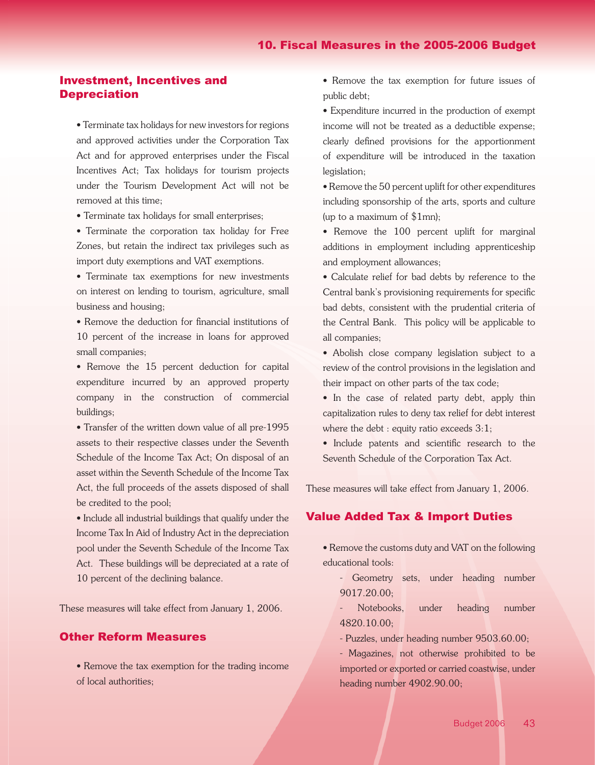## Investment, Incentives and Depreciation

- Terminate tax holidays for new investors for regions and approved activities under the Corporation Tax Act and for approved enterprises under the Fiscal Incentives Act; Tax holidays for tourism projects under the Tourism Development Act will not be removed at this time;
- Terminate tax holidays for small enterprises;
- Terminate the corporation tax holiday for Free Zones, but retain the indirect tax privileges such as import duty exemptions and VAT exemptions.
- Terminate tax exemptions for new investments on interest on lending to tourism, agriculture, small business and housing;
- Remove the deduction for financial institutions of 10 percent of the increase in loans for approved small companies;
- Remove the 15 percent deduction for capital expenditure incurred by an approved property company in the construction of commercial buildings;
- Transfer of the written down value of all pre-1995 assets to their respective classes under the Seventh Schedule of the Income Tax Act; On disposal of an asset within the Seventh Schedule of the Income Tax Act, the full proceeds of the assets disposed of shall be credited to the pool;
- Include all industrial buildings that qualify under the Income Tax In Aid of Industry Act in the depreciation pool under the Seventh Schedule of the Income Tax Act. These buildings will be depreciated at a rate of 10 percent of the declining balance.

These measures will take effect from January 1, 2006.

## Other Reform Measures

- Remove the tax exemption for the trading income of local authorities;
- Remove the tax exemption for future issues of public debt;
- Expenditure incurred in the production of exempt income will not be treated as a deductible expense; clearly defined provisions for the apportionment of expenditure will be introduced in the taxation legislation;
- Remove the 50 percent uplift for other expenditures including sponsorship of the arts, sports and culture (up to a maximum of $1mn);
- Remove the 100 percent uplift for marginal additions in employment including apprenticeship and employment allowances;
- Calculate relief for bad debts by reference to the Central bank's provisioning requirements for specific bad debts, consistent with the prudential criteria of the Central Bank. This policy will be applicable to all companies;
- Abolish close company legislation subject to a review of the control provisions in the legislation and their impact on other parts of the tax code;
- In the case of related party debt, apply thin capitalization rules to deny tax relief for debt interest where the debt : equity ratio exceeds 3:1;
- Include patents and scientific research to the Seventh Schedule of the Corporation Tax Act.

These measures will take effect from January 1, 2006.

## Value Added Tax & Import Duties

- Remove the customs duty and VAT on the following educational tools:
  - Geometry sets, under heading number 9017.20.00;
  - Notebooks, under heading number 4820.10.00;
  - Puzzles, under heading number 9503.60.00;
  - Magazines, not otherwise prohibited to be imported or exported or carried coastwise, under heading number 4902.90.00;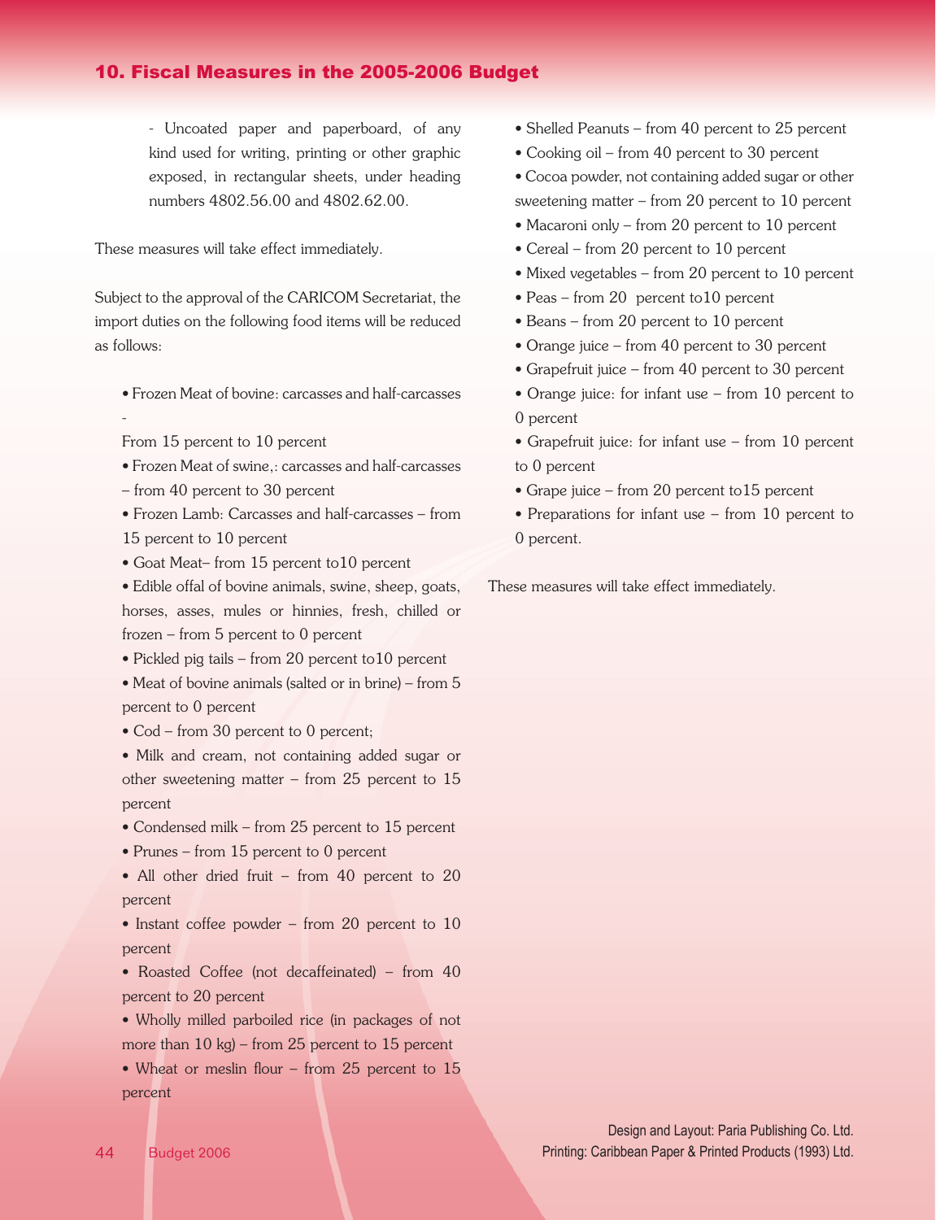## 10. Fiscal Measures in the 2005-2006 Budget

- Uncoated paper and paperboard, of any kind used for writing, printing or other graphic exposed, in rectangular sheets, under heading numbers 4802.56.00 and 4802.62.00.

These measures will take effect immediately.

Subject to the approval of the CARICOM Secretariat, the import duties on the following food items will be reduced as follows:

- Frozen Meat of bovine: carcasses and half-carcasses - From 15 percent to 10 percent
- Frozen Meat of swine,: carcasses and half-carcasses – from 40 percent to 30 percent
- Frozen Lamb: Carcasses and half-carcasses – from 15 percent to 10 percent
- Goat Meat– from 15 percent to10 percent
- Edible offal of bovine animals, swine, sheep, goats, horses, asses, mules or hinnies, fresh, chilled or frozen – from 5 percent to 0 percent
- Pickled pig tails – from 20 percent to10 percent
- Meat of bovine animals (salted or in brine) – from 5 percent to 0 percent
- Cod – from 30 percent to 0 percent;
- Milk and cream, not containing added sugar or other sweetening matter – from 25 percent to 15 percent
- Condensed milk – from 25 percent to 15 percent
- Prunes – from 15 percent to 0 percent
- All other dried fruit – from 40 percent to 20 percent
- Instant coffee powder – from 20 percent to 10 percent
- Roasted Coffee (not decaffeinated) – from 40 percent to 20 percent
- Wholly milled parboiled rice (in packages of not more than 10 kg) – from 25 percent to 15 percent
- Wheat or meslin flour – from 25 percent to 15 percent
- Shelled Peanuts – from 40 percent to 25 percent
- Cooking oil – from 40 percent to 30 percent
- Cocoa powder, not containing added sugar or other sweetening matter – from 20 percent to 10 percent
- Macaroni only – from 20 percent to 10 percent
- Cereal – from 20 percent to 10 percent
- Mixed vegetables – from 20 percent to 10 percent
- Peas – from 20 percent to10 percent
- Beans – from 20 percent to 10 percent
- Orange juice – from 40 percent to 30 percent
- Grapefruit juice – from 40 percent to 30 percent
- Orange juice: for infant use – from 10 percent to 0 percent
- Grapefruit juice: for infant use – from 10 percent to 0 percent
- Grape juice – from 20 percent to15 percent
- Preparations for infant use – from 10 percent to 0 percent.

These measures will take effect immediately.

Design and Layout: Paria Publishing Co. Ltd.
Printing: Caribbean Paper & Printed Products (1993) Ltd.